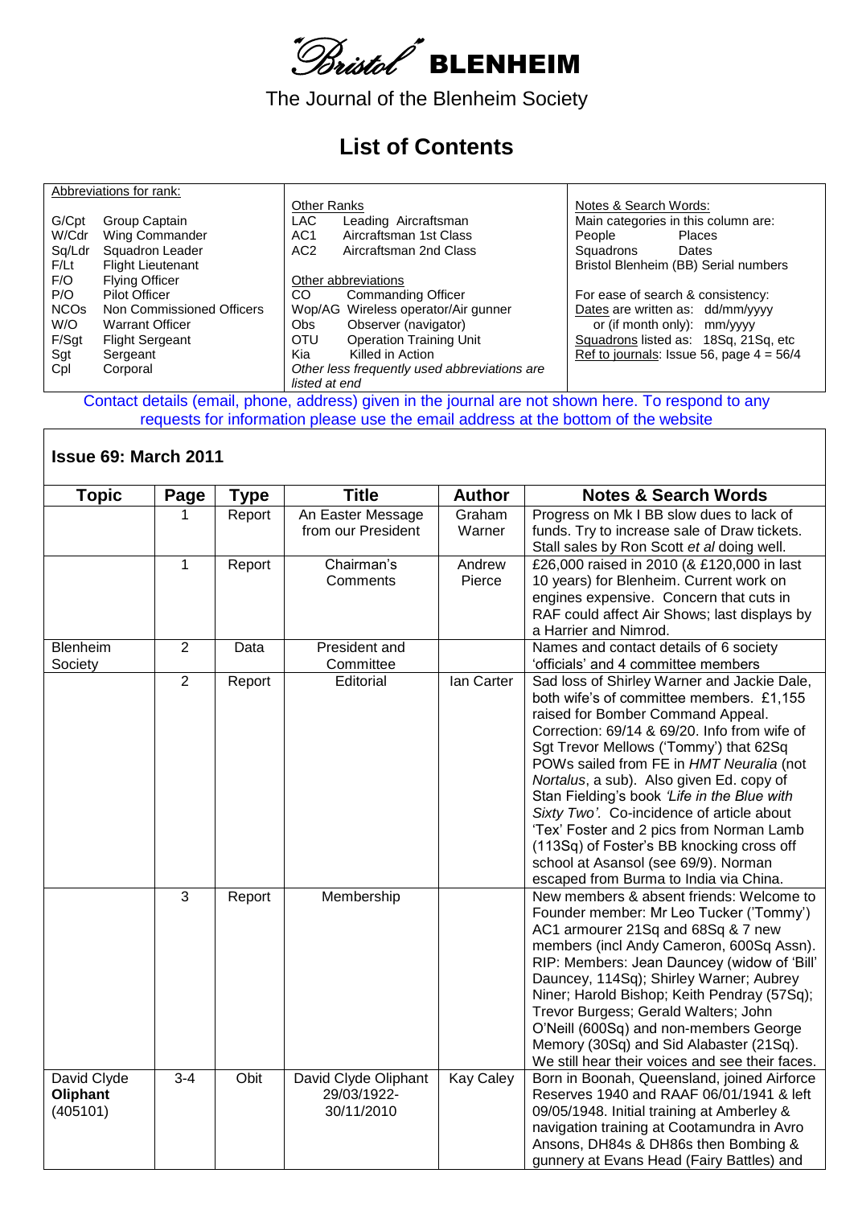# *Bristol* BLENHEIM

The Journal of the Blenheim Society

## List of Contents

| Abbreviations for rank: | Other Ranks | Notes & Search Words: |
|---|---|---|
| G/Cpt Group Captain<br>W/Cdr Wing Commander<br>Sq/Ldr Squadron Leader<br>F/Lt Flight Lieutenant<br>F/O Flying Officer<br>P/O Pilot Officer<br>NCOs Non Commissioned Officers<br>W/O Warrant Officer<br>F/Sgt Flight Sergeant<br>Sgt Sergeant<br>Cpl Corporal | LAC Leading Aircraftsman<br>AC1 Aircraftsman 1st Class<br>AC2 Aircraftsman 2nd Class<br><br>Other abbreviations<br>CO Commanding Officer<br>Wop/AG Wireless operator/Air gunner<br>Obs Observer (navigator)<br>OTU Operation Training Unit<br>Kia Killed in Action<br>*Other less frequently used abbreviations are listed at end* | Main categories in this column are:<br>People Places<br>Squadrons Dates<br>Bristol Blenheim (BB) Serial numbers<br><br>For ease of search & consistency:<br>Dates are written as: dd/mm/yyyy<br>or (if month only): mm/yyyy<br>Squadrons listed as: 18Sq, 21Sq, etc<br>Ref to journals: Issue 56, page 4 = 56/4 |

Contact details (email, phone, address) given in the journal are not shown here. To respond to any requests for information please use the email address at the bottom of the website

### Issue 69: March 2011

| Topic | Page | Type | Title | Author | Notes & Search Words |
|---|---|---|---|---|---|
| | 1 | Report | An Easter Message from our President | Graham Warner | Progress on Mk I BB slow dues to lack of funds. Try to increase sale of Draw tickets. Stall sales by Ron Scott *et al* doing well. |
| | 1 | Report | Chairman's Comments | Andrew Pierce | £26,000 raised in 2010 (& £120,000 in last 10 years) for Blenheim. Current work on engines expensive. Concern that cuts in RAF could affect Air Shows; last displays by a Harrier and Nimrod. |
| Blenheim Society | 2 | Data | President and Committee | | Names and contact details of 6 society 'officials' and 4 committee members |
| | 2 | Report | Editorial | Ian Carter | Sad loss of Shirley Warner and Jackie Dale, both wife's of committee members. £1,155 raised for Bomber Command Appeal. Correction: 69/14 & 69/20. Info from wife of Sgt Trevor Mellows ('Tommy') that 62Sq POWs sailed from FE in *HMT Neuralia* (not *Nortalus*, a sub). Also given Ed. copy of Stan Fielding's book *'Life in the Blue with Sixty Two'*. Co-incidence of article about 'Tex' Foster and 2 pics from Norman Lamb (113Sq) of Foster's BB knocking cross off school at Asansol (see 69/9). Norman escaped from Burma to India via China. |
| | 3 | Report | Membership | | New members & absent friends: Welcome to Founder member: Mr Leo Tucker ('Tommy') AC1 armourer 21Sq and 68Sq & 7 new members (incl Andy Cameron, 600Sq Assn). RIP: Members: Jean Dauncey (widow of 'Bill' Dauncey, 114Sq); Shirley Warner; Aubrey Niner; Harold Bishop; Keith Pendray (57Sq); Trevor Burgess; Gerald Walters; John O'Neill (600Sq) and non-members George Memory (30Sq) and Sid Alabaster (21Sq). We still hear their voices and see their faces. |
| David Clyde **Oliphant** (405101) | 3-4 | Obit | David Clyde Oliphant 29/03/1922-30/11/2010 | Kay Caley | Born in Boonah, Queensland, joined Airforce Reserves 1940 and RAAF 06/01/1941 & left 09/05/1948. Initial training at Amberley & navigation training at Cootamundra in Avro Ansons, DH84s & DH86s then Bombing & gunnery at Evans Head (Fairy Battles) and |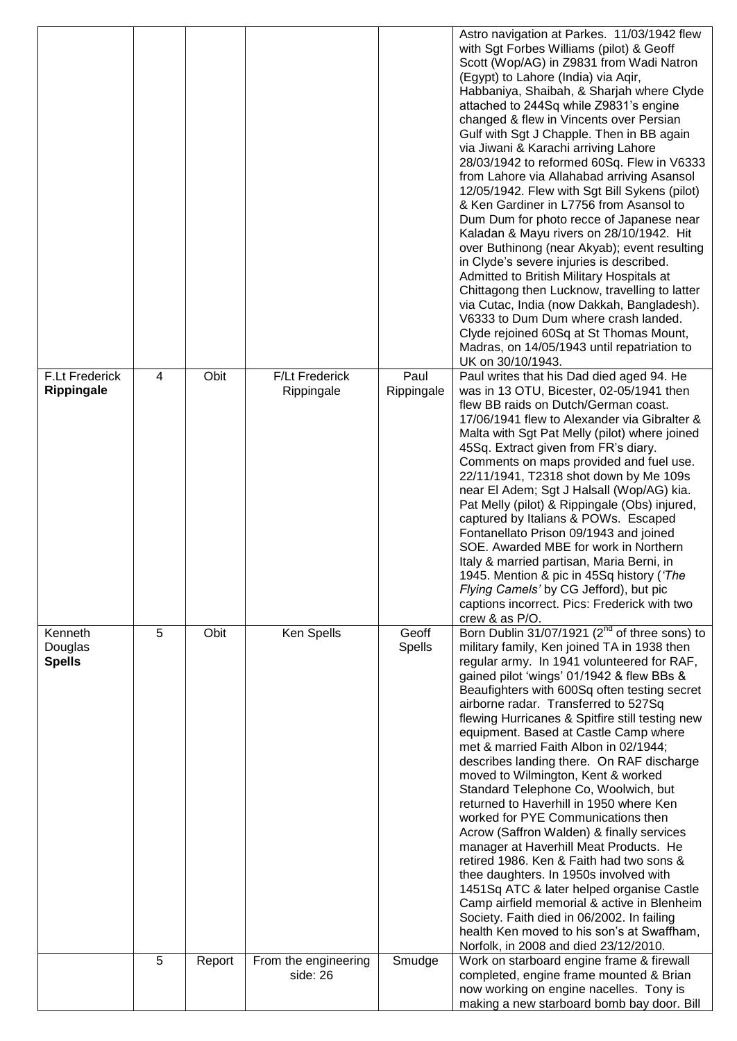|  |  |  |  |  |  |
|---|---|---|---|---|---|
|  |  |  |  |  | Astro navigation at Parkes. 11/03/1942 flew with Sgt Forbes Williams (pilot) & Geoff Scott (Wop/AG) in Z9831 from Wadi Natron (Egypt) to Lahore (India) via Aqir, Habbaniya, Shaibah, & Sharjah where Clyde attached to 244Sq while Z9831's engine changed & flew in Vincents over Persian Gulf with Sgt J Chapple. Then in BB again via Jiwani & Karachi arriving Lahore 28/03/1942 to reformed 60Sq. Flew in V6333 from Lahore via Allahabad arriving Asansol 12/05/1942. Flew with Sgt Bill Sykens (pilot) & Ken Gardiner in L7756 from Asansol to Dum Dum for photo recce of Japanese near Kaladan & Mayu rivers on 28/10/1942. Hit over Buthinong (near Akyab); event resulting in Clyde's severe injuries is described. Admitted to British Military Hospitals at Chittagong then Lucknow, travelling to latter via Cutac, India (now Dakkah, Bangladesh). V6333 to Dum Dum where crash landed. Clyde rejoined 60Sq at St Thomas Mount, Madras, on 14/05/1943 until repatriation to UK on 30/10/1943. |
| F.Lt Frederick **Rippingale** | 4 | Obit | F/Lt Frederick Rippingale | Paul Rippingale | Paul writes that his Dad died aged 94. He was in 13 OTU, Bicester, 02-05/1941 then flew BB raids on Dutch/German coast. 17/06/1941 flew to Alexander via Gibralter & Malta with Sgt Pat Melly (pilot) where joined 45Sq. Extract given from FR's diary. Comments on maps provided and fuel use. 22/11/1941, T2318 shot down by Me 109s near El Adem; Sgt J Halsall (Wop/AG) kia. Pat Melly (pilot) & Rippingale (Obs) injured, captured by Italians & POWs. Escaped Fontanellato Prison 09/1943 and joined SOE. Awarded MBE for work in Northern Italy & married partisan, Maria Berni, in 1945. Mention & pic in 45Sq history (*'The Flying Camels'* by CG Jefford), but pic captions incorrect. Pics: Frederick with two crew & as P/O. |
| Kenneth Douglas **Spells** | 5 | Obit | Ken Spells | Geoff Spells | Born Dublin 31/07/1921 (2nd of three sons) to military family, Ken joined TA in 1938 then regular army. In 1941 volunteered for RAF, gained pilot 'wings' 01/1942 & flew BBs & Beaufighters with 600Sq often testing secret airborne radar. Transferred to 527Sq flewing Hurricanes & Spitfire still testing new equipment. Based at Castle Camp where met & married Faith Albon in 02/1944; describes landing there. On RAF discharge moved to Wilmington, Kent & worked Standard Telephone Co, Woolwich, but returned to Haverhill in 1950 where Ken worked for PYE Communications then Acrow (Saffron Walden) & finally services manager at Haverhill Meat Products. He retired 1986. Ken & Faith had two sons & thee daughters. In 1950s involved with 1451Sq ATC & later helped organise Castle Camp airfield memorial & active in Blenheim Society. Faith died in 06/2002. In failing health Ken moved to his son's at Swaffham, Norfolk, in 2008 and died 23/12/2010. |
|  | 5 | Report | From the engineering side: 26 | Smudge | Work on starboard engine frame & firewall completed, engine frame mounted & Brian now working on engine nacelles. Tony is making a new starboard bomb bay door. Bill |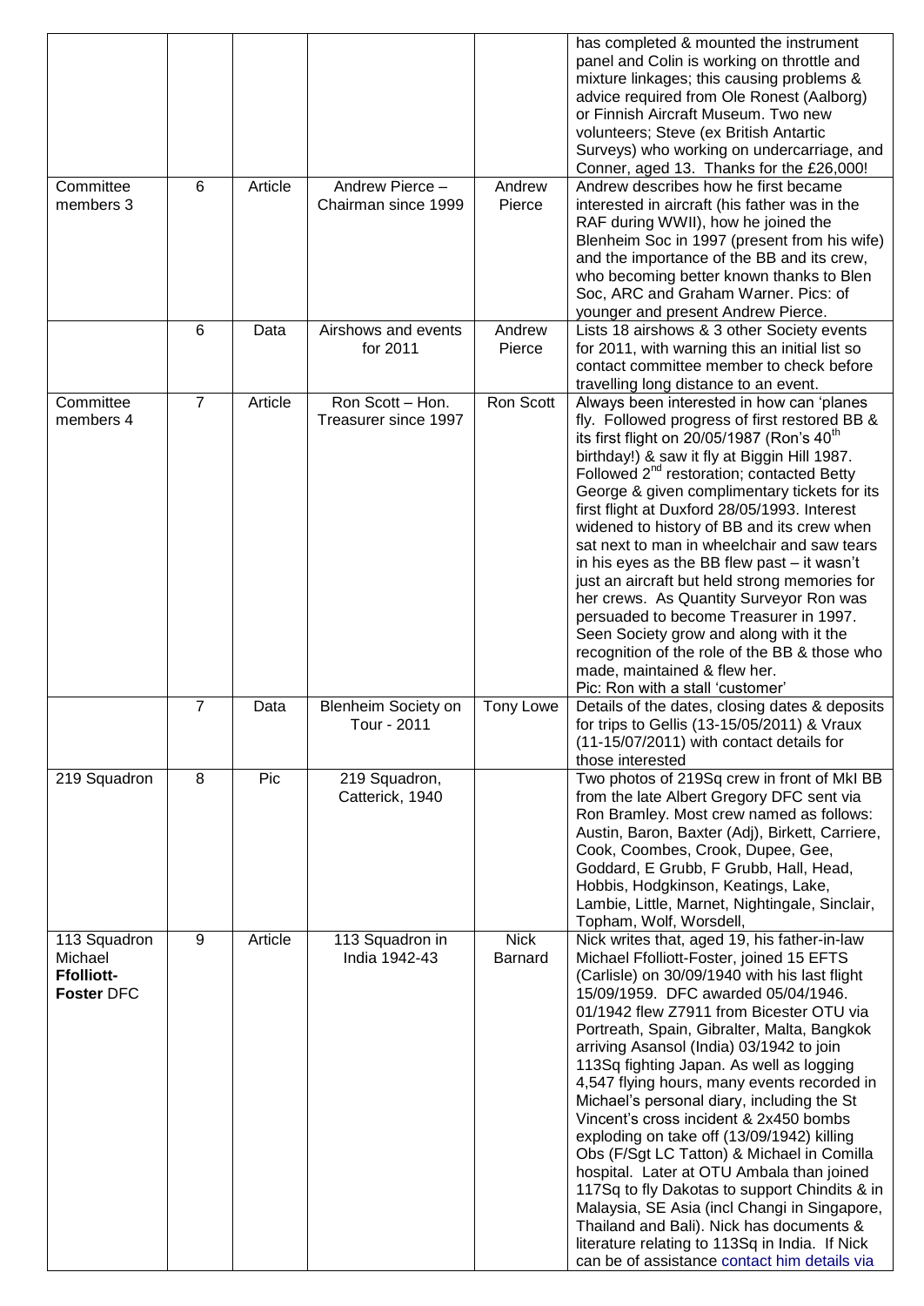| | | | | | |
|---|---|---|---|---|---|
| | | | | | has completed & mounted the instrument panel and Colin is working on throttle and mixture linkages; this causing problems & advice required from Ole Ronest (Aalborg) or Finnish Aircraft Museum. Two new volunteers; Steve (ex British Antartic Surveys) who working on undercarriage, and Conner, aged 13. Thanks for the £26,000! |
| Committee members 3 | 6 | Article | Andrew Pierce – Chairman since 1999 | Andrew Pierce | Andrew describes how he first became interested in aircraft (his father was in the RAF during WWII), how he joined the Blenheim Soc in 1997 (present from his wife) and the importance of the BB and its crew, who becoming better known thanks to Blen Soc, ARC and Graham Warner. Pics: of younger and present Andrew Pierce. |
| | 6 | Data | Airshows and events for 2011 | Andrew Pierce | Lists 18 airshows & 3 other Society events for 2011, with warning this an initial list so contact committee member to check before travelling long distance to an event. |
| Committee members 4 | 7 | Article | Ron Scott – Hon. Treasurer since 1997 | Ron Scott | Always been interested in how can 'planes fly. Followed progress of first restored BB & its first flight on 20/05/1987 (Ron's 40th birthday!) & saw it fly at Biggin Hill 1987. Followed 2nd restoration; contacted Betty George & given complimentary tickets for its first flight at Duxford 28/05/1993. Interest widened to history of BB and its crew when sat next to man in wheelchair and saw tears in his eyes as the BB flew past – it wasn't just an aircraft but held strong memories for her crews. As Quantity Surveyor Ron was persuaded to become Treasurer in 1997. Seen Society grow and along with it the recognition of the role of the BB & those who made, maintained & flew her. Pic: Ron with a stall 'customer' |
| | 7 | Data | Blenheim Society on Tour - 2011 | Tony Lowe | Details of the dates, closing dates & deposits for trips to Gellis (13-15/05/2011) & Vraux (11-15/07/2011) with contact details for those interested |
| 219 Squadron | 8 | Pic | 219 Squadron, Catterick, 1940 | | Two photos of 219Sq crew in front of MkI BB from the late Albert Gregory DFC sent via Ron Bramley. Most crew named as follows: Austin, Baron, Baxter (Adj), Birkett, Carriere, Cook, Coombes, Crook, Dupee, Gee, Goddard, E Grubb, F Grubb, Hall, Head, Hobbis, Hodgkinson, Keatings, Lake, Lambie, Little, Marnet, Nightingale, Sinclair, Topham, Wolf, Worsdell, |
| 113 Squadron Michael **Ffolliott-Foster** DFC | 9 | Article | 113 Squadron in India 1942-43 | Nick Barnard | Nick writes that, aged 19, his father-in-law Michael Ffolliott-Foster, joined 15 EFTS (Carlisle) on 30/09/1940 with his last flight 15/09/1959. DFC awarded 05/04/1946. 01/1942 flew Z7911 from Bicester OTU via Portreath, Spain, Gibraltar, Malta, Bangkok arriving Asansol (India) 03/1942 to join 113Sq fighting Japan. As well as logging 4,547 flying hours, many events recorded in Michael's personal diary, including the St Vincent's cross incident & 2x450 bombs exploding on take off (13/09/1942) killing Obs (F/Sgt LC Tatton) & Michael in Comilla hospital. Later at OTU Ambala than joined 117Sq to fly Dakotas to support Chindits & in Malaysia, SE Asia (incl Changi in Singapore, Thailand and Bali). Nick has documents & literature relating to 113Sq in India. If Nick can be of assistance contact him details via |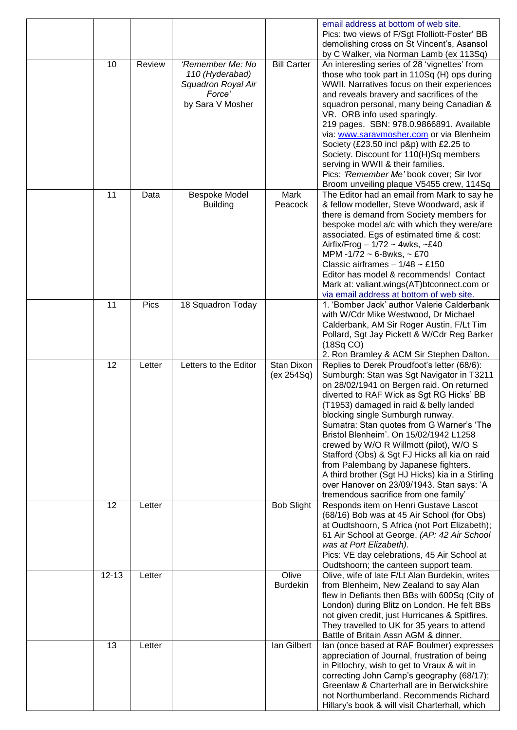| | | | | | |
|---|---|---|---|---|---|
| | | | | | email address at bottom of web site.<br>Pics: two views of F/Sgt Ffolliott-Foster' BB demolishing cross on St Vincent's, Asansol by C Walker, via Norman Lamb (ex 113Sq) |
| | 10 | Review | *'Remember Me: No 110 (Hyderabad) Squadron Royal Air Force'*<br>by Sara V Mosher | Bill Carter | An interesting series of 28 'vignettes' from those who took part in 110Sq (H) ops during WWII. Narratives focus on their experiences and reveals bravery and sacrifices of the squadron personal, many being Canadian & VR. ORB info used sparingly.<br>219 pages. SBN: 978.0.9866891. Available via: www.saravmosher.com or via Blenheim Society (£23.50 incl p&p) with £2.25 to Society. Discount for 110(H)Sq members serving in WWII & their families.<br>Pics: *'Remember Me'* book cover; Sir Ivor Broom unveiling plaque V5455 crew, 114Sq |
| | 11 | Data | Bespoke Model Building | Mark Peacock | The Editor had an email from Mark to say he & fellow modeller, Steve Woodward, ask if there is demand from Society members for bespoke model a/c with which they were/are associated. Egs of estimated time & cost:<br>Airfix/Frog – 1/72 ~ 4wks, ~£40<br>MPM -1/72 ~ 6-8wks, ~ £70<br>Classic airframes – 1/48 ~ £150<br>Editor has model & recommends! Contact Mark at: valiant.wings(AT)btconnect.com or via email address at bottom of web site. |
| | 11 | Pics | 18 Squadron Today | | 1. 'Bomber Jack' author Valerie Calderbank with W/Cdr Mike Westwood, Dr Michael Calderbank, AM Sir Roger Austin, F/Lt Tim Pollard, Sgt Jay Pickett & W/Cdr Reg Barker (18Sq CO)<br>2. Ron Bramley & ACM Sir Stephen Dalton. |
| | 12 | Letter | Letters to the Editor | Stan Dixon (ex 254Sq) | Replies to Derek Proudfoot's letter (68/6): Sumburgh: Stan was Sgt Navigator in T3211 on 28/02/1941 on Bergen raid. On returned diverted to RAF Wick as Sgt RG Hicks' BB (T1953) damaged in raid & belly landed blocking single Sumburgh runway.<br>Sumatra: Stan quotes from G Warner's 'The Bristol Blenheim'. On 15/02/1942 L1258 crewed by W/O R Willmott (pilot), W/O S Stafford (Obs) & Sgt FJ Hicks all kia on raid from Palembang by Japanese fighters.<br>A third brother (Sgt HJ Hicks) kia in a Stirling over Hanover on 23/09/1943. Stan says: 'A tremendous sacrifice from one family' |
| | 12 | Letter | | Bob Slight | Responds item on Henri Gustave Lascot (68/16) Bob was at 45 Air School (for Obs) at Oudtshoorn, S Africa (not Port Elizabeth); 61 Air School at George. *(AP: 42 Air School was at Port Elizabeth).*<br>Pics: VE day celebrations, 45 Air School at Oudtshoorn; the canteen support team. |
| | 12-13 | Letter | | Olive Burdekin | Olive, wife of late F/Lt Alan Burdekin, writes from Blenheim, New Zealand to say Alan flew in Defiants then BBs with 600Sq (City of London) during Blitz on London. He felt BBs not given credit, just Hurricanes & Spitfires. They travelled to UK for 35 years to attend Battle of Britain Assn AGM & dinner. |
| | 13 | Letter | | Ian Gilbert | Ian (once based at RAF Boulmer) expresses appreciation of Journal, frustration of being in Pitlochry, wish to get to Vraux & wit in correcting John Camp's geography (68/17); Greenlaw & Charterhall are in Berwickshire not Northumberland. Recommends Richard Hillary's book & will visit Charterhall, which |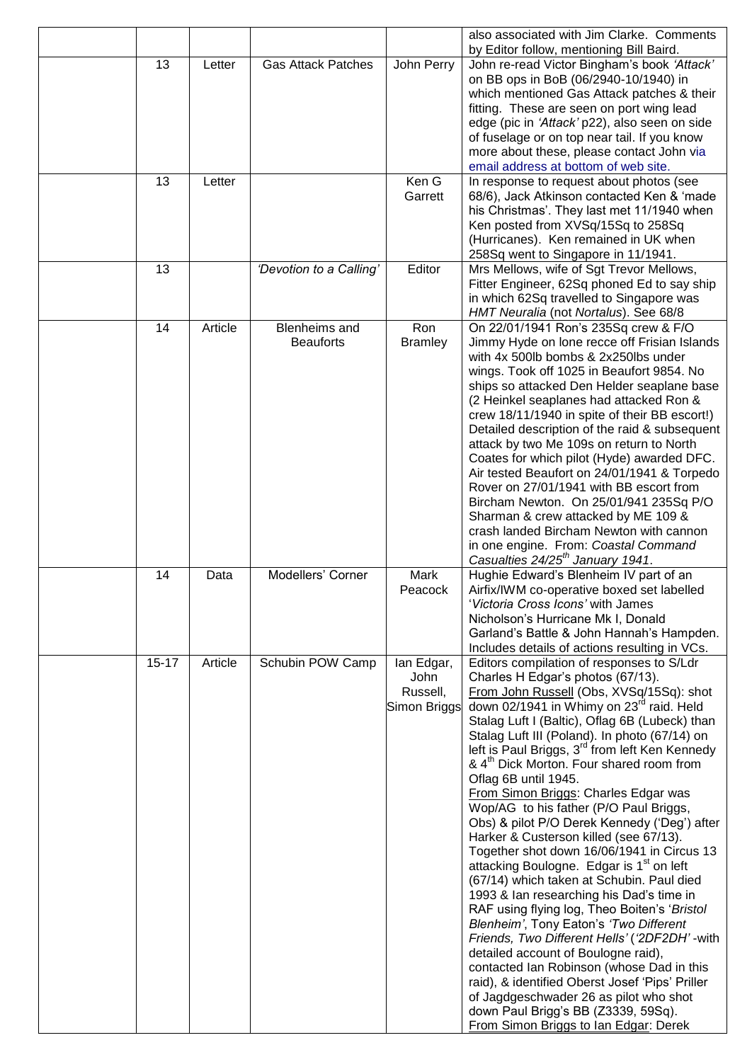| | | | | | |
|---|---|---|---|---|---|
| | | | | | also associated with Jim Clarke. Comments by Editor follow, mentioning Bill Baird. |
| | 13 | Letter | Gas Attack Patches | John Perry | John re-read Victor Bingham's book *'Attack'* on BB ops in BoB (06/2940-10/1940) in which mentioned Gas Attack patches & their fitting. These are seen on port wing lead edge (pic in *'Attack'* p22), also seen on side of fuselage or on top near tail. If you know more about these, please contact John via email address at bottom of web site. |
| | 13 | Letter | | Ken G Garrett | In response to request about photos (see 68/6), Jack Atkinson contacted Ken & 'made his Christmas'. They last met 11/1940 when Ken posted from XVSq/15Sq to 258Sq (Hurricanes). Ken remained in UK when 258Sq went to Singapore in 11/1941. |
| | 13 | | *'Devotion to a Calling'* | Editor | Mrs Mellows, wife of Sgt Trevor Mellows, Fitter Engineer, 62Sq phoned Ed to say ship in which 62Sq travelled to Singapore was *HMT Neuralia* (not *Nortalus*). See 68/8 |
| | 14 | Article | Blenheims and Beauforts | Ron Bramley | On 22/01/1941 Ron's 235Sq crew & F/O Jimmy Hyde on lone recce off Frisian Islands with 4x 500lb bombs & 2x250lbs under wings. Took off 1025 in Beaufort 9854. No ships so attacked Den Helder seaplane base (2 Heinkel seaplanes had attacked Ron & crew 18/11/1940 in spite of their BB escort!) Detailed description of the raid & subsequent attack by two Me 109s on return to North Coates for which pilot (Hyde) awarded DFC. Air tested Beaufort on 24/01/1941 & Torpedo Rover on 27/01/1941 with BB escort from Bircham Newton. On 25/01/941 235Sq P/O Sharman & crew attacked by ME 109 & crash landed Bircham Newton with cannon in one engine. From: *Coastal Command Casualties 24/25th January 1941*. |
| | 14 | Data | Modellers' Corner | Mark Peacock | Hughie Edward's Blenheim IV part of an Airfix/IWM co-operative boxed set labelled '*Victoria Cross Icons'* with James Nicholson's Hurricane Mk I, Donald Garland's Battle & John Hannah's Hampden. Includes details of actions resulting in VCs. |
| | 15-17 | Article | Schubin POW Camp | Ian Edgar, John Russell, Simon Briggs | Editors compilation of responses to S/Ldr Charles H Edgar's photos (67/13). From John Russell (Obs, XVSq/15Sq): shot down 02/1941 in Whimy on 23rd raid. Held Stalag Luft I (Baltic), Oflag 6B (Lubeck) than Stalag Luft III (Poland). In photo (67/14) on left is Paul Briggs, 3rd from left Ken Kennedy & 4th Dick Morton. Four shared room from Oflag 6B until 1945. From Simon Briggs: Charles Edgar was Wop/AG to his father (P/O Paul Briggs, Obs) & pilot P/O Derek Kennedy ('Deg') after Harker & Custerson killed (see 67/13). Together shot down 16/06/1941 in Circus 13 attacking Boulogne. Edgar is 1st on left (67/14) which taken at Schubin. Paul died 1993 & Ian researching his Dad's time in RAF using flying log, Theo Boiten's '*Bristol Blenheim'*, Tony Eaton's *'Two Different Friends, Two Different Hells'* (*'2DF2DH'* -with detailed account of Boulogne raid), contacted Ian Robinson (whose Dad in this raid), & identified Oberst Josef 'Pips' Priller of Jagdgeschwader 26 as pilot who shot down Paul Brigg's BB (Z3339, 59Sq). From Simon Briggs to Ian Edgar: Derek |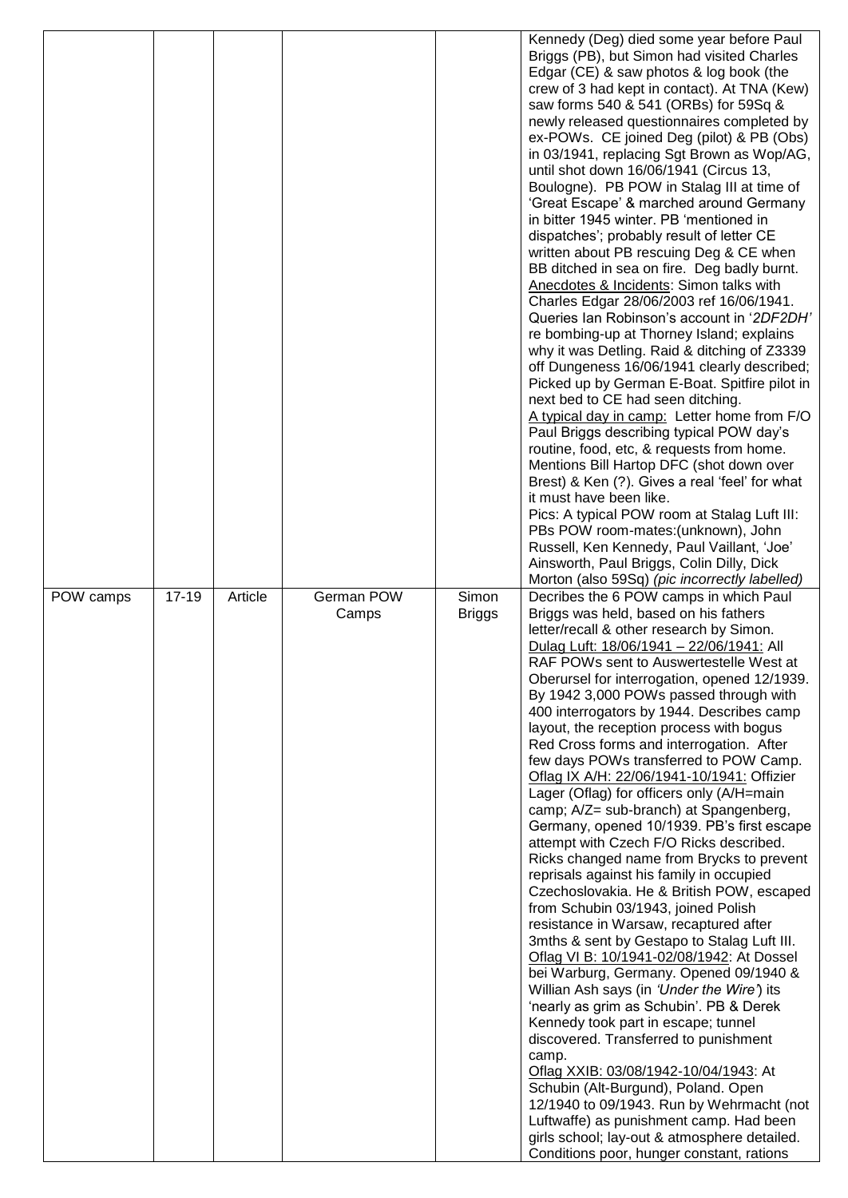| | | | | | |
|---|---|---|---|---|---|
| | | | | | Kennedy (Deg) died some year before Paul Briggs (PB), but Simon had visited Charles Edgar (CE) & saw photos & log book (the crew of 3 had kept in contact). At TNA (Kew) saw forms 540 & 541 (ORBs) for 59Sq & newly released questionnaires completed by ex-POWs. CE joined Deg (pilot) & PB (Obs) in 03/1941, replacing Sgt Brown as Wop/AG, until shot down 16/06/1941 (Circus 13, Boulogne). PB POW in Stalag III at time of 'Great Escape' & marched around Germany in bitter 1945 winter. PB 'mentioned in dispatches'; probably result of letter CE written about PB rescuing Deg & CE when BB ditched in sea on fire. Deg badly burnt. <br>Anecdotes & Incidents: Simon talks with Charles Edgar 28/06/2003 ref 16/06/1941. Queries Ian Robinson's account in '*2DF2DH'* re bombing-up at Thorney Island; explains why it was Detling. Raid & ditching of Z3339 off Dungeness 16/06/1941 clearly described; Picked up by German E-Boat. Spitfire pilot in next bed to CE had seen ditching. <br>A typical day in camp: Letter home from F/O Paul Briggs describing typical POW day's routine, food, etc, & requests from home. Mentions Bill Hartop DFC (shot down over Brest) & Ken (?). Gives a real 'feel' for what it must have been like. <br>Pics: A typical POW room at Stalag Luft III: PBs POW room-mates:(unknown), John Russell, Ken Kennedy, Paul Vaillant, 'Joe' Ainsworth, Paul Briggs, Colin Dilly, Dick Morton (also 59Sq) *(pic incorrectly labelled)* |
| POW camps | 17-19 | Article | German POW Camps | Simon Briggs | Decribes the 6 POW camps in which Paul Briggs was held, based on his fathers letter/recall & other research by Simon. <br>Dulag Luft: 18/06/1941 – 22/06/1941: All RAF POWs sent to Auswertestelle West at Oberursel for interrogation, opened 12/1939. By 1942 3,000 POWs passed through with 400 interrogators by 1944. Describes camp layout, the reception process with bogus Red Cross forms and interrogation. After few days POWs transferred to POW Camp. <br>Oflag IX A/H: 22/06/1941-10/1941: Offizier Lager (Oflag) for officers only (A/H=main camp; A/Z= sub-branch) at Spangenberg, Germany, opened 10/1939. PB's first escape attempt with Czech F/O Ricks described. Ricks changed name from Brycks to prevent reprisals against his family in occupied Czechoslovakia. He & British POW, escaped from Schubin 03/1943, joined Polish resistance in Warsaw, recaptured after 3mths & sent by Gestapo to Stalag Luft III. <br>Oflag VI B: 10/1941-02/08/1942: At Dossel bei Warburg, Germany. Opened 09/1940 & Willian Ash says (in *'Under the Wire'*) its 'nearly as grim as Schubin'. PB & Derek Kennedy took part in escape; tunnel discovered. Transferred to punishment camp. <br>Oflag XXIB: 03/08/1942-10/04/1943: At Schubin (Alt-Burgund), Poland. Open 12/1940 to 09/1943. Run by Wehrmacht (not Luftwaffe) as punishment camp. Had been girls school; lay-out & atmosphere detailed. Conditions poor, hunger constant, rations |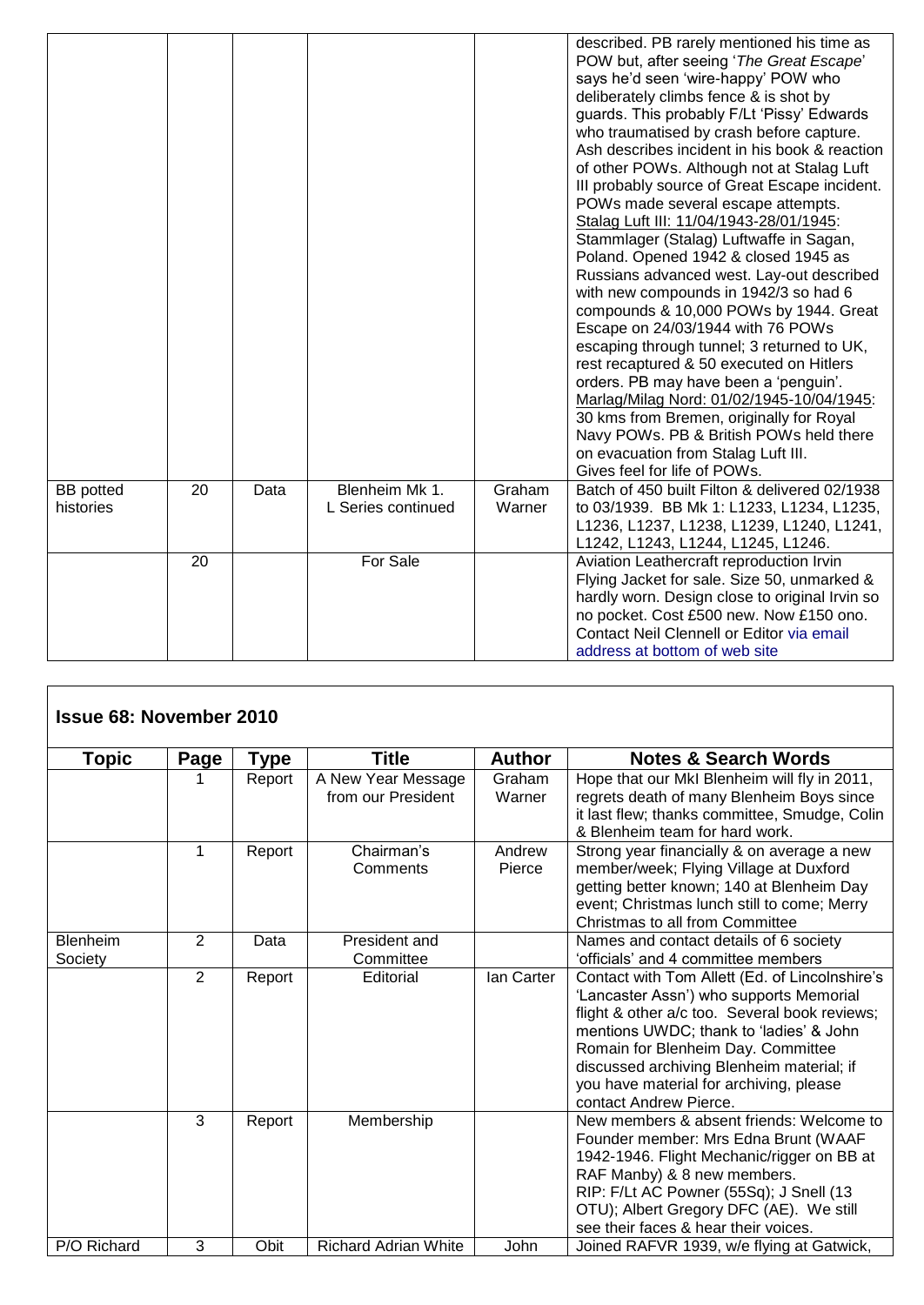| | | | | | described. PB rarely mentioned his time as POW but, after seeing '*The Great Escape*' says he'd seen 'wire-happy' POW who deliberately climbs fence & is shot by guards. This probably F/Lt 'Pissy' Edwards who traumatised by crash before capture. Ash describes incident in his book & reaction of other POWs. Although not at Stalag Luft III probably source of Great Escape incident. POWs made several escape attempts. Stalag Luft III: 11/04/1943-28/01/1945: Stammlager (Stalag) Luftwaffe in Sagan, Poland. Opened 1942 & closed 1945 as Russians advanced west. Lay-out described with new compounds in 1942/3 so had 6 compounds & 10,000 POWs by 1944. Great Escape on 24/03/1944 with 76 POWs escaping through tunnel; 3 returned to UK, rest recaptured & 50 executed on Hitlers orders. PB may have been a 'penguin'. Marlag/Milag Nord: 01/02/1945-10/04/1945: 30 kms from Bremen, originally for Royal Navy POWs. PB & British POWs held there on evacuation from Stalag Luft III. Gives feel for life of POWs. |
|---|---|---|---|---|---|
| BB potted histories | 20 | Data | Blenheim Mk 1. L Series continued | Graham Warner | Batch of 450 built Filton & delivered 02/1938 to 03/1939. BB Mk 1: L1233, L1234, L1235, L1236, L1237, L1238, L1239, L1240, L1241, L1242, L1243, L1244, L1245, L1246. |
| | 20 | | For Sale | | Aviation Leathercraft reproduction Irvin Flying Jacket for sale. Size 50, unmarked & hardly worn. Design close to original Irvin so no pocket. Cost £500 new. Now £150 ono. Contact Neil Clennell or Editor via email address at bottom of web site |

## Issue 68: November 2010

| Topic | Page | Type | Title | Author | Notes & Search Words |
|---|---|---|---|---|---|
| | 1 | Report | A New Year Message from our President | Graham Warner | Hope that our MkI Blenheim will fly in 2011, regrets death of many Blenheim Boys since it last flew; thanks committee, Smudge, Colin & Blenheim team for hard work. |
| | 1 | Report | Chairman's Comments | Andrew Pierce | Strong year financially & on average a new member/week; Flying Village at Duxford getting better known; 140 at Blenheim Day event; Christmas lunch still to come; Merry Christmas to all from Committee |
| Blenheim Society | 2 | Data | President and Committee | | Names and contact details of 6 society 'officials' and 4 committee members |
| | 2 | Report | Editorial | Ian Carter | Contact with Tom Allett (Ed. of Lincolnshire's 'Lancaster Assn') who supports Memorial flight & other a/c too. Several book reviews; mentions UWDC; thank to 'ladies' & John Romain for Blenheim Day. Committee discussed archiving Blenheim material; if you have material for archiving, please contact Andrew Pierce. |
| | 3 | Report | Membership | | New members & absent friends: Welcome to Founder member: Mrs Edna Brunt (WAAF 1942-1946. Flight Mechanic/rigger on BB at RAF Manby) & 8 new members. RIP: F/Lt AC Powner (55Sq); J Snell (13 OTU); Albert Gregory DFC (AE). We still see their faces & hear their voices. |
| P/O Richard | 3 | Obit | Richard Adrian White | John | Joined RAFVR 1939, w/e flying at Gatwick, |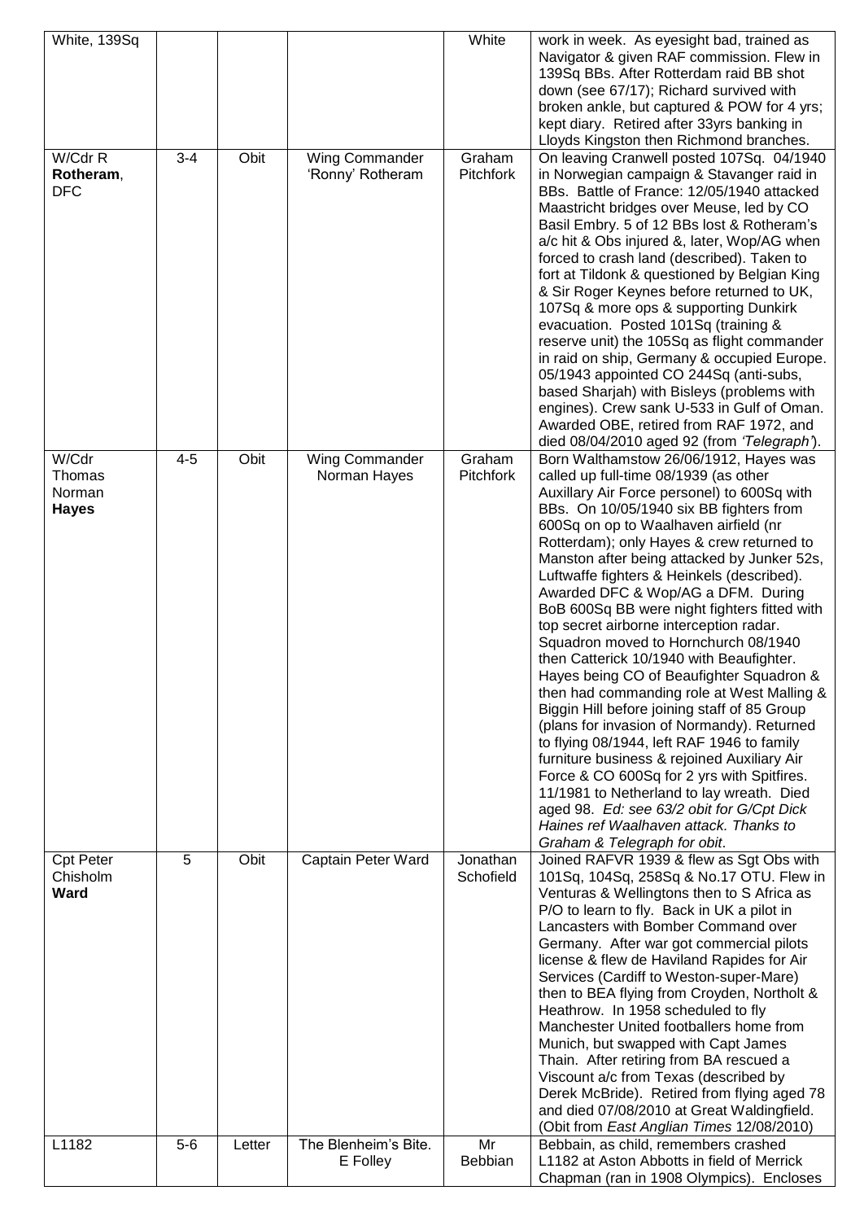| | | | | | |
|---|---|---|---|---|---|
| White, 139Sq | | | | White | work in week. As eyesight bad, trained as Navigator & given RAF commission. Flew in 139Sq BBs. After Rotterdam raid BB shot down (see 67/17); Richard survived with broken ankle, but captured & POW for 4 yrs; kept diary. Retired after 33yrs banking in Lloyds Kingston then Richmond branches. |
| W/Cdr R **Rotheram**, DFC | 3-4 | Obit | Wing Commander 'Ronny' Rotheram | Graham Pitchfork | On leaving Cranwell posted 107Sq. 04/1940 in Norwegian campaign & Stavanger raid in BBs. Battle of France: 12/05/1940 attacked Maastricht bridges over Meuse, led by CO Basil Embry. 5 of 12 BBs lost & Rotheram's a/c hit & Obs injured &, later, Wop/AG when forced to crash land (described). Taken to fort at Tildonk & questioned by Belgian King & Sir Roger Keynes before returned to UK, 107Sq & more ops & supporting Dunkirk evacuation. Posted 101Sq (training & reserve unit) the 105Sq as flight commander in raid on ship, Germany & occupied Europe. 05/1943 appointed CO 244Sq (anti-subs, based Sharjah) with Bisleys (problems with engines). Crew sank U-533 in Gulf of Oman. Awarded OBE, retired from RAF 1972, and died 08/04/2010 aged 92 (from *'Telegraph'*). |
| W/Cdr Thomas Norman **Hayes** | 4-5 | Obit | Wing Commander Norman Hayes | Graham Pitchfork | Born Walthamstow 26/06/1912, Hayes was called up full-time 08/1939 (as other Auxillary Air Force personel) to 600Sq with BBs. On 10/05/1940 six BB fighters from 600Sq on op to Waalhaven airfield (nr Rotterdam); only Hayes & crew returned to Manston after being attacked by Junker 52s, Luftwaffe fighters & Heinkels (described). Awarded DFC & Wop/AG a DFM. During BoB 600Sq BB were night fighters fitted with top secret airborne interception radar. Squadron moved to Hornchurch 08/1940 then Catterick 10/1940 with Beaufighter. Hayes being CO of Beaufighter Squadron & then had commanding role at West Malling & Biggin Hill before joining staff of 85 Group (plans for invasion of Normandy). Returned to flying 08/1944, left RAF 1946 to family furniture business & rejoined Auxiliary Air Force & CO 600Sq for 2 yrs with Spitfires. 11/1981 to Netherland to lay wreath. Died aged 98. *Ed: see 63/2 obit for G/Cpt Dick Haines ref Waalhaven attack. Thanks to Graham & Telegraph for obit*. |
| Cpt Peter Chisholm **Ward** | 5 | Obit | Captain Peter Ward | Jonathan Schofield | Joined RAFVR 1939 & flew as Sgt Obs with 101Sq, 104Sq, 258Sq & No.17 OTU. Flew in Venturas & Wellingtons then to S Africa as P/O to learn to fly. Back in UK a pilot in Lancasters with Bomber Command over Germany. After war got commercial pilots license & flew de Haviland Rapides for Air Services (Cardiff to Weston-super-Mare) then to BEA flying from Croyden, Northolt & Heathrow. In 1958 scheduled to fly Manchester United footballers home from Munich, but swapped with Capt James Thain. After retiring from BA rescued a Viscount a/c from Texas (described by Derek McBride). Retired from flying aged 78 and died 07/08/2010 at Great Waldingfield. (Obit from *East Anglian Times* 12/08/2010) |
| L1182 | 5-6 | Letter | The Blenheim's Bite. E Folley | Mr Bebbian | Bebbain, as child, remembers crashed L1182 at Aston Abbotts in field of Merrick Chapman (ran in 1908 Olympics). Encloses |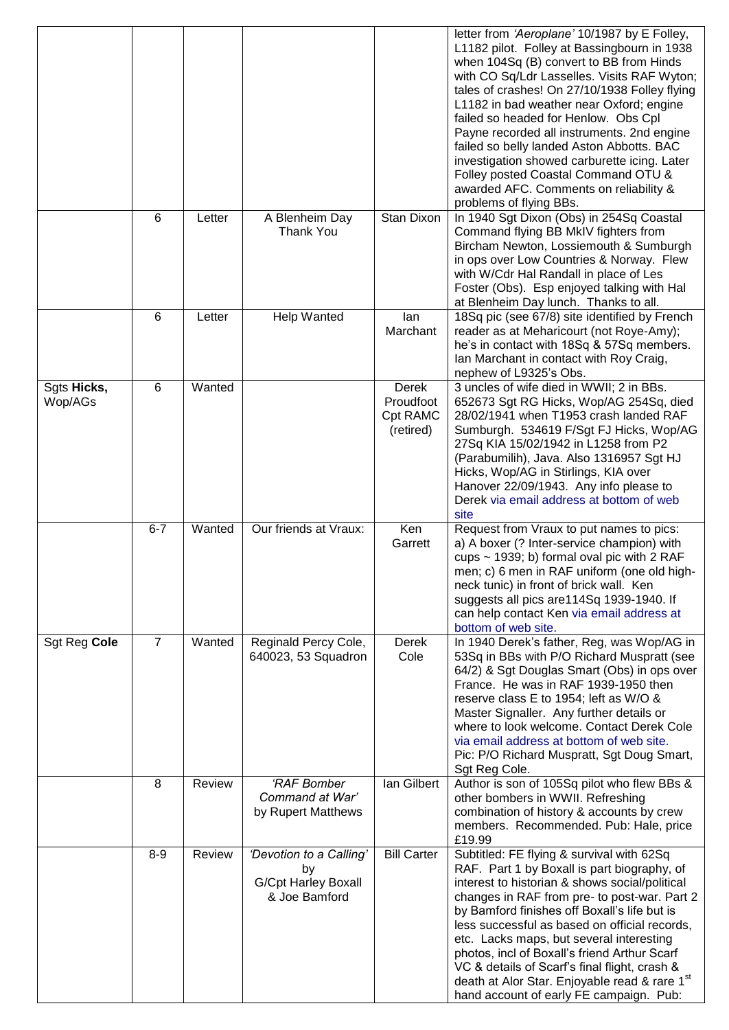|  |  |  |  |  | letter from *'Aeroplane'* 10/1987 by E Folley, L1182 pilot. Folley at Bassingbourn in 1938 when 104Sq (B) convert to BB from Hinds with CO Sq/Ldr Lasselles. Visits RAF Wyton; tales of crashes! On 27/10/1938 Folley flying L1182 in bad weather near Oxford; engine failed so headed for Henlow. Obs Cpl Payne recorded all instruments. 2nd engine failed so belly landed Aston Abbotts. BAC investigation showed carburette icing. Later Folley posted Coastal Command OTU & awarded AFC. Comments on reliability & problems of flying BBs. |
|---|---|---|---|---|---|
|  | 6 | Letter | A Blenheim Day Thank You | Stan Dixon | In 1940 Sgt Dixon (Obs) in 254Sq Coastal Command flying BB MkIV fighters from Bircham Newton, Lossiemouth & Sumburgh in ops over Low Countries & Norway. Flew with W/Cdr Hal Randall in place of Les Foster (Obs). Esp enjoyed talking with Hal at Blenheim Day lunch. Thanks to all. |
|  | 6 | Letter | Help Wanted | Ian Marchant | 18Sq pic (see 67/8) site identified by French reader as at Mehaicourt (not Roye-Amy); he's in contact with 18Sq & 57Sq members. Ian Marchant in contact with Roy Craig, nephew of L9325's Obs. |
| Sgts **Hicks,** Wop/AGs | 6 | Wanted |  | Derek Proudfoot Cpt RAMC (retired) | 3 uncles of wife died in WWII; 2 in BBs. 652673 Sgt RG Hicks, Wop/AG 254Sq, died 28/02/1941 when T1953 crash landed RAF Sumburgh. 534619 F/Sgt FJ Hicks, Wop/AG 27Sq KIA 15/02/1942 in L1258 from P2 (Parabumilih), Java. Also 1316957 Sgt HJ Hicks, Wop/AG in Stirlings, KIA over Hanover 22/09/1943. Any info please to Derek via email address at bottom of web site |
|  | 6-7 | Wanted | Our friends at Vraux: | Ken Garrett | Request from Vraux to put names to pics: a) A boxer (? Inter-service champion) with cups ~ 1939; b) formal oval pic with 2 RAF men; c) 6 men in RAF uniform (one old high-neck tunic) in front of brick wall. Ken suggests all pics are114Sq 1939-1940. If can help contact Ken via email address at bottom of web site. |
| Sgt Reg **Cole** | 7 | Wanted | Reginald Percy Cole, 640023, 53 Squadron | Derek Cole | In 1940 Derek's father, Reg, was Wop/AG in 53Sq in BBs with P/O Richard Muspratt (see 64/2) & Sgt Douglas Smart (Obs) in ops over France. He was in RAF 1939-1950 then reserve class E to 1954; left as W/O & Master Signaller. Any further details or where to look welcome. Contact Derek Cole via email address at bottom of web site. Pic: P/O Richard Muspratt, Sgt Doug Smart, Sgt Reg Cole. |
|  | 8 | Review | *'RAF Bomber Command at War'* by Rupert Matthews | Ian Gilbert | Author is son of 105Sq pilot who flew BBs & other bombers in WWII. Refreshing combination of history & accounts by crew members. Recommended. Pub: Hale, price £19.99 |
|  | 8-9 | Review | *'Devotion to a Calling'* by G/Cpt Harley Boxall & Joe Bamford | Bill Carter | Subtitled: FE flying & survival with 62Sq RAF. Part 1 by Boxall is part biography, of interest to historian & shows social/political changes in RAF from pre- to post-war. Part 2 by Bamford finishes off Boxall's life but is less successful as based on official records, etc. Lacks maps, but several interesting photos, incl of Boxall's friend Arthur Scarf VC & details of Scarf's final flight, crash & death at Alor Star. Enjoyable read & rare 1st hand account of early FE campaign. Pub: |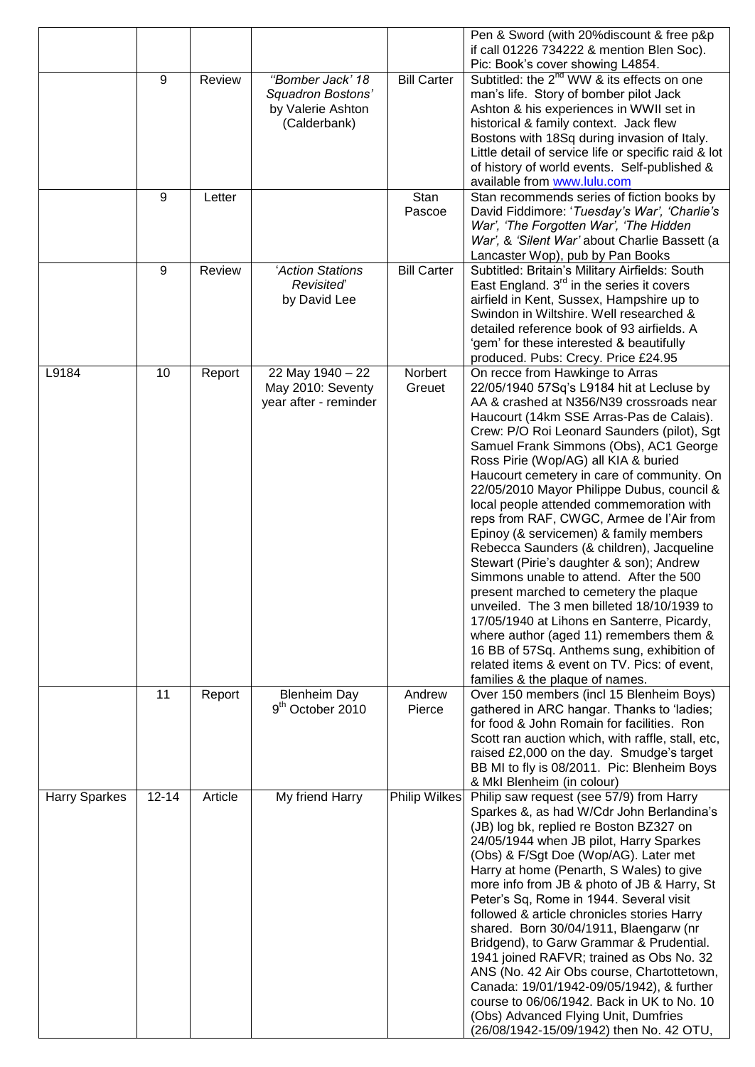| | | | | | |
|---|---|---|---|---|---|
| | | | | | Pen & Sword (with 20%discount & free p&p if call 01226 734222 & mention Blen Soc). Pic: Book's cover showing L4854. |
| | 9 | Review | *"Bomber Jack' 18 Squadron Bostons'* by Valerie Ashton (Calderbank) | Bill Carter | Subtitled: the 2nd WW & its effects on one man's life. Story of bomber pilot Jack Ashton & his experiences in WWII set in historical & family context. Jack flew Bostons with 18Sq during invasion of Italy. Little detail of service life or specific raid & lot of history of world events. Self-published & available from www.lulu.com |
| | 9 | Letter | | Stan Pascoe | Stan recommends series of fiction books by David Fiddimore: '*Tuesday's War*', '*Charlie's War*', '*The Forgotten War*', '*The Hidden War*', & '*Silent War*' about Charlie Bassett (a Lancaster Wop), pub by Pan Books |
| | 9 | Review | '*Action Stations Revisited*' by David Lee | Bill Carter | Subtitled: Britain's Military Airfields: South East England. 3rd in the series it covers airfield in Kent, Sussex, Hampshire up to Swindon in Wiltshire. Well researched & detailed reference book of 93 airfields. A 'gem' for these interested & beautifully produced. Pubs: Crecy. Price £24.95 |
| L9184 | 10 | Report | 22 May 1940 – 22 May 2010: Seventy year after - reminder | Norbert Greuet | On recce from Hawkinge to Arras 22/05/1940 57Sq's L9184 hit at Lecluse by AA & crashed at N356/N39 crossroads near Haucourt (14km SSE Arras-Pas de Calais). Crew: P/O Roi Leonard Saunders (pilot), Sgt Samuel Frank Simmons (Obs), AC1 George Ross Pirie (Wop/AG) all KIA & buried Haucourt cemetery in care of community. On 22/05/2010 Mayor Philippe Dubus, council & local people attended commemoration with reps from RAF, CWGC, Armee de l'Air from Epinoy (& servicemen) & family members Rebecca Saunders (& children), Jacqueline Stewart (Pirie's daughter & son); Andrew Simmons unable to attend. After the 500 present marched to cemetery the plaque unveiled. The 3 men billeted 18/10/1939 to 17/05/1940 at Lihons en Santerre, Picardy, where author (aged 11) remembers them & 16 BB of 57Sq. Anthems sung, exhibition of related items & event on TV. Pics: of event, families & the plaque of names. |
| | 11 | Report | Blenheim Day 9th October 2010 | Andrew Pierce | Over 150 members (incl 15 Blenheim Boys) gathered in ARC hangar. Thanks to 'ladies; for food & John Romain for facilities. Ron Scott ran auction which, with raffle, stall, etc, raised £2,000 on the day. Smudge's target BB MI to fly is 08/2011. Pic: Blenheim Boys & MkI Blenheim (in colour) |
| Harry Sparkes | 12-14 | Article | My friend Harry | Philip Wilkes | Philip saw request (see 57/9) from Harry Sparkes &, as had W/Cdr John Berlandina's (JB) log bk, replied re Boston BZ327 on 24/05/1944 when JB pilot, Harry Sparkes (Obs) & F/Sgt Doe (Wop/AG). Later met Harry at home (Penarth, S Wales) to give more info from JB & photo of JB & Harry, St Peter's Sq, Rome in 1944. Several visit followed & article chronicles stories Harry shared. Born 30/04/1911, Blaengarw (nr Bridgend), to Garw Grammar & Prudential. 1941 joined RAFVR; trained as Obs No. 32 ANS (No. 42 Air Obs course, Chartottetown, Canada: 19/01/1942-09/05/1942), & further course to 06/06/1942. Back in UK to No. 10 (Obs) Advanced Flying Unit, Dumfries (26/08/1942-15/09/1942) then No. 42 OTU, |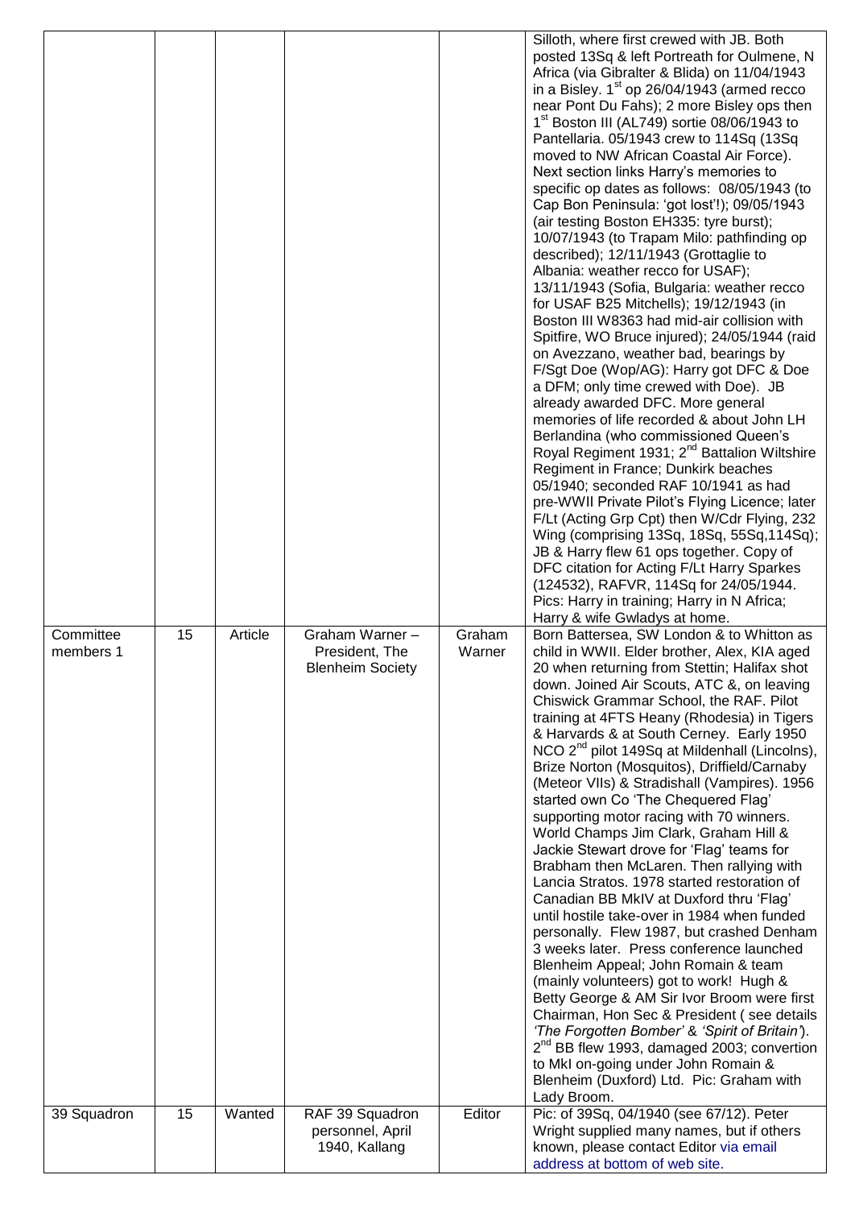| | | | | | |
|---|---|---|---|---|---|
| | | | | | Silloth, where first crewed with JB. Both posted 13Sq & left Portreath for Oulmene, N Africa (via Gibralter & Blida) on 11/04/1943 in a Bisley. 1st op 26/04/1943 (armed recco near Pont Du Fahs); 2 more Bisley ops then 1st Boston III (AL749) sortie 08/06/1943 to Pantellaria. 05/1943 crew to 114Sq (13Sq moved to NW African Coastal Air Force). Next section links Harry's memories to specific op dates as follows: 08/05/1943 (to Cap Bon Peninsula: 'got lost'!); 09/05/1943 (air testing Boston EH335: tyre burst); 10/07/1943 (to Trapam Milo: pathfinding op described); 12/11/1943 (Grottaglie to Albania: weather recco for USAF); 13/11/1943 (Sofia, Bulgaria: weather recco for USAF B25 Mitchells); 19/12/1943 (in Boston III W8363 had mid-air collision with Spitfire, WO Bruce injured); 24/05/1944 (raid on Avezzano, weather bad, bearings by F/Sgt Doe (Wop/AG): Harry got DFC & Doe a DFM; only time crewed with Doe). JB already awarded DFC. More general memories of life recorded & about John LH Berlandina (who commissioned Queen's Royal Regiment 1931; 2nd Battalion Wiltshire Regiment in France; Dunkirk beaches 05/1940; seconded RAF 10/1941 as had pre-WWII Private Pilot's Flying Licence; later F/Lt (Acting Grp Cpt) then W/Cdr Flying, 232 Wing (comprising 13Sq, 18Sq, 55Sq,114Sq); JB & Harry flew 61 ops together. Copy of DFC citation for Acting F/Lt Harry Sparkes (124532), RAFVR, 114Sq for 24/05/1944. Pics: Harry in training; Harry in N Africa; Harry & wife Gwladys at home. |
| Committee members 1 | 15 | Article | Graham Warner – President, The Blenheim Society | Graham Warner | Born Battersea, SW London & to Whitton as child in WWII. Elder brother, Alex, KIA aged 20 when returning from Stettin; Halifax shot down. Joined Air Scouts, ATC &, on leaving Chiswick Grammar School, the RAF. Pilot training at 4FTS Heany (Rhodesia) in Tigers & Harvards & at South Cerney. Early 1950 NCO 2nd pilot 149Sq at Mildenhall (Lincolns), Brize Norton (Mosquitos), Driffield/Carnaby (Meteor VIIs) & Stradishall (Vampires). 1956 started own Co 'The Chequered Flag' supporting motor racing with 70 winners. World Champs Jim Clark, Graham Hill & Jackie Stewart drove for 'Flag' teams for Brabham then McLaren. Then rallying with Lancia Stratos. 1978 started restoration of Canadian BB MkIV at Duxford thru 'Flag' until hostile take-over in 1984 when funded personally. Flew 1987, but crashed Denham 3 weeks later. Press conference launched Blenheim Appeal; John Romain & team (mainly volunteers) got to work! Hugh & Betty George & AM Sir Ivor Broom were first Chairman, Hon Sec & President ( see details *'The Forgotten Bomber'* & *'Spirit of Britain'*). 2nd BB flew 1993, damaged 2003; convertion to MkI on-going under John Romain & Blenheim (Duxford) Ltd. Pic: Graham with Lady Broom. |
| 39 Squadron | 15 | Wanted | RAF 39 Squadron personnel, April 1940, Kallang | Editor | Pic: of 39Sq, 04/1940 (see 67/12). Peter Wright supplied many names, but if others known, please contact Editor via email address at bottom of web site. |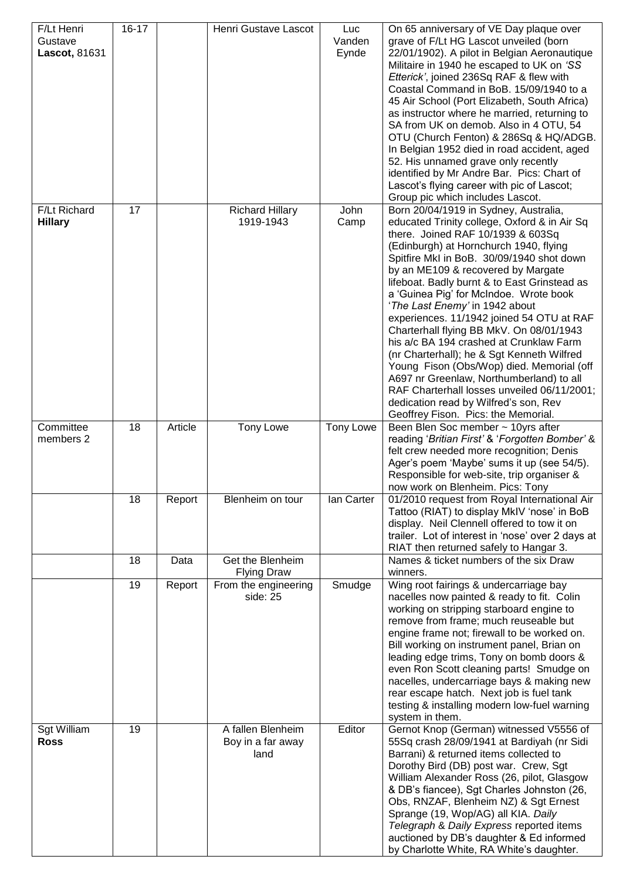| | | | | | |
|---|---|---|---|---|---|
| F/Lt Henri Gustave **Lascot,** 81631 | 16-17 | | Henri Gustave Lascot | Luc Vanden Eynde | On 65 anniversary of VE Day plaque over grave of F/Lt HG Lascot unveiled (born 22/01/1902). A pilot in Belgian Aeronautique Militaire in 1940 he escaped to UK on *'SS Etterick'*, joined 236Sq RAF & flew with Coastal Command in BoB. 15/09/1940 to a 45 Air School (Port Elizabeth, South Africa) as instructor where he married, returning to SA from UK on demob. Also in 4 OTU, 54 OTU (Church Fenton) & 286Sq & HQ/ADGB. In Belgian 1952 died in road accident, aged 52. His unnamed grave only recently identified by Mr Andre Bar. Pics: Chart of Lascot's flying career with pic of Lascot; Group pic which includes Lascot. |
| F/Lt Richard **Hillary** | 17 | | Richard Hillary 1919-1943 | John Camp | Born 20/04/1919 in Sydney, Australia, educated Trinity college, Oxford & in Air Sq there. Joined RAF 10/1939 & 603Sq (Edinburgh) at Hornchurch 1940, flying Spitfire MkI in BoB. 30/09/1940 shot down by an ME109 & recovered by Margate lifeboat. Badly burnt & to East Grinstead as a 'Guinea Pig' for McIndoe. Wrote book '*The Last Enemy'* in 1942 about experiences. 11/1942 joined 54 OTU at RAF Charterhall flying BB MkV. On 08/01/1943 his a/c BA 194 crashed at Crunklaw Farm (nr Charterhall); he & Sgt Kenneth Wilfred Young Fison (Obs/Wop) died. Memorial (off A697 nr Greenlaw, Northumberland) to all RAF Charterhall losses unveiled 06/11/2001; dedication read by Wilfred's son, Rev Geoffrey Fison. Pics: The Memorial. |
| Committee members 2 | 18 | Article | Tony Lowe | Tony Lowe | Been Blen Soc member ~ 10yrs after reading '*Britian First'* & '*Forgotten Bomber'* & felt crew needed more recognition; Denis Ager's poem 'Maybe' sums it up (see 54/5). Responsible for web-site, trip organiser & now work on Blenheim. Pics: Tony |
| | 18 | Report | Blenheim on tour | Ian Carter | 01/2010 request from Royal International Air Tattoo (RIAT) to display MkIV 'nose' in BoB display. Neil Clennell offered to tow it on trailer. Lot of interest in 'nose' over 2 days at RIAT then returned safely to Hangar 3. |
| | 18 | Data | Get the Blenheim Flying Draw | | Names & ticket numbers of the six Draw winners. |
| | 19 | Report | From the engineering side: 25 | Smudge | Wing root fairings & undercarriage bay nacelles now painted & ready to fit. Colin working on stripping starboard engine to remove from frame; much reuseable but engine frame not; firewall to be worked on. Bill working on instrument panel, Brian on leading edge trims, Tony on bomb doors & even Ron Scott cleaning parts! Smudge on nacelles, undercarriage bays & making new rear escape hatch. Next job is fuel tank testing & installing modern low-fuel warning system in them. |
| Sgt William **Ross** | 19 | | A fallen Blenheim Boy in a far away land | Editor | Gernot Knop (German) witnessed V5556 of 55Sq crash 28/09/1941 at Bardiyah (nr Sidi Barrani) & returned items collected to Dorothy Bird (DB) post war. Crew, Sgt William Alexander Ross (26, pilot, Glasgow & DB's fiancee), Sgt Charles Johnston (26, Obs, RNZAF, Blenheim NZ) & Sgt Ernest Sprange (19, Wop/AG) all KIA. *Daily Telegraph* & *Daily Express* reported items auctioned by DB's daughter & Ed informed by Charlotte White, RA White's daughter. |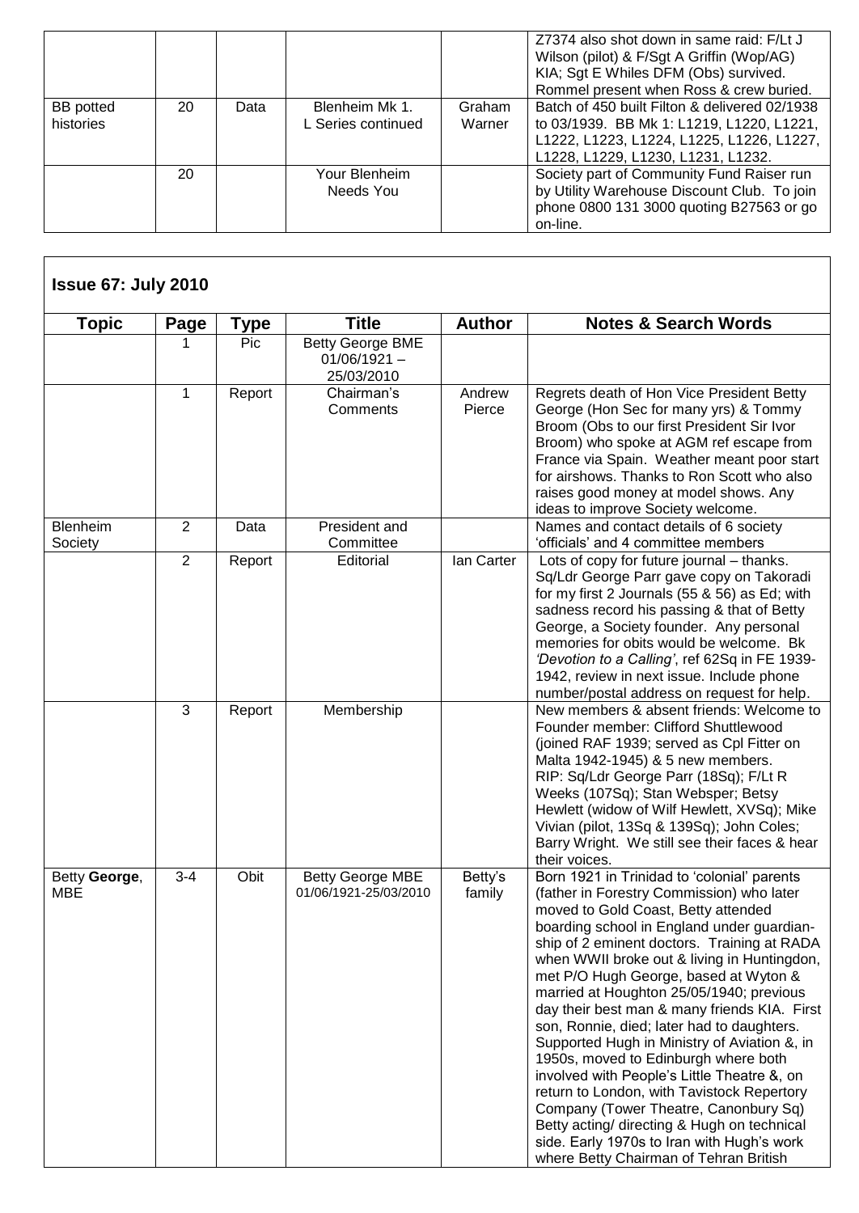| | | | | | Z7374 also shot down in same raid: F/Lt J Wilson (pilot) & F/Sgt A Griffin (Wop/AG) KIA; Sgt E Whiles DFM (Obs) survived. Rommel present when Ross & crew buried. |
|---|---|---|---|---|---|
| BB potted histories | 20 | Data | Blenheim Mk 1. L Series continued | Graham Warner | Batch of 450 built Filton & delivered 02/1938 to 03/1939. BB Mk 1: L1219, L1220, L1221, L1222, L1223, L1224, L1225, L1226, L1227, L1228, L1229, L1230, L1231, L1232. |
| | 20 | | Your Blenheim Needs You | | Society part of Community Fund Raiser run by Utility Warehouse Discount Club. To join phone 0800 131 3000 quoting B27563 or go on-line. |

## Issue 67: July 2010

| Topic | Page | Type | Title | Author | Notes & Search Words |
|---|---|---|---|---|---|
| | 1 | Pic | Betty George BME 01/06/1921 – 25/03/2010 | | |
| | 1 | Report | Chairman's Comments | Andrew Pierce | Regrets death of Hon Vice President Betty George (Hon Sec for many yrs) & Tommy Broom (Obs to our first President Sir Ivor Broom) who spoke at AGM ref escape from France via Spain. Weather meant poor start for airshows. Thanks to Ron Scott who also raises good money at model shows. Any ideas to improve Society welcome. |
| Blenheim Society | 2 | Data | President and Committee | | Names and contact details of 6 society 'officials' and 4 committee members |
| | 2 | Report | Editorial | Ian Carter | Lots of copy for future journal – thanks. Sq/Ldr George Parr gave copy on Takoradi for my first 2 Journals (55 & 56) as Ed; with sadness record his passing & that of Betty George, a Society founder. Any personal memories for obits would be welcome. Bk *'Devotion to a Calling'*, ref 62Sq in FE 1939-1942, review in next issue. Include phone number/postal address on request for help. |
| | 3 | Report | Membership | | New members & absent friends: Welcome to Founder member: Clifford Shuttlewood (joined RAF 1939; served as Cpl Fitter on Malta 1942-1945) & 5 new members. RIP: Sq/Ldr George Parr (18Sq); F/Lt R Weeks (107Sq); Stan Websper; Betsy Hewlett (widow of Wilf Hewlett, XVSq); Mike Vivian (pilot, 13Sq & 139Sq); John Coles; Barry Wright. We still see their faces & hear their voices. |
| Betty **George**, MBE | 3-4 | Obit | Betty George MBE 01/06/1921-25/03/2010 | Betty's family | Born 1921 in Trinidad to 'colonial' parents (father in Forestry Commission) who later moved to Gold Coast, Betty attended boarding school in England under guardian-ship of 2 eminent doctors. Training at RADA when WWII broke out & living in Huntingdon, met P/O Hugh George, based at Wyton & married at Houghton 25/05/1940; previous day their best man & many friends KIA. First son, Ronnie, died; later had to daughters. Supported Hugh in Ministry of Aviation &, in 1950s, moved to Edinburgh where both involved with People's Little Theatre &, on return to London, with Tavistock Repertory Company (Tower Theatre, Canonbury Sq) Betty acting/ directing & Hugh on technical side. Early 1970s to Iran with Hugh's work where Betty Chairman of Tehran British |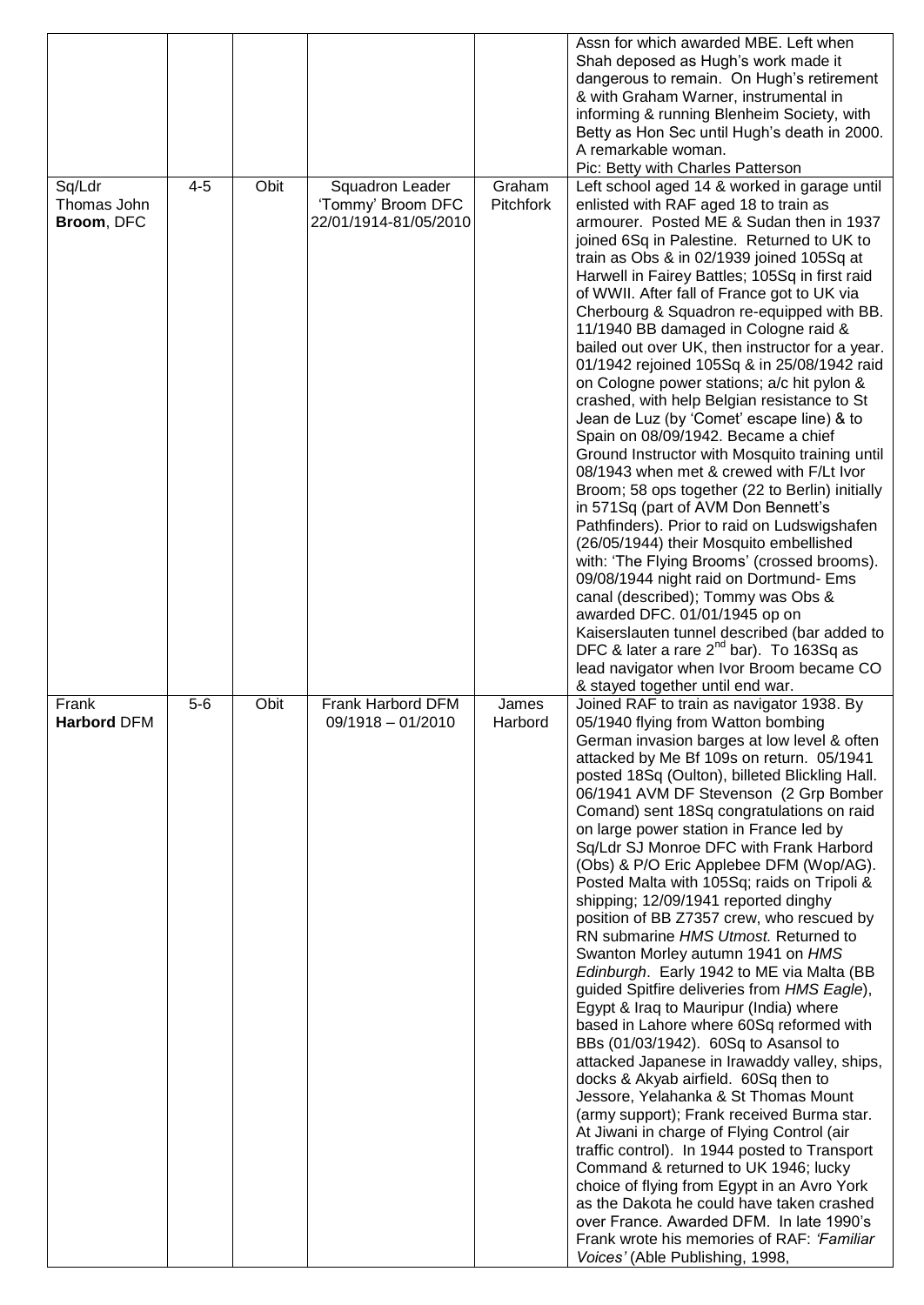|  |  |  |  |  | Assn for which awarded MBE. Left when Shah deposed as Hugh's work made it dangerous to remain. On Hugh's retirement & with Graham Warner, instrumental in informing & running Blenheim Society, with Betty as Hon Sec until Hugh's death in 2000. A remarkable woman. Pic: Betty with Charles Patterson |
|---|---|---|---|---|---|
| Sq/Ldr Thomas John **Broom**, DFC | 4-5 | Obit | Squadron Leader 'Tommy' Broom DFC 22/01/1914-81/05/2010 | Graham Pitchfork | Left school aged 14 & worked in garage until enlisted with RAF aged 18 to train as armourer. Posted ME & Sudan then in 1937 joined 6Sq in Palestine. Returned to UK to train as Obs & in 02/1939 joined 105Sq at Harwell in Fairey Battles; 105Sq in first raid of WWII. After fall of France got to UK via Cherbourg & Squadron re-equipped with BB. 11/1940 BB damaged in Cologne raid & bailed out over UK, then instructor for a year. 01/1942 rejoined 105Sq & in 25/08/1942 raid on Cologne power stations; a/c hit pylon & crashed, with help Belgian resistance to St Jean de Luz (by 'Comet' escape line) & to Spain on 08/09/1942. Became a chief Ground Instructor with Mosquito training until 08/1943 when met & crewed with F/Lt Ivor Broom; 58 ops together (22 to Berlin) initially in 571Sq (part of AVM Don Bennett's Pathfinders). Prior to raid on Ludswigshafen (26/05/1944) their Mosquito embellished with: 'The Flying Brooms' (crossed brooms). 09/08/1944 night raid on Dortmund- Ems canal (described); Tommy was Obs & awarded DFC. 01/01/1945 op on Kaiserslauten tunnel described (bar added to DFC & later a rare 2nd bar). To 163Sq as lead navigator when Ivor Broom became CO & stayed together until end war. |
| Frank **Harbord** DFM | 5-6 | Obit | Frank Harbord DFM 09/1918 – 01/2010 | James Harbord | Joined RAF to train as navigator 1938. By 05/1940 flying from Watton bombing German invasion barges at low level & often attacked by Me Bf 109s on return. 05/1941 posted 18Sq (Oulton), billeted Blickling Hall. 06/1941 AVM DF Stevenson (2 Grp Bomber Comand) sent 18Sq congratulations on raid on large power station in France led by Sq/Ldr SJ Monroe DFC with Frank Harbord (Obs) & P/O Eric Applebee DFM (Wop/AG). Posted Malta with 105Sq; raids on Tripoli & shipping; 12/09/1941 reported dinghy position of BB Z7357 crew, who rescued by RN submarine *HMS Utmost.* Returned to Swanton Morley autumn 1941 on *HMS Edinburgh*. Early 1942 to ME via Malta (BB guided Spitfire deliveries from *HMS Eagle*), Egypt & Iraq to Mauripur (India) where based in Lahore where 60Sq reformed with BBs (01/03/1942). 60Sq to Asansol to attacked Japanese in Irawaddy valley, ships, docks & Akyab airfield. 60Sq then to Jessore, Yelahanka & St Thomas Mount (army support); Frank received Burma star. At Jiwani in charge of Flying Control (air traffic control). In 1944 posted to Transport Command & returned to UK 1946; lucky choice of flying from Egypt in an Avro York as the Dakota he could have taken crashed over France. Awarded DFM. In late 1990's Frank wrote his memories of RAF: *'Familiar Voices'* (Able Publishing, 1998, |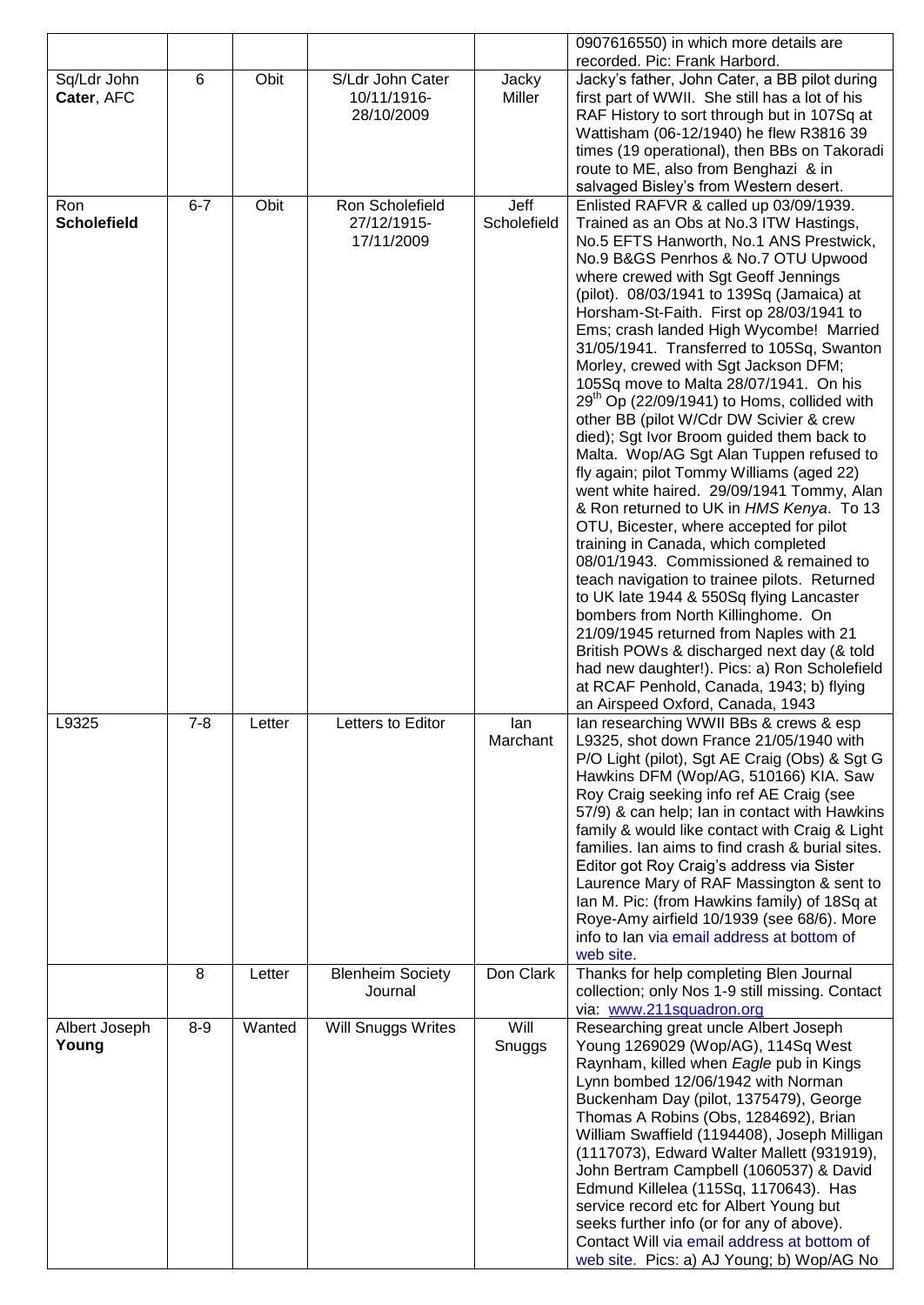| | | | | | |
|---|---|---|---|---|---|
| | | | | | 0907616550) in which more details are recorded. Pic: Frank Harbord. |
| Sq/Ldr John **Cater**, AFC | 6 | Obit | S/Ldr John Cater 10/11/1916-28/10/2009 | Jacky Miller | Jacky's father, John Cater, a BB pilot during first part of WWII. She still has a lot of his RAF History to sort through but in 107Sq at Wattisham (06-12/1940) he flew R3816 39 times (19 operational), then BBs on Takoradi route to ME, also from Benghazi & in salvaged Bisley's from Western desert. |
| Ron **Scholefield** | 6-7 | Obit | Ron Scholefield 27/12/1915-17/11/2009 | Jeff Scholefield | Enlisted RAFVR & called up 03/09/1939. Trained as an Obs at No.3 ITW Hastings, No.5 EFTS Hanworth, No.1 ANS Prestwick, No.9 B&GS Penrhos & No.7 OTU Upwood where crewed with Sgt Geoff Jennings (pilot). 08/03/1941 to 139Sq (Jamaica) at Horsham-St-Faith. First op 28/03/1941 to Ems; crash landed High Wycombe! Married 31/05/1941. Transferred to 105Sq, Swanton Morley, crewed with Sgt Jackson DFM; 105Sq move to Malta 28/07/1941. On his 29th Op (22/09/1941) to Homs, collided with other BB (pilot W/Cdr DW Scivier & crew died); Sgt Ivor Broom guided them back to Malta. Wop/AG Sgt Alan Tuppen refused to fly again; pilot Tommy Williams (aged 22) went white haired. 29/09/1941 Tommy, Alan & Ron returned to UK in *HMS Kenya*. To 13 OTU, Bicester, where accepted for pilot training in Canada, which completed 08/01/1943. Commissioned & remained to teach navigation to trainee pilots. Returned to UK late 1944 & 550Sq flying Lancaster bombers from North Killinghome. On 21/09/1945 returned from Naples with 21 British POWs & discharged next day (& told had new daughter!). Pics: a) Ron Scholefield at RCAF Penhold, Canada, 1943; b) flying an Airspeed Oxford, Canada, 1943 |
| L9325 | 7-8 | Letter | Letters to Editor | Ian Marchant | Ian researching WWII BBs & crews & esp L9325, shot down France 21/05/1940 with P/O Light (pilot), Sgt AE Craig (Obs) & Sgt G Hawkins DFM (Wop/AG, 510166) KIA. Saw Roy Craig seeking info ref AE Craig (see 57/9) & can help; Ian in contact with Hawkins family & would like contact with Craig & Light families. Ian aims to find crash & burial sites. Editor got Roy Craig's address via Sister Laurence Mary of RAF Massington & sent to Ian M. Pic: (from Hawkins family) of 18Sq at Roye-Amy airfield 10/1939 (see 68/6). More info to Ian via email address at bottom of web site. |
| | 8 | Letter | Blenheim Society Journal | Don Clark | Thanks for help completing Blen Journal collection; only Nos 1-9 still missing. Contact via: www.211squadron.org |
| Albert Joseph **Young** | 8-9 | Wanted | Will Snuggs Writes | Will Snuggs | Researching great uncle Albert Joseph Young 1269029 (Wop/AG), 114Sq West Raynham, killed when *Eagle* pub in Kings Lynn bombed 12/06/1942 with Norman Buckenham Day (pilot, 1375479), George Thomas A Robins (Obs, 1284692), Brian William Swaffield (1194408), Joseph Milligan (1117073), Edward Walter Mallett (931919), John Bertram Campbell (1060537) & David Edmund Killelea (115Sq, 1170643). Has service record etc for Albert Young but seeks further info (or for any of above). Contact Will via email address at bottom of web site. Pics: a) AJ Young; b) Wop/AG No |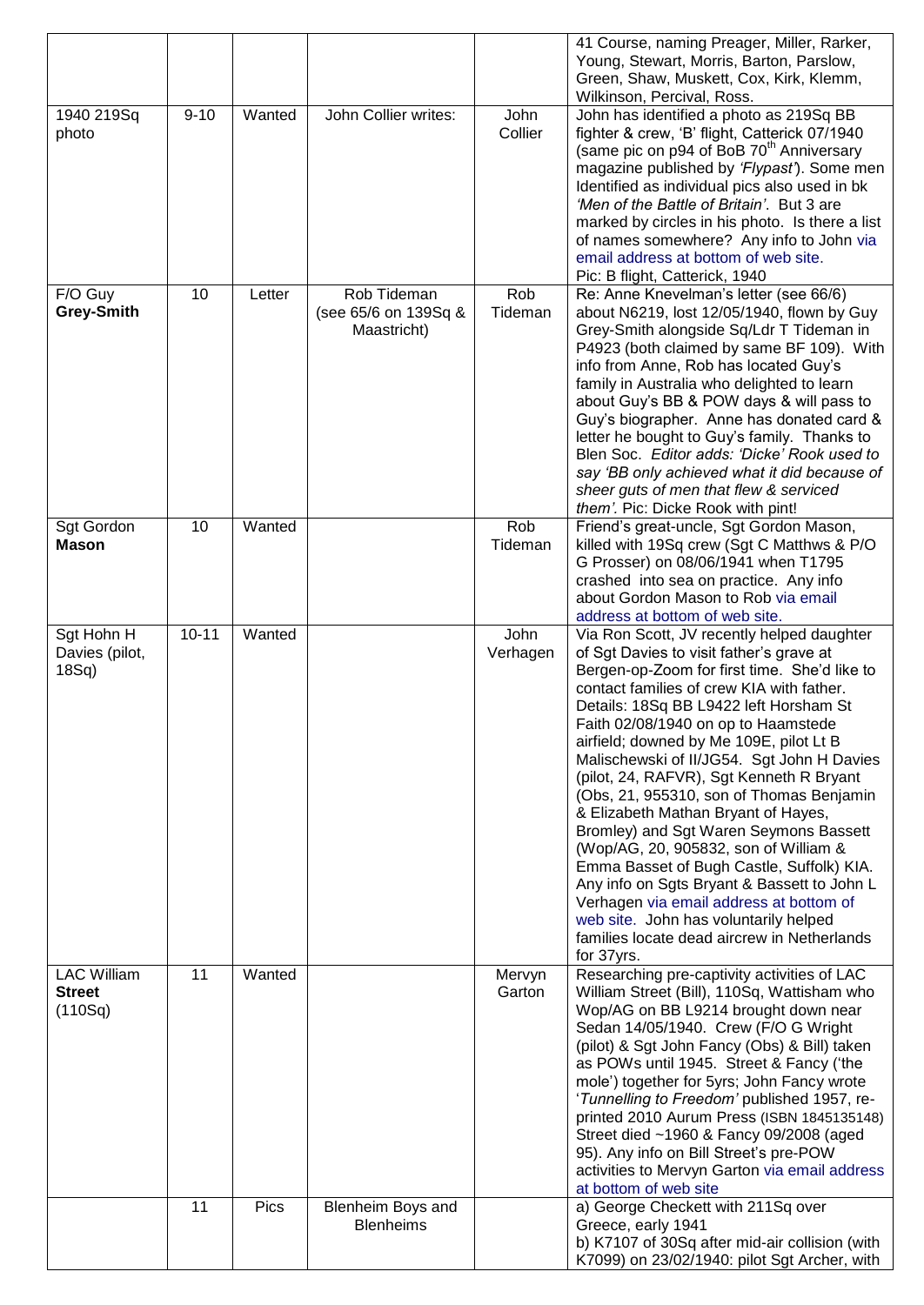| | | | | | |
|---|---|---|---|---|---|
| | | | | | 41 Course, naming Preager, Miller, Rarker, Young, Stewart, Morris, Barton, Parslow, Green, Shaw, Muskett, Cox, Kirk, Klemm, Wilkinson, Percival, Ross. |
| 1940 219Sq photo | 9-10 | Wanted | John Collier writes: | John Collier | John has identified a photo as 219Sq BB fighter & crew, 'B' flight, Catterick 07/1940 (same pic on p94 of BoB 70th Anniversary magazine published by *'Flypast'*). Some men Identified as individual pics also used in bk *'Men of the Battle of Britain'*. But 3 are marked by circles in his photo. Is there a list of names somewhere? Any info to John via email address at bottom of web site. Pic: B flight, Catterick, 1940 |
| F/O Guy **Grey-Smith** | 10 | Letter | Rob Tideman (see 65/6 on 139Sq & Maastricht) | Rob Tideman | Re: Anne Knevelman's letter (see 66/6) about N6219, lost 12/05/1940, flown by Guy Grey-Smith alongside Sq/Ldr T Tideman in P4923 (both claimed by same BF 109). With info from Anne, Rob has located Guy's family in Australia who delighted to learn about Guy's BB & POW days & will pass to Guy's biographer. Anne has donated card & letter he bought to Guy's family. Thanks to Blen Soc. *Editor adds: 'Dicke' Rook used to say 'BB only achieved what it did because of sheer guts of men that flew & serviced them'.* Pic: Dicke Rook with pint! |
| Sgt Gordon **Mason** | 10 | Wanted | | Rob Tideman | Friend's great-uncle, Sgt Gordon Mason, killed with 19Sq crew (Sgt C Matthws & P/O G Prosser) on 08/06/1941 when T1795 crashed into sea on practice. Any info about Gordon Mason to Rob via email address at bottom of web site. |
| Sgt Hohn H Davies (pilot, 18Sq) | 10-11 | Wanted | | John Verhagen | Via Ron Scott, JV recently helped daughter of Sgt Davies to visit father's grave at Bergen-op-Zoom for first time. She'd like to contact families of crew KIA with father. Details: 18Sq BB L9422 left Horsham St Faith 02/08/1940 on op to Haamstede airfield; downed by Me 109E, pilot Lt B Malischewski of II/JG54. Sgt John H Davies (pilot, 24, RAFVR), Sgt Kenneth R Bryant (Obs, 21, 955310, son of Thomas Benjamin & Elizabeth Mathan Bryant of Hayes, Bromley) and Sgt Waren Seymons Bassett (Wop/AG, 20, 905832, son of William & Emma Basset of Bugh Castle, Suffolk) KIA. Any info on Sgts Bryant & Bassett to John L Verhagen via email address at bottom of web site. John has voluntarily helped families locate dead aircrew in Netherlands for 37yrs. |
| LAC William **Street** (110Sq) | 11 | Wanted | | Mervyn Garton | Researching pre-captivity activities of LAC William Street (Bill), 110Sq, Wattisham who Wop/AG on BB L9214 brought down near Sedan 14/05/1940. Crew (F/O G Wright (pilot) & Sgt John Fancy (Obs) & Bill) taken as POWs until 1945. Street & Fancy ('the mole') together for 5yrs; John Fancy wrote '*Tunnelling to Freedom*' published 1957, re-printed 2010 Aurum Press (ISBN 1845135148) Street died ~1960 & Fancy 09/2008 (aged 95). Any info on Bill Street's pre-POW activities to Mervyn Garton via email address at bottom of web site |
| | 11 | Pics | Blenheim Boys and Blenheims | | a) George Checkett with 211Sq over Greece, early 1941<br>b) K7107 of 30Sq after mid-air collision (with K7099) on 23/02/1940: pilot Sgt Archer, with |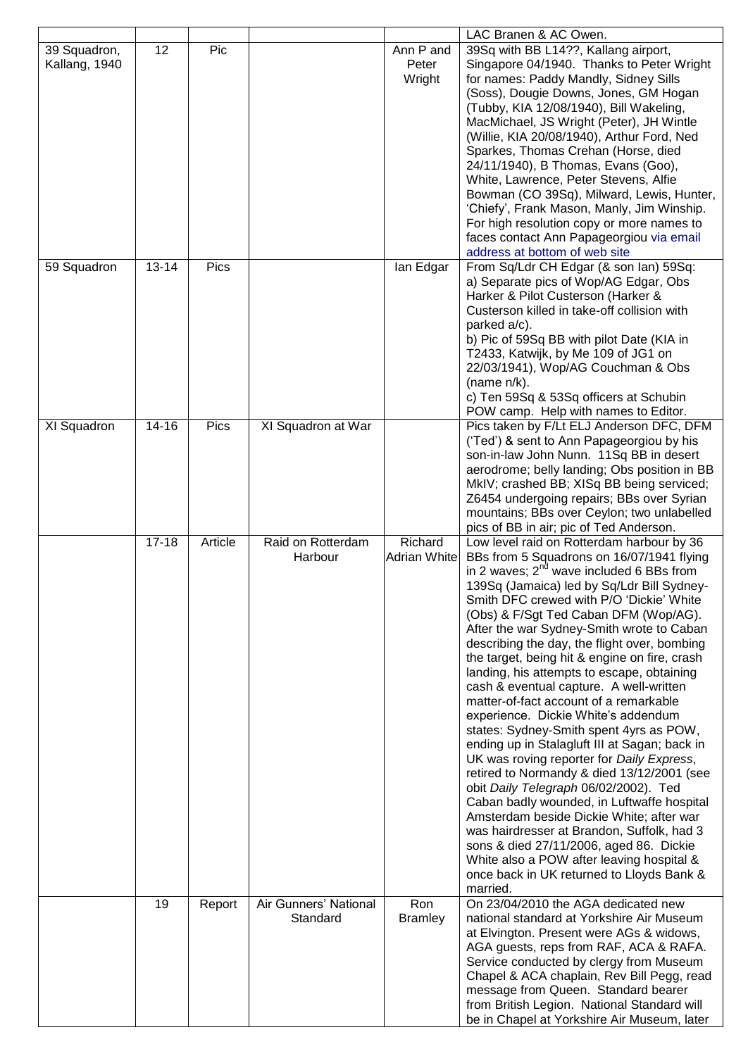| | | | | | |
|---|---|---|---|---|---|
| | | | | | LAC Branen & AC Owen. |
| 39 Squadron, Kallang, 1940 | 12 | Pic | | Ann P and Peter Wright | 39Sq with BB L14??, Kallang airport, Singapore 04/1940. Thanks to Peter Wright for names: Paddy Mandly, Sidney Sills (Soss), Dougie Downs, Jones, GM Hogan (Tubby, KIA 12/08/1940), Bill Wakeling, MacMichael, JS Wright (Peter), JH Wintle (Willie, KIA 20/08/1940), Arthur Ford, Ned Sparkes, Thomas Crehan (Horse, died 24/11/1940), B Thomas, Evans (Goo), White, Lawrence, Peter Stevens, Alfie Bowman (CO 39Sq), Milward, Lewis, Hunter, 'Chiefy', Frank Mason, Manly, Jim Winship. For high resolution copy or more names to faces contact Ann Papageorgiou via email address at bottom of web site |
| 59 Squadron | 13-14 | Pics | | Ian Edgar | From Sq/Ldr CH Edgar (& son Ian) 59Sq: a) Separate pics of Wop/AG Edgar, Obs Harker & Pilot Custerson (Harker & Custerson killed in take-off collision with parked a/c). b) Pic of 59Sq BB with pilot Date (KIA in T2433, Katwijk, by Me 109 of JG1 on 22/03/1941), Wop/AG Couchman & Obs (name n/k). c) Ten 59Sq & 53Sq officers at Schubin POW camp. Help with names to Editor. |
| XI Squadron | 14-16 | Pics | XI Squadron at War | | Pics taken by F/Lt ELJ Anderson DFC, DFM ('Ted') & sent to Ann Papageorgiou by his son-in-law John Nunn. 11Sq BB in desert aerodrome; belly landing; Obs position in BB MkIV; crashed BB; XISq BB being serviced; Z6454 undergoing repairs; BBs over Syrian mountains; BBs over Ceylon; two unlabelled pics of BB in air; pic of Ted Anderson. |
| | 17-18 | Article | Raid on Rotterdam Harbour | Richard Adrian White | Low level raid on Rotterdam harbour by 36 BBs from 5 Squadrons on 16/07/1941 flying in 2 waves; 2nd wave included 6 BBs from 139Sq (Jamaica) led by Sq/Ldr Bill Sydney-Smith DFC crewed with P/O 'Dickie' White (Obs) & F/Sgt Ted Caban DFM (Wop/AG). After the war Sydney-Smith wrote to Caban describing the day, the flight over, bombing the target, being hit & engine on fire, crash landing, his attempts to escape, obtaining cash & eventual capture. A well-written matter-of-fact account of a remarkable experience. Dickie White's addendum states: Sydney-Smith spent 4yrs as POW, ending up in Stalagluft III at Sagan; back in UK was roving reporter for *Daily Express*, retired to Normandy & died 13/12/2001 (see obit *Daily Telegraph* 06/02/2002). Ted Caban badly wounded, in Luftwaffe hospital Amsterdam beside Dickie White; after war was hairdresser at Brandon, Suffolk, had 3 sons & died 27/11/2006, aged 86. Dickie White also a POW after leaving hospital & once back in UK returned to Lloyds Bank & married. |
| | 19 | Report | Air Gunners' National Standard | Ron Bramley | On 23/04/2010 the AGA dedicated new national standard at Yorkshire Air Museum at Elvington. Present were AGs & widows, AGA guests, reps from RAF, ACA & RAFA. Service conducted by clergy from Museum Chapel & ACA chaplain, Rev Bill Pegg, read message from Queen. Standard bearer from British Legion. National Standard will be in Chapel at Yorkshire Air Museum, later |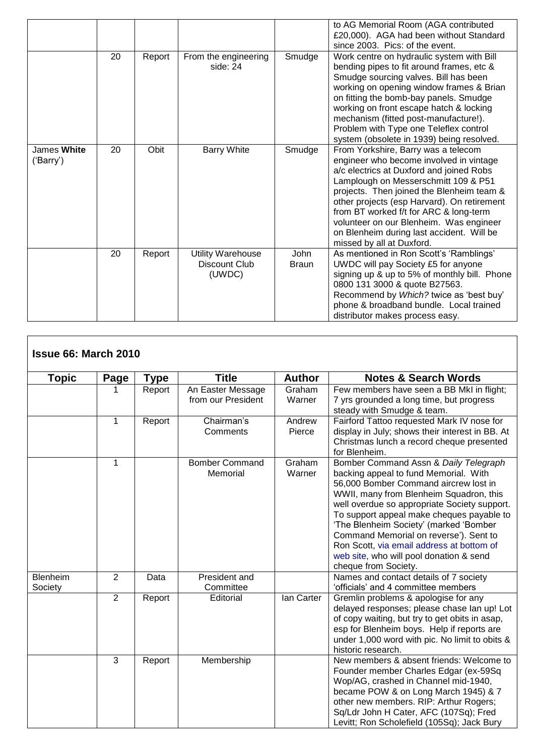| | | | | | to AG Memorial Room (AGA contributed £20,000). AGA had been without Standard since 2003. Pics: of the event. |
|---|---|---|---|---|---|
| | 20 | Report | From the engineering side: 24 | Smudge | Work centre on hydraulic system with Bill bending pipes to fit around frames, etc & Smudge sourcing valves. Bill has been working on opening window frames & Brian on fitting the bomb-bay panels. Smudge working on front escape hatch & locking mechanism (fitted post-manufacture!). Problem with Type one Teleflex control system (obsolete in 1939) being resolved. |
| James **White** ('Barry') | 20 | Obit | Barry White | Smudge | From Yorkshire, Barry was a telecom engineer who become involved in vintage a/c electrics at Duxford and joined Robs Lamplough on Messerschmitt 109 & P51 projects. Then joined the Blenheim team & other projects (esp Harvard). On retirement from BT worked f/t for ARC & long-term volunteer on our Blenheim. Was engineer on Blenheim during last accident. Will be missed by all at Duxford. |
| | 20 | Report | Utility Warehouse Discount Club (UWDC) | John Braun | As mentioned in Ron Scott's 'Ramblings' UWDC will pay Society £5 for anyone signing up & up to 5% of monthly bill. Phone 0800 131 3000 & quote B27563. Recommend by *Which?* twice as 'best buy' phone & broadband bundle. Local trained distributor makes process easy. |

## Issue 66: March 2010

| Topic | Page | Type | Title | Author | Notes & Search Words |
|---|---|---|---|---|---|
| | 1 | Report | An Easter Message from our President | Graham Warner | Few members have seen a BB MkI in flight; 7 yrs grounded a long time, but progress steady with Smudge & team. |
| | 1 | Report | Chairman's Comments | Andrew Pierce | Fairford Tattoo requested Mark IV nose for display in July; shows their interest in BB. At Christmas lunch a record cheque presented for Blenheim. |
| | 1 | | Bomber Command Memorial | Graham Warner | Bomber Command Assn & *Daily Telegraph* backing appeal to fund Memorial. With 56,000 Bomber Command aircrew lost in WWII, many from Blenheim Squadron, this well overdue so appropriate Society support. To support appeal make cheques payable to 'The Blenheim Society' (marked 'Bomber Command Memorial on reverse'). Sent to Ron Scott, via email address at bottom of web site, who will pool donation & send cheque from Society. |
| Blenheim Society | 2 | Data | President and Committee | | Names and contact details of 7 society 'officials' and 4 committee members |
| | 2 | Report | Editorial | Ian Carter | Gremlin problems & apologise for any delayed responses; please chase Ian up! Lot of copy waiting, but try to get obits in asap, esp for Blenheim boys. Help if reports are under 1,000 word with pic. No limit to obits & historic research. |
| | 3 | Report | Membership | | New members & absent friends: Welcome to Founder member Charles Edgar (ex-59Sq Wop/AG, crashed in Channel mid-1940, became POW & on Long March 1945) & 7 other new members. RIP: Arthur Rogers; Sq/Ldr John H Cater, AFC (107Sq); Fred Levitt; Ron Scholefield (105Sq); Jack Bury |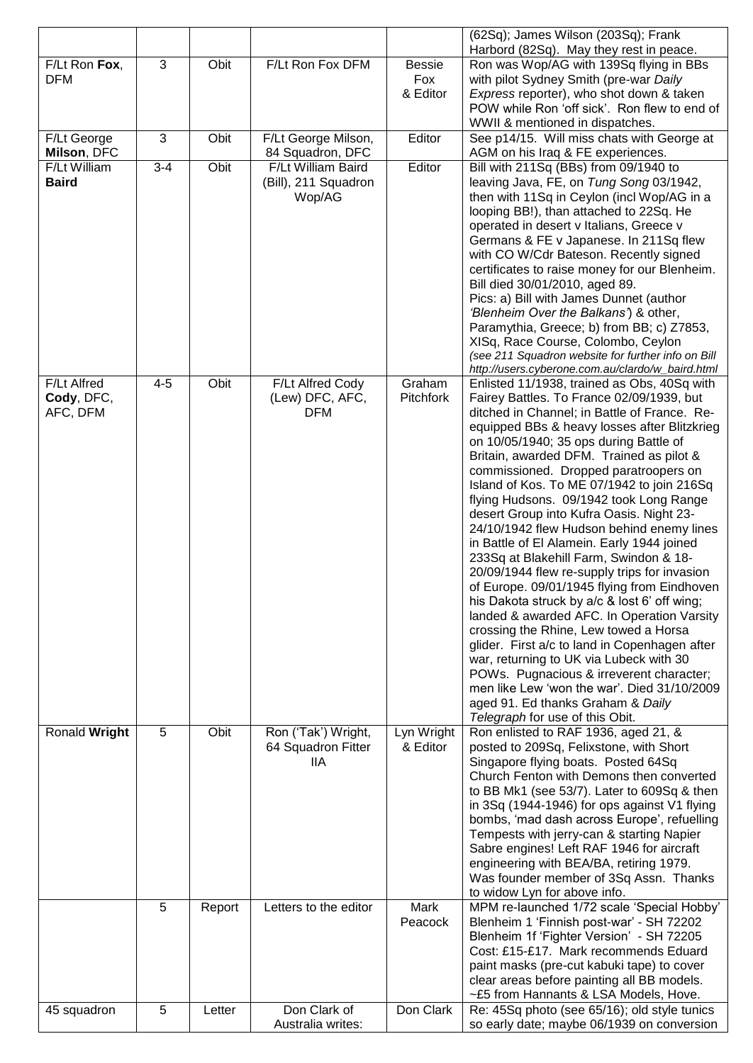| | | | | | |
|---|---|---|---|---|---|
| | | | | | (62Sq); James Wilson (203Sq); Frank Harbord (82Sq). May they rest in peace. |
| F/Lt Ron **Fox**, DFM | 3 | Obit | F/Lt Ron Fox DFM | Bessie Fox & Editor | Ron was Wop/AG with 139Sq flying in BBs with pilot Sydney Smith (pre-war *Daily Express* reporter), who shot down & taken POW while Ron 'off sick'. Ron flew to end of WWII & mentioned in dispatches. |
| F/Lt George **Milson**, DFC | 3 | Obit | F/Lt George Milson, 84 Squadron, DFC | Editor | See p14/15. Will miss chats with George at AGM on his Iraq & FE experiences. |
| F/Lt William **Baird** | 3-4 | Obit | F/Lt William Baird (Bill), 211 Squadron Wop/AG | Editor | Bill with 211Sq (BBs) from 09/1940 to leaving Java, FE, on *Tung Song* 03/1942, then with 11Sq in Ceylon (incl Wop/AG in a looping BB!), than attached to 22Sq. He operated in desert v Italians, Greece v Germans & FE v Japanese. In 211Sq flew with CO W/Cdr Bateson. Recently signed certificates to raise money for our Blenheim. Bill died 30/01/2010, aged 89. Pics: a) Bill with James Dunnet (author *'Blenheim Over the Balkans'*) & other, Paramythia, Greece; b) from BB; c) Z7853, XISq, Race Course, Colombo, Ceylon *(see 211 Squadron website for further info on Bill http://users.cyberone.com.au/clardo/w_baird.html* |
| F/Lt Alfred **Cody**, DFC, AFC, DFM | 4-5 | Obit | F/Lt Alfred Cody (Lew) DFC, AFC, DFM | Graham Pitchfork | Enlisted 11/1938, trained as Obs, 40Sq with Fairey Battles. To France 02/09/1939, but ditched in Channel; in Battle of France. Re-equipped BBs & heavy losses after Blitzkrieg on 10/05/1940; 35 ops during Battle of Britain, awarded DFM. Trained as pilot & commissioned. Dropped paratroopers on Island of Kos. To ME 07/1942 to join 216Sq flying Hudsons. 09/1942 took Long Range desert Group into Kufra Oasis. Night 23-24/10/1942 flew Hudson behind enemy lines in Battle of El Alamein. Early 1944 joined 233Sq at Blakehill Farm, Swindon & 18-20/09/1944 flew re-supply trips for invasion of Europe. 09/01/1945 flying from Eindhoven his Dakota struck by a/c & lost 6' off wing; landed & awarded AFC. In Operation Varsity crossing the Rhine, Lew towed a Horsa glider. First a/c to land in Copenhagen after war, returning to UK via Lubeck with 30 POWs. Pugnacious & irreverent character; men like Lew 'won the war'. Died 31/10/2009 aged 91. Ed thanks Graham & *Daily Telegraph* for use of this Obit. |
| Ronald **Wright** | 5 | Obit | Ron ('Tak') Wright, 64 Squadron Fitter IIA | Lyn Wright & Editor | Ron enlisted to RAF 1936, aged 21, & posted to 209Sq, Felixstone, with Short Singapore flying boats. Posted 64Sq Church Fenton with Demons then converted to BB Mk1 (see 53/7). Later to 609Sq & then in 3Sq (1944-1946) for ops against V1 flying bombs, 'mad dash across Europe', refuelling Tempests with jerry-can & starting Napier Sabre engines! Left RAF 1946 for aircraft engineering with BEA/BA, retiring 1979. Was founder member of 3Sq Assn. Thanks to widow Lyn for above info. |
| | 5 | Report | Letters to the editor | Mark Peacock | MPM re-launched 1/72 scale 'Special Hobby' Blenheim 1 'Finnish post-war' - SH 72202 Blenheim 1f 'Fighter Version' - SH 72205 Cost: £15-£17. Mark recommends Eduard paint masks (pre-cut kabuki tape) to cover clear areas before painting all BB models. ~£5 from Hannants & LSA Models, Hove. |
| 45 squadron | 5 | Letter | Don Clark of Australia writes: | Don Clark | Re: 45Sq photo (see 65/16); old style tunics so early date; maybe 06/1939 on conversion |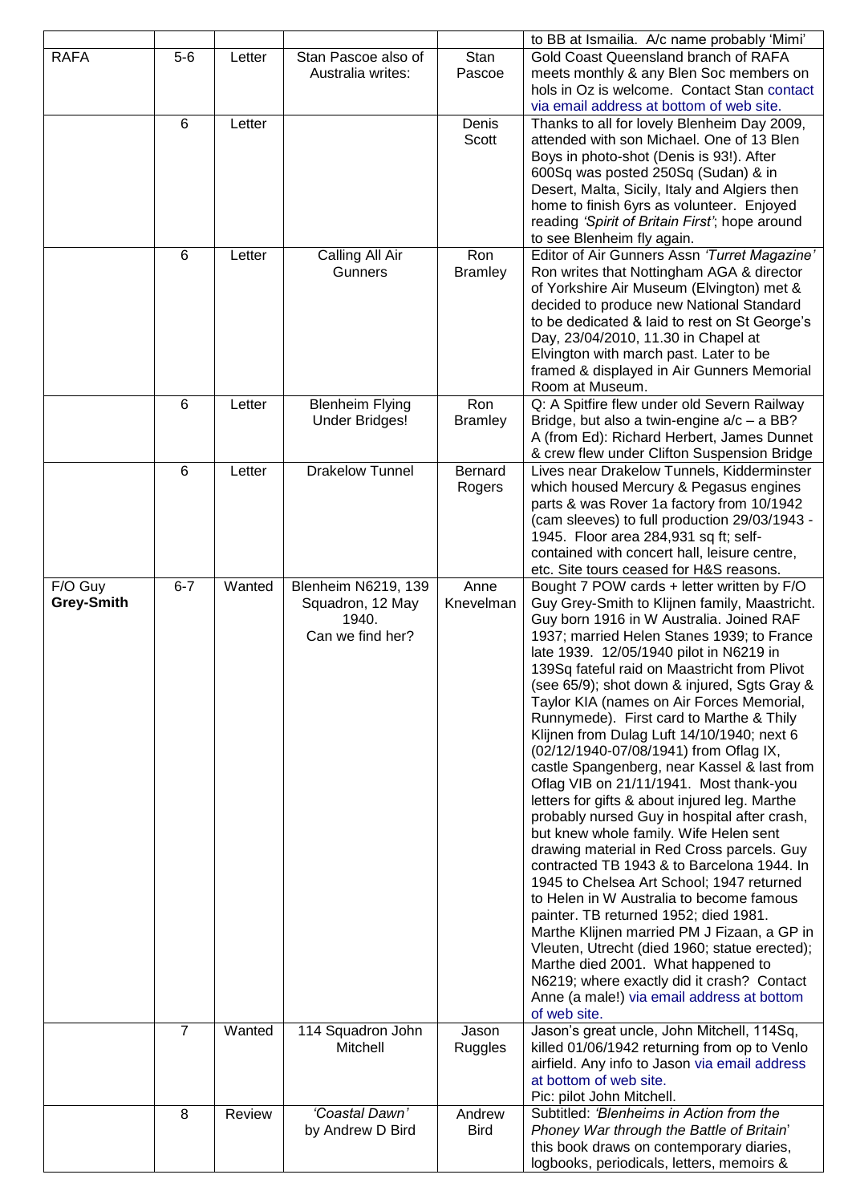|  |  |  |  |  | to BB at Ismailia. A/c name probably 'Mimi' |
|---|---|---|---|---|---|
| RAFA | 5-6 | Letter | Stan Pascoe also of Australia writes: | Stan Pascoe | Gold Coast Queensland branch of RAFA meets monthly & any Blen Soc members on hols in Oz is welcome. Contact Stan contact via email address at bottom of web site. |
|  | 6 | Letter |  | Denis Scott | Thanks to all for lovely Blenheim Day 2009, attended with son Michael. One of 13 Blen Boys in photo-shot (Denis is 93!). After 600Sq was posted 250Sq (Sudan) & in Desert, Malta, Sicily, Italy and Algiers then home to finish 6yrs as volunteer. Enjoyed reading *'Spirit of Britain First'*; hope around to see Blenheim fly again. |
|  | 6 | Letter | Calling All Air Gunners | Ron Bramley | Editor of Air Gunners Assn *'Turret Magazine'* Ron writes that Nottingham AGA & director of Yorkshire Air Museum (Elvington) met & decided to produce new National Standard to be dedicated & laid to rest on St George's Day, 23/04/2010, 11.30 in Chapel at Elvington with march past. Later to be framed & displayed in Air Gunners Memorial Room at Museum. |
|  | 6 | Letter | Blenheim Flying Under Bridges! | Ron Bramley | Q: A Spitfire flew under old Severn Railway Bridge, but also a twin-engine a/c – a BB? A (from Ed): Richard Herbert, James Dunnet & crew flew under Clifton Suspension Bridge |
|  | 6 | Letter | Drakelow Tunnel | Bernard Rogers | Lives near Drakelow Tunnels, Kidderminster which housed Mercury & Pegasus engines parts & was Rover 1a factory from 10/1942 (cam sleeves) to full production 29/03/1943 - 1945. Floor area 284,931 sq ft; self-contained with concert hall, leisure centre, etc. Site tours ceased for H&S reasons. |
| F/O Guy **Grey-Smith** | 6-7 | Wanted | Blenheim N6219, 139 Squadron, 12 May 1940. Can we find her? | Anne Knevelman | Bought 7 POW cards + letter written by F/O Guy Grey-Smith to Klijnen family, Maastricht. Guy born 1916 in W Australia. Joined RAF 1937; married Helen Stanes 1939; to France late 1939. 12/05/1940 pilot in N6219 in 139Sq fateful raid on Maastricht from Plivot (see 65/9); shot down & injured, Sgts Gray & Taylor KIA (names on Air Forces Memorial, Runnymede). First card to Marthe & Thily Klijnen from Dulag Luft 14/10/1940; next 6 (02/12/1940-07/08/1941) from Oflag IX, castle Spangenberg, near Kassel & last from Oflag VIB on 21/11/1941. Most thank-you letters for gifts & about injured leg. Marthe probably nursed Guy in hospital after crash, but knew whole family. Wife Helen sent drawing material in Red Cross parcels. Guy contracted TB 1943 & to Barcelona 1944. In 1945 to Chelsea Art School; 1947 returned to Helen in W Australia to become famous painter. TB returned 1952; died 1981. Marthe Klijnen married PM J Fizaan, a GP in Vleuten, Utrecht (died 1960; statue erected); Marthe died 2001. What happened to N6219; where exactly did it crash? Contact Anne (a male!) via email address at bottom of web site. |
|  | 7 | Wanted | 114 Squadron John Mitchell | Jason Ruggles | Jason's great uncle, John Mitchell, 114Sq, killed 01/06/1942 returning from op to Venlo airfield. Any info to Jason via email address at bottom of web site. Pic: pilot John Mitchell. |
|  | 8 | Review | *'Coastal Dawn'* by Andrew D Bird | Andrew Bird | Subtitled: *'Blenheims in Action from the Phoney War through the Battle of Britain'* this book draws on contemporary diaries, logbooks, periodicals, letters, memoirs & |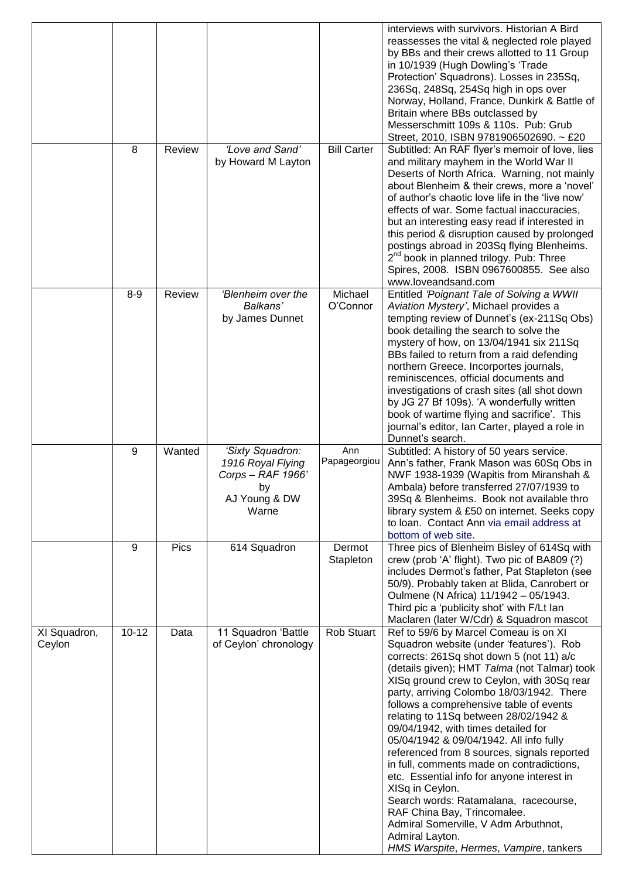| | | | | | |
|---|---|---|---|---|---|
| | | | | | interviews with survivors. Historian A Bird reassesses the vital & neglected role played by BBs and their crews allotted to 11 Group in 10/1939 (Hugh Dowling's 'Trade Protection' Squadrons). Losses in 235Sq, 236Sq, 248Sq, 254Sq high in ops over Norway, Holland, France, Dunkirk & Battle of Britain where BBs outclassed by Messerschmitt 109s & 110s. Pub: Grub Street, 2010, ISBN 9781906502690. ~ £20 |
| | 8 | Review | *'Love and Sand'* by Howard M Layton | Bill Carter | Subtitled: An RAF flyer's memoir of love, lies and military mayhem in the World War II Deserts of North Africa. Warning, not mainly about Blenheim & their crews, more a 'novel' of author's chaotic love life in the 'live now' effects of war. Some factual inaccuracies, but an interesting easy read if interested in this period & disruption caused by prolonged postings abroad in 203Sq flying Blenheims. 2[nd] book in planned trilogy. Pub: Three Spires, 2008. ISBN 0967600855. See also www.loveandsand.com |
| | 8-9 | Review | *'Blenheim over the Balkans'* by James Dunnet | Michael O'Connor | Entitled *'Poignant Tale of Solving a WWII Aviation Mystery'*, Michael provides a tempting review of Dunnet's (ex-211Sq Obs) book detailing the search to solve the mystery of how, on 13/04/1941 six 211Sq BBs failed to return from a raid defending northern Greece. Incorportes journals, reminiscences, official documents and investigations of crash sites (all shot down by JG 27 Bf 109s). 'A wonderfully written book of wartime flying and sacrifice'. This journal's editor, Ian Carter, played a role in Dunnet's search. |
| | 9 | Wanted | *'Sixty Squadron: 1916 Royal Flying Corps – RAF 1966'* by AJ Young & DW Warne | Ann Papageorgiou | Subtitled: A history of 50 years service. Ann's father, Frank Mason was 60Sq Obs in NWF 1938-1939 (Wapitis from Miranshah & Ambala) before transferred 27/07/1939 to 39Sq & Blenheims. Book not available thro library system & £50 on internet. Seeks copy to loan. Contact Ann via email address at bottom of web site. |
| | 9 | Pics | 614 Squadron | Dermot Stapleton | Three pics of Blenheim Bisley of 614Sq with crew (prob 'A' flight). Two pic of BA809 (?) includes Dermot's father, Pat Stapleton (see 50/9). Probably taken at Blida, Canrobert or Oulmene (N Africa) 11/1942 – 05/1943. Third pic a 'publicity shot' with F/Lt Ian Maclaren (later W/Cdr) & Squadron mascot |
| XI Squadron, Ceylon | 10-12 | Data | 11 Squadron 'Battle of Ceylon' chronology | Rob Stuart | Ref to 59/6 by Marcel Comeau is on XI Squadron website (under 'features'). Rob corrects: 261Sq shot down 5 (not 11) a/c (details given); HMT *Talma* (not Talmar) took XISq ground crew to Ceylon, with 30Sq rear party, arriving Colombo 18/03/1942. There follows a comprehensive table of events relating to 11Sq between 28/02/1942 & 09/04/1942, with times detailed for 05/04/1942 & 09/04/1942. All info fully referenced from 8 sources, signals reported in full, comments made on contradictions, etc. Essential info for anyone interest in XISq in Ceylon.<br>Search words: Ratamalana, racecourse, RAF China Bay, Trincomalee.<br>Admiral Somerville, V Adm Arbuthnot, Admiral Layton.<br>*HMS Warspite*, *Hermes*, *Vampire*, tankers |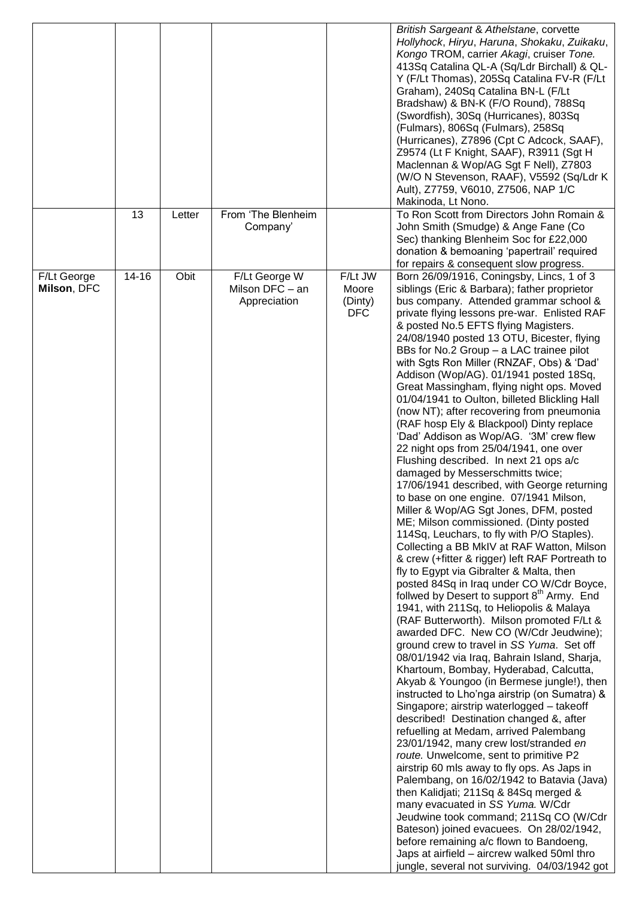| | | | | | |
|---|---|---|---|---|---|
| | | | | | *British Sargeant* & *Athelstane*, corvette *Hollyhock*, *Hiryu*, *Haruna*, *Shokaku*, *Zuikaku*, *Kongo* TROM, carrier *Akagi*, cruiser *Tone.* 413Sq Catalina QL-A (Sq/Ldr Birchall) & QL-Y (F/Lt Thomas), 205Sq Catalina FV-R (F/Lt Graham), 240Sq Catalina BN-L (F/Lt Bradshaw) & BN-K (F/O Round), 788Sq (Swordfish), 30Sq (Hurricanes), 803Sq (Fulmars), 806Sq (Fulmars), 258Sq (Hurricanes), Z7896 (Cpt C Adcock, SAAF), Z9574 (Lt F Knight, SAAF), R3911 (Sgt H Maclennan & Wop/AG Sgt F Nell), Z7803 (W/O N Stevenson, RAAF), V5592 (Sq/Ldr K Ault), Z7759, V6010, Z7506, NAP 1/C Makinoda, Lt Nono. |
| | 13 | Letter | From 'The Blenheim Company' | | To Ron Scott from Directors John Romain & John Smith (Smudge) & Ange Fane (Co Sec) thanking Blenheim Soc for £22,000 donation & bemoaning 'papertrail' required for repairs & consequent slow progress. |
| F/Lt George **Milson**, DFC | 14-16 | Obit | F/Lt George W Milson DFC – an Appreciation | F/Lt JW Moore (Dinty) DFC | Born 26/09/1916, Coningsby, Lincs, 1 of 3 siblings (Eric & Barbara); father proprietor bus company. Attended grammar school & private flying lessons pre-war. Enlisted RAF & posted No.5 EFTS flying Magisters. 24/08/1940 posted 13 OTU, Bicester, flying BBs for No.2 Group – a LAC trainee pilot with Sgts Ron Miller (RNZAF, Obs) & 'Dad' Addison (Wop/AG). 01/1941 posted 18Sq, Great Massingham, flying night ops. Moved 01/04/1941 to Oulton, billeted Blickling Hall (now NT); after recovering from pneumonia (RAF hosp Ely & Blackpool) Dinty replace 'Dad' Addison as Wop/AG. '3M' crew flew 22 night ops from 25/04/1941, one over Flushing described. In next 21 ops a/c damaged by Messerschmitts twice; 17/06/1941 described, with George returning to base on one engine. 07/1941 Milson, Miller & Wop/AG Sgt Jones, DFM, posted ME; Milson commissioned. (Dinty posted 114Sq, Leuchars, to fly with P/O Staples). Collecting a BB MkIV at RAF Watton, Milson & crew (+fitter & rigger) left RAF Portreath to fly to Egypt via Gibraltar & Malta, then posted 84Sq in Iraq under CO W/Cdr Boyce, follwed by Desert to support 8th Army. End 1941, with 211Sq, to Heliopolis & Malaya (RAF Butterworth). Milson promoted F/Lt & awarded DFC. New CO (W/Cdr Jeudwine); ground crew to travel in *SS Yuma*. Set off 08/01/1942 via Iraq, Bahrain Island, Sharja, Khartoum, Bombay, Hyderabad, Calcutta, Akyab & Youngoo (in Bermese jungle!), then instructed to Lho'nga airstrip (on Sumatra) & Singapore; airstrip waterlogged – takeoff described! Destination changed &, after refuelling at Medam, arrived Palembang 23/01/1942, many crew lost/stranded *en route.* Unwelcome, sent to primitive P2 airstrip 60 mls away to fly ops. As Japs in Palembang, on 16/02/1942 to Batavia (Java) then Kalidjati; 211Sq & 84Sq merged & many evacuated in *SS Yuma.* W/Cdr Jeudwine took command; 211Sq CO (W/Cdr Bateson) joined evacuees. On 28/02/1942, before remaining a/c flown to Bandoeng, Japs at airfield – aircrew walked 50ml thro jungle, several not surviving. 04/03/1942 got |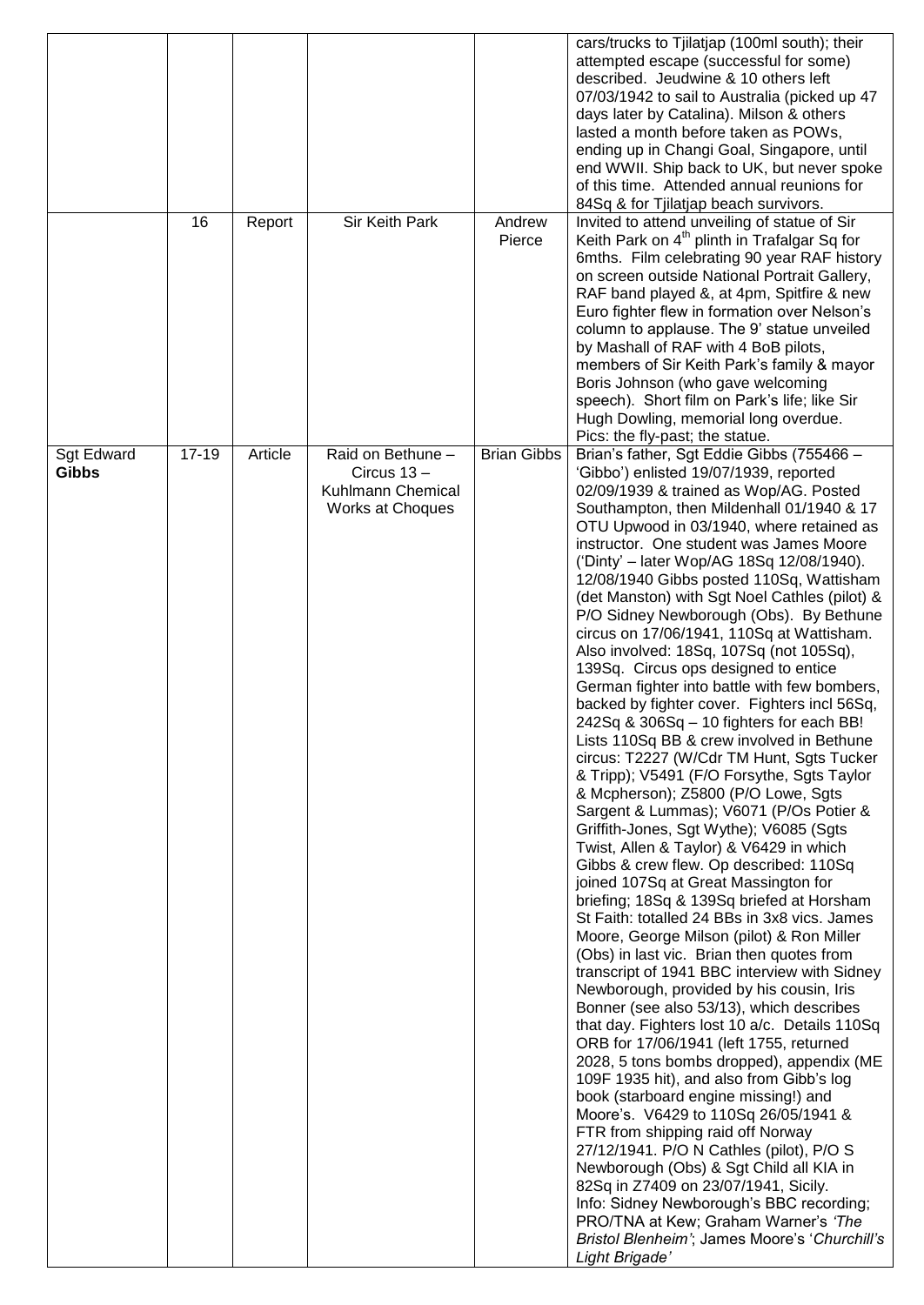| | | | | | |
|---|---|---|---|---|---|
| | | | | | cars/trucks to Tjilatjap (100ml south); their attempted escape (successful for some) described. Jeudwine & 10 others left 07/03/1942 to sail to Australia (picked up 47 days later by Catalina). Milson & others lasted a month before taken as POWs, ending up in Changi Goal, Singapore, until end WWII. Ship back to UK, but never spoke of this time. Attended annual reunions for 84Sq & for Tjilatjap beach survivors. |
| | 16 | Report | Sir Keith Park | Andrew Pierce | Invited to attend unveiling of statue of Sir Keith Park on 4th plinth in Trafalgar Sq for 6mths. Film celebrating 90 year RAF history on screen outside National Portrait Gallery, RAF band played &, at 4pm, Spitfire & new Euro fighter flew in formation over Nelson's column to applause. The 9' statue unveiled by Mashall of RAF with 4 BoB pilots, members of Sir Keith Park's family & mayor Boris Johnson (who gave welcoming speech). Short film on Park's life; like Sir Hugh Dowling, memorial long overdue. Pics: the fly-past; the statue. |
| Sgt Edward **Gibbs** | 17-19 | Article | Raid on Bethune – Circus 13 – Kuhlmann Chemical Works at Choques | Brian Gibbs | Brian's father, Sgt Eddie Gibbs (755466 – 'Gibbo') enlisted 19/07/1939, reported 02/09/1939 & trained as Wop/AG. Posted Southampton, then Mildenhall 01/1940 & 17 OTU Upwood in 03/1940, where retained as instructor. One student was James Moore ('Dinty' – later Wop/AG 18Sq 12/08/1940). 12/08/1940 Gibbs posted 110Sq, Wattisham (det Manston) with Sgt Noel Cathles (pilot) & P/O Sidney Newborough (Obs). By Bethune circus on 17/06/1941, 110Sq at Wattisham. Also involved: 18Sq, 107Sq (not 105Sq), 139Sq. Circus ops designed to entice German fighter into battle with few bombers, backed by fighter cover. Fighters incl 56Sq, 242Sq & 306Sq – 10 fighters for each BB! Lists 110Sq BB & crew involved in Bethune circus: T2227 (W/Cdr TM Hunt, Sgts Tucker & Tripp); V5491 (F/O Forsythe, Sgts Taylor & Mcpherson); Z5800 (P/O Lowe, Sgts Sargent & Lummas); V6071 (P/Os Potier & Griffith-Jones, Sgt Wythe); V6085 (Sgts Twist, Allen & Taylor) & V6429 in which Gibbs & crew flew. Op described: 110Sq joined 107Sq at Great Massington for briefing; 18Sq & 139Sq briefed at Horsham St Faith: totalled 24 BBs in 3x8 vics. James Moore, George Milson (pilot) & Ron Miller (Obs) in last vic. Brian then quotes from transcript of 1941 BBC interview with Sidney Newborough, provided by his cousin, Iris Bonner (see also 53/13), which describes that day. Fighters lost 10 a/c. Details 110Sq ORB for 17/06/1941 (left 1755, returned 2028, 5 tons bombs dropped), appendix (ME 109F 1935 hit), and also from Gibb's log book (starboard engine missing!) and Moore's. V6429 to 110Sq 26/05/1941 & FTR from shipping raid off Norway 27/12/1941. P/O N Cathles (pilot), P/O S Newborough (Obs) & Sgt Child all KIA in 82Sq in Z7409 on 23/07/1941, Sicily. Info: Sidney Newborough's BBC recording; PRO/TNA at Kew; Graham Warner's *'The Bristol Blenheim'*; James Moore's '*Churchill's Light Brigade'* |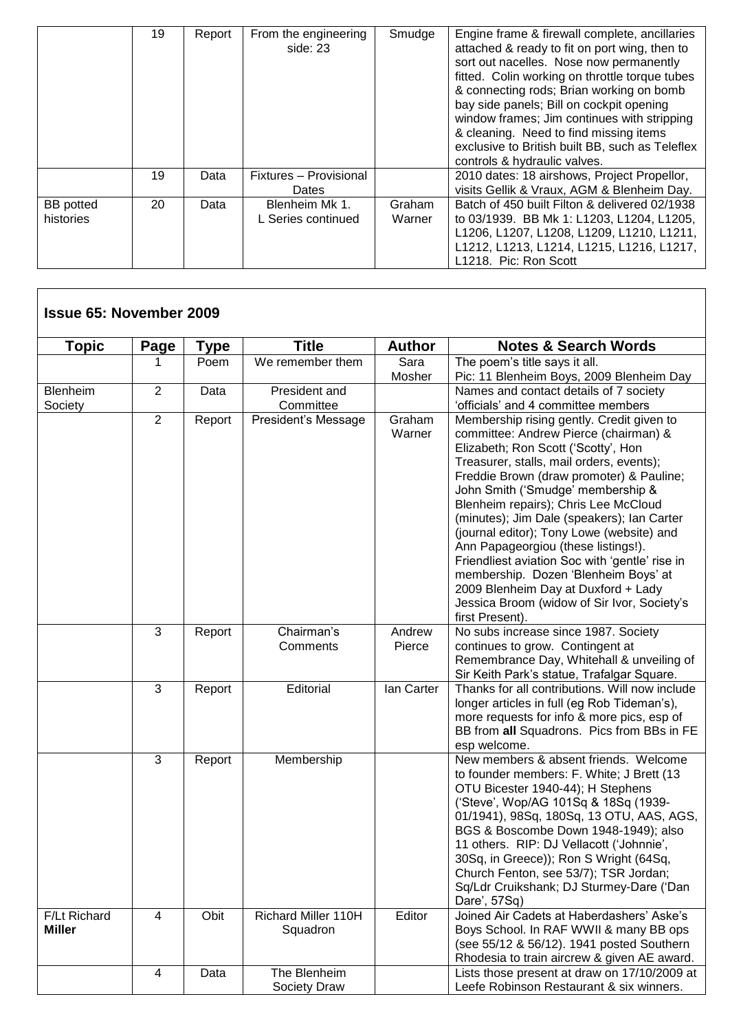| | | | | | |
|---|---|---|---|---|---|
| | 19 | Report | From the engineering side: 23 | Smudge | Engine frame & firewall complete, ancillaries attached & ready to fit on port wing, then to sort out nacelles. Nose now permanently fitted. Colin working on throttle torque tubes & connecting rods; Brian working on bomb bay side panels; Bill on cockpit opening window frames; Jim continues with stripping & cleaning. Need to find missing items exclusive to British built BB, such as Teleflex controls & hydraulic valves. |
| | 19 | Data | Fixtures – Provisional Dates | | 2010 dates: 18 airshows, Project Propellor, visits Gellik & Vraux, AGM & Blenheim Day. |
| BB potted histories | 20 | Data | Blenheim Mk 1. L Series continued | Graham Warner | Batch of 450 built Filton & delivered 02/1938 to 03/1939. BB Mk 1: L1203, L1204, L1205, L1206, L1207, L1208, L1209, L1210, L1211, L1212, L1213, L1214, L1215, L1216, L1217, L1218. Pic: Ron Scott |

## Issue 65: November 2009

| Topic | Page | Type | Title | Author | Notes & Search Words |
|---|---|---|---|---|---|
| | 1 | Poem | We remember them | Sara Mosher | The poem's title says it all. Pic: 11 Blenheim Boys, 2009 Blenheim Day |
| Blenheim Society | 2 | Data | President and Committee | | Names and contact details of 7 society 'officials' and 4 committee members |
| | 2 | Report | President's Message | Graham Warner | Membership rising gently. Credit given to committee: Andrew Pierce (chairman) & Elizabeth; Ron Scott ('Scotty', Hon Treasurer, stalls, mail orders, events); Freddie Brown (draw promoter) & Pauline; John Smith ('Smudge' membership & Blenheim repairs); Chris Lee McCloud (minutes); Jim Dale (speakers); Ian Carter (journal editor); Tony Lowe (website) and Ann Papageorgiou (these listings!). Friendliest aviation Soc with 'gentle' rise in membership. Dozen 'Blenheim Boys' at 2009 Blenheim Day at Duxford + Lady Jessica Broom (widow of Sir Ivor, Society's first Present). |
| | 3 | Report | Chairman's Comments | Andrew Pierce | No subs increase since 1987. Society continues to grow. Contingent at Remembrance Day, Whitehall & unveiling of Sir Keith Park's statue, Trafalgar Square. |
| | 3 | Report | Editorial | Ian Carter | Thanks for all contributions. Will now include longer articles in full (eg Rob Tideman's), more requests for info & more pics, esp of BB from **all** Squadrons. Pics from BBs in FE esp welcome. |
| | 3 | Report | Membership | | New members & absent friends. Welcome to founder members: F. White; J Brett (13 OTU Bicester 1940-44); H Stephens ('Steve', Wop/AG 101Sq & 18Sq (1939-01/1941), 98Sq, 180Sq, 13 OTU, AAS, AGS, BGS & Boscombe Down 1948-1949); also 11 others. RIP: DJ Vellacott ('Johnnie', 30Sq, in Greece)); Ron S Wright (64Sq, Church Fenton, see 53/7); TSR Jordan; Sq/Ldr Cruikshank; DJ Sturmey-Dare ('Dan Dare', 57Sq) |
| F/Lt Richard **Miller** | 4 | Obit | Richard Miller 110H Squadron | Editor | Joined Air Cadets at Haberdashers' Aske's Boys School. In RAF WWII & many BB ops (see 55/12 & 56/12). 1941 posted Southern Rhodesia to train aircrew & given AE award. |
| | 4 | Data | The Blenheim Society Draw | | Lists those present at draw on 17/10/2009 at Leefe Robinson Restaurant & six winners. |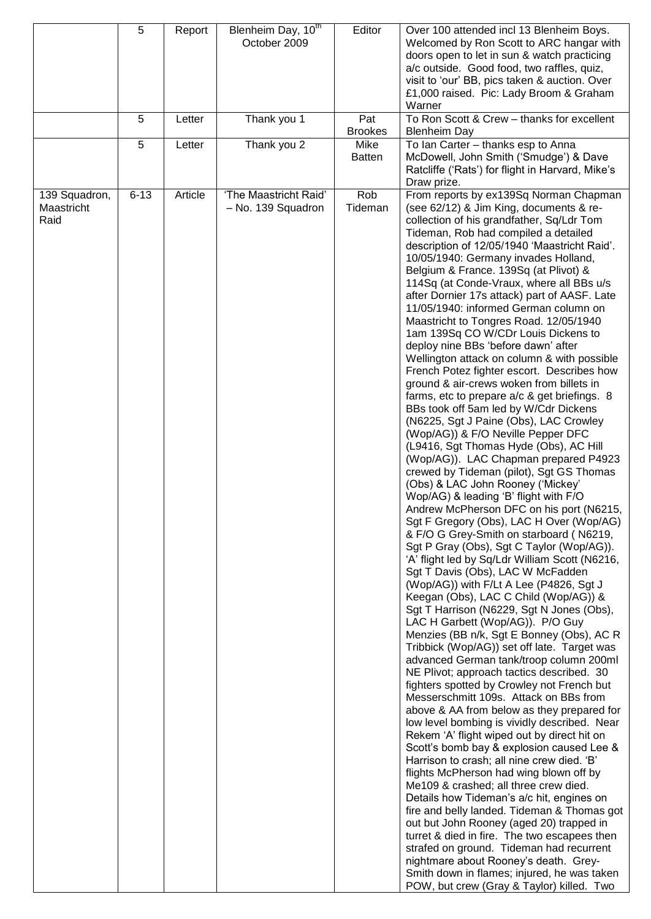|  | 5 | Report | Blenheim Day, 10th October 2009 | Editor | Over 100 attended incl 13 Blenheim Boys. Welcomed by Ron Scott to ARC hangar with doors open to let in sun & watch practicing a/c outside. Good food, two raffles, quiz, visit to 'our' BB, pics taken & auction. Over £1,000 raised. Pic: Lady Broom & Graham Warner |
|---|---|---|---|---|---|
|  | 5 | Letter | Thank you 1 | Pat Brookes | To Ron Scott & Crew – thanks for excellent Blenheim Day |
|  | 5 | Letter | Thank you 2 | Mike Batten | To Ian Carter – thanks esp to Anna McDowell, John Smith ('Smudge') & Dave Ratcliffe ('Rats') for flight in Harvard, Mike's Draw prize. |
| 139 Squadron, Maastricht Raid | 6-13 | Article | 'The Maastricht Raid' – No. 139 Squadron | Rob Tideman | From reports by ex139Sq Norman Chapman (see 62/12) & Jim King, documents & re-collection of his grandfather, Sq/Ldr Tom Tideman, Rob had compiled a detailed description of 12/05/1940 'Maastricht Raid'. 10/05/1940: Germany invades Holland, Belgium & France. 139Sq (at Plivot) & 114Sq (at Conde-Vraux, where all BBs u/s after Dornier 17s attack) part of AASF. Late 11/05/1940: informed German column on Maastricht to Tongres Road. 12/05/1940 1am 139Sq CO W/CDr Louis Dickens to deploy nine BBs 'before dawn' after Wellington attack on column & with possible French Potez fighter escort. Describes how ground & air-crews woken from billets in farms, etc to prepare a/c & get briefings. 8 BBs took off 5am led by W/Cdr Dickens (N6225, Sgt J Paine (Obs), LAC Crowley (Wop/AG)) & F/O Neville Pepper DFC (L9416, Sgt Thomas Hyde (Obs), AC Hill (Wop/AG)). LAC Chapman prepared P4923 crewed by Tideman (pilot), Sgt GS Thomas (Obs) & LAC John Rooney ('Mickey' Wop/AG) & leading 'B' flight with F/O Andrew McPherson DFC on his port (N6215, Sgt F Gregory (Obs), LAC H Over (Wop/AG) & F/O G Grey-Smith on starboard ( N6219, Sgt P Gray (Obs), Sgt C Taylor (Wop/AG)). 'A' flight led by Sq/Ldr William Scott (N6216, Sgt T Davis (Obs), LAC W McFadden (Wop/AG)) with F/Lt A Lee (P4826, Sgt J Keegan (Obs), LAC C Child (Wop/AG)) & Sgt T Harrison (N6229, Sgt N Jones (Obs), LAC H Garbett (Wop/AG)). P/O Guy Menzies (BB n/k, Sgt E Bonney (Obs), AC R Tribbick (Wop/AG)) set off late. Target was advanced German tank/troop column 200ml NE Plivot; approach tactics described. 30 fighters spotted by Crowley not French but Messerschmitt 109s. Attack on BBs from above & AA from below as they prepared for low level bombing is vividly described. Near Rekem 'A' flight wiped out by direct hit on Scott's bomb bay & explosion caused Lee & Harrison to crash; all nine crew died. 'B' flights McPherson had wing blown off by Me109 & crashed; all three crew died. Details how Tideman's a/c hit, engines on fire and belly landed. Tideman & Thomas got out but John Rooney (aged 20) trapped in turret & died in fire. The two escapees then strafed on ground. Tideman had recurrent nightmare about Rooney's death. Grey-Smith down in flames; injured, he was taken POW, but crew (Gray & Taylor) killed. Two |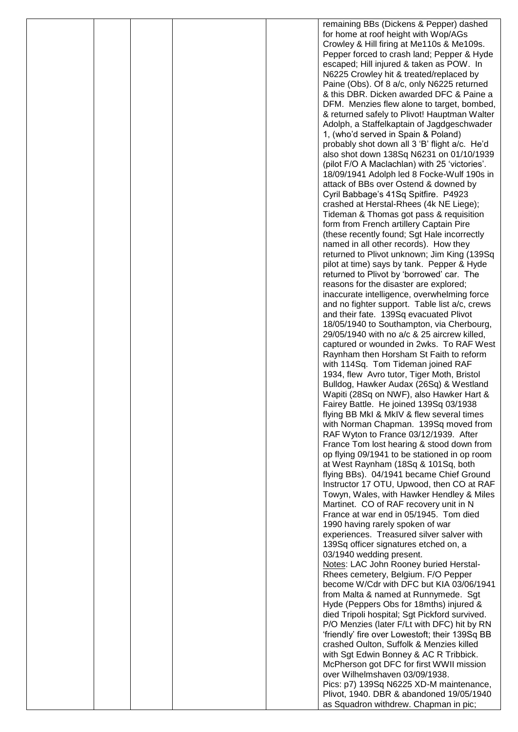| | | | | | |
|---|---|---|---|---|---|
| | | | | | remaining BBs (Dickens & Pepper) dashed for home at roof height with Wop/AGs Crowley & Hill firing at Me110s & Me109s. Pepper forced to crash land; Pepper & Hyde escaped; Hill injured & taken as POW. In N6225 Crowley hit & treated/replaced by Paine (Obs). Of 8 a/c, only N6225 returned & this DBR. Dicken awarded DFC & Paine a DFM. Menzies flew alone to target, bombed, & returned safely to Plivot! Hauptman Walter Adolph, a Staffelkaptain of Jagdgeschwader 1, (who'd served in Spain & Poland) probably shot down all 3 'B' flight a/c. He'd also shot down 138Sq N6231 on 01/10/1939 (pilot F/O A Maclachlan) with 25 'victories'. 18/09/1941 Adolph led 8 Focke-Wulf 190s in attack of BBs over Ostend & downed by Cyril Babbage's 41Sq Spitfire. P4923 crashed at Herstal-Rhees (4k NE Liege); Tideman & Thomas got pass & requisition form from French artillery Captain Pire (these recently found; Sgt Hale incorrectly named in all other records). How they returned to Plivot unknown; Jim King (139Sq pilot at time) says by tank. Pepper & Hyde returned to Plivot by 'borrowed' car. The reasons for the disaster are explored; inaccurate intelligence, overwhelming force and no fighter support. Table list a/c, crews and their fate. 139Sq evacuated Plivot 18/05/1940 to Southampton, via Cherbourg, 29/05/1940 with no a/c & 25 aircrew killed, captured or wounded in 2wks. To RAF West Raynham then Horsham St Faith to reform with 114Sq. Tom Tideman joined RAF 1934, flew Avro tutor, Tiger Moth, Bristol Bulldog, Hawker Audax (26Sq) & Westland Wapiti (28Sq on NWF), also Hawker Hart & Fairey Battle. He joined 139Sq 03/1938 flying BB MkI & MkIV & flew several times with Norman Chapman. 139Sq moved from RAF Wyton to France 03/12/1939. After France Tom lost hearing & stood down from op flying 09/1941 to be stationed in op room at West Raynham (18Sq & 101Sq, both flying BBs). 04/1941 became Chief Ground Instructor 17 OTU, Upwood, then CO at RAF Towyn, Wales, with Hawker Hendley & Miles Martinet. CO of RAF recovery unit in N France at war end in 05/1945. Tom died 1990 having rarely spoken of war experiences. Treasured silver salver with 139Sq officer signatures etched on, a 03/1940 wedding present.<br>Notes: LAC John Rooney buried Herstal-Rhees cemetery, Belgium. F/O Pepper become W/Cdr with DFC but KIA 03/06/1941 from Malta & named at Runnymede. Sgt Hyde (Peppers Obs for 18mths) injured & died Tripoli hospital; Sgt Pickford survived. P/O Menzies (later F/Lt with DFC) hit by RN 'friendly' fire over Lowestoft; their 139Sq BB crashed Oulton, Suffolk & Menzies killed with Sgt Edwin Bonney & AC R Tribbick. McPherson got DFC for first WWII mission over Wilhelmshaven 03/09/1938.<br>Pics: p7) 139Sq N6225 XD-M maintenance, Plivot, 1940. DBR & abandoned 19/05/1940 as Squadron withdrew. Chapman in pic; |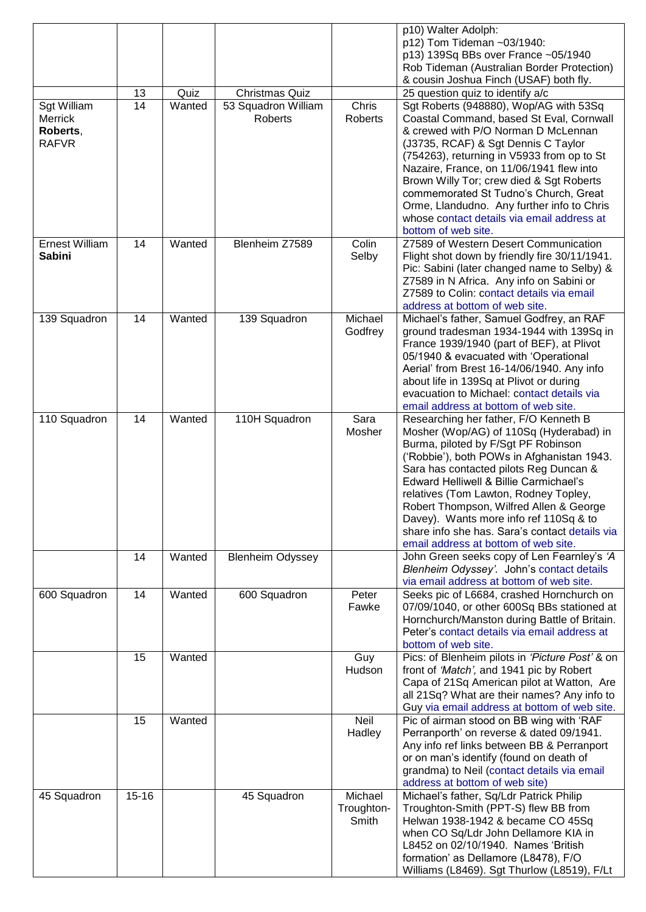| | | | | | |
|---|---|---|---|---|---|
| | | | | | p10) Walter Adolph: p12) Tom Tideman ~03/1940: p13) 139Sq BBs over France ~05/1940 Rob Tideman (Australian Border Protection) & cousin Joshua Finch (USAF) both fly. |
| | 13 | Quiz | Christmas Quiz | | 25 question quiz to identify a/c |
| Sgt William Merrick **Roberts**, RAFVR | 14 | Wanted | 53 Squadron William Roberts | Chris Roberts | Sgt Roberts (948880), Wop/AG with 53Sq Coastal Command, based St Eval, Cornwall & crewed with P/O Norman D McLennan (J3735, RCAF) & Sgt Dennis C Taylor (754263), returning in V5933 from op to St Nazaire, France, on 11/06/1941 flew into Brown Willy Tor; crew died & Sgt Roberts commemorated St Tudno's Church, Great Orme, Llandudno. Any further info to Chris whose contact details via email address at bottom of web site. |
| Ernest William **Sabini** | 14 | Wanted | Blenheim Z7589 | Colin Selby | Z7589 of Western Desert Communication Flight shot down by friendly fire 30/11/1941. Pic: Sabini (later changed name to Selby) & Z7589 in N Africa. Any info on Sabini or Z7589 to Colin: contact details via email address at bottom of web site. |
| 139 Squadron | 14 | Wanted | 139 Squadron | Michael Godfrey | Michael's father, Samuel Godfrey, an RAF ground tradesman 1934-1944 with 139Sq in France 1939/1940 (part of BEF), at Plivot 05/1940 & evacuated with 'Operational Aerial' from Brest 16-14/06/1940. Any info about life in 139Sq at Plivot or during evacuation to Michael: contact details via email address at bottom of web site. |
| 110 Squadron | 14 | Wanted | 110H Squadron | Sara Mosher | Researching her father, F/O Kenneth B Mosher (Wop/AG) of 110Sq (Hyderabad) in Burma, piloted by F/Sgt PF Robinson ('Robbie'), both POWs in Afghanistan 1943. Sara has contacted pilots Reg Duncan & Edward Helliwell & Billie Carmichael's relatives (Tom Lawton, Rodney Topley, Robert Thompson, Wilfred Allen & George Davey). Wants more info ref 110Sq & to share info she has. Sara's contact details via email address at bottom of web site. |
| | 14 | Wanted | Blenheim Odyssey | | John Green seeks copy of Len Fearnley's *'A Blenheim Odyssey'*. John's contact details via email address at bottom of web site. |
| 600 Squadron | 14 | Wanted | 600 Squadron | Peter Fawke | Seeks pic of L6684, crashed Hornchurch on 07/09/1040, or other 600Sq BBs stationed at Hornchurch/Manston during Battle of Britain. Peter's contact details via email address at bottom of web site. |
| | 15 | Wanted | | Guy Hudson | Pics: of Blenheim pilots in *'Picture Post'* & on front of *'Match'*, and 1941 pic by Robert Capa of 21Sq American pilot at Watton, Are all 21Sq? What are their names? Any info to Guy via email address at bottom of web site. |
| | 15 | Wanted | | Neil Hadley | Pic of airman stood on BB wing with 'RAF Perranporth' on reverse & dated 09/1941. Any info ref links between BB & Perranport or on man's identify (found on death of grandma) to Neil (contact details via email address at bottom of web site) |
| 45 Squadron | 15-16 | | 45 Squadron | Michael Troughton-Smith | Michael's father, Sq/Ldr Patrick Philip Troughton-Smith (PPT-S) flew BB from Helwan 1938-1942 & became CO 45Sq when CO Sq/Ldr John Dellamore KIA in L8452 on 02/10/1940. Names 'British formation' as Dellamore (L8478), F/O Williams (L8469). Sgt Thurlow (L8519), F/Lt |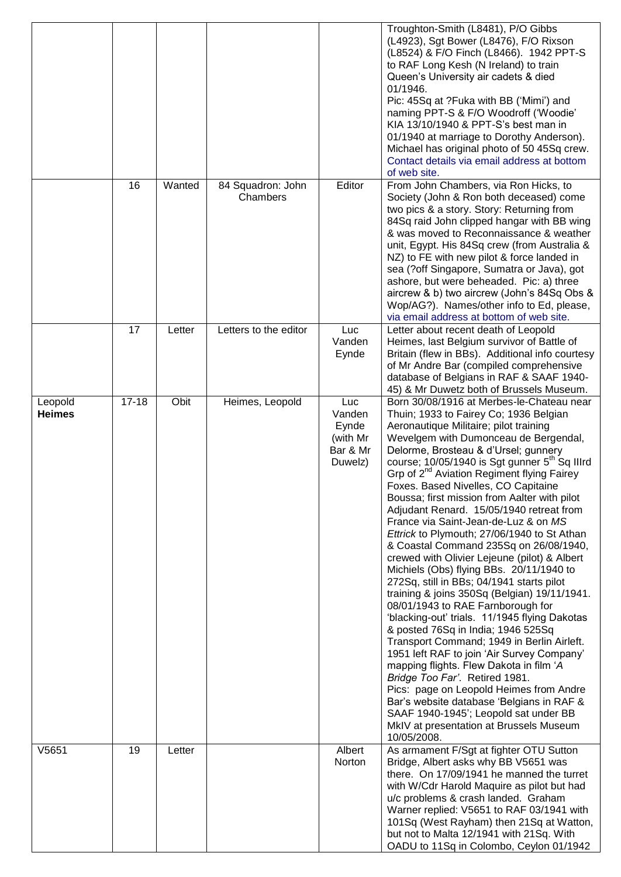| | | | | | |
|---|---|---|---|---|---|
| | | | | | Troughton-Smith (L8481), P/O Gibbs (L4923), Sgt Bower (L8476), F/O Rixson (L8524) & F/O Finch (L8466). 1942 PPT-S to RAF Long Kesh (N Ireland) to train Queen's University air cadets & died 01/1946. Pic: 45Sq at ?Fuka with BB ('Mimi') and naming PPT-S & F/O Woodroff ('Woodie' KIA 13/10/1940 & PPT-S's best man in 01/1940 at marriage to Dorothy Anderson). Michael has original photo of 50 45Sq crew. Contact details via email address at bottom of web site. |
| | 16 | Wanted | 84 Squadron: John Chambers | Editor | From John Chambers, via Ron Hicks, to Society (John & Ron both deceased) come two pics & a story. Story: Returning from 84Sq raid John clipped hangar with BB wing & was moved to Reconnaissance & weather unit, Egypt. His 84Sq crew (from Australia & NZ) to FE with new pilot & force landed in sea (?off Singapore, Sumatra or Java), got ashore, but were beheaded. Pic: a) three aircrew & b) two aircrew (John's 84Sq Obs & Wop/AG?). Names/other info to Ed, please, via email address at bottom of web site. |
| | 17 | Letter | Letters to the editor | Luc Vanden Eynde | Letter about recent death of Leopold Heimes, last Belgium survivor of Battle of Britain (flew in BBs). Additional info courtesy of Mr Andre Bar (compiled comprehensive database of Belgians in RAF & SAAF 1940-45) & Mr Duwetz both of Brussels Museum. |
| Leopold **Heimes** | 17-18 | Obit | Heimes, Leopold | Luc Vanden Eynde (with Mr Bar & Mr Duwelz) | Born 30/08/1916 at Merbes-le-Chateau near Thuin; 1933 to Fairey Co; 1936 Belgian Aeronautique Militaire; pilot training Wevelgem with Dumonceau de Bergendal, Delorme, Brosteau & d'Ursel; gunnery course; 10/05/1940 is Sgt gunner 5th Sq IIIrd Grp of 2nd Aviation Regiment flying Fairey Foxes. Based Nivelles, CO Capitaine Boussa; first mission from Aalter with pilot Adjudant Renard. 15/05/1940 retreat from France via Saint-Jean-de-Luz & on *MS Ettrick* to Plymouth; 27/06/1940 to St Athan & Coastal Command 235Sq on 26/08/1940, crewed with Olivier Lejeune (pilot) & Albert Michiels (Obs) flying BBs. 20/11/1940 to 272Sq, still in BBs; 04/1941 starts pilot training & joins 350Sq (Belgian) 19/11/1941. 08/01/1943 to RAE Farnborough for 'blacking-out' trials. 11/1945 flying Dakotas & posted 76Sq in India; 1946 525Sq Transport Command; 1949 in Berlin Airleft. 1951 left RAF to join 'Air Survey Company' mapping flights. Flew Dakota in film '*A Bridge Too Far*'. Retired 1981. Pics: page on Leopold Heimes from Andre Bar's website database 'Belgians in RAF & SAAF 1940-1945'; Leopold sat under BB MkIV at presentation at Brussels Museum 10/05/2008. |
| V5651 | 19 | Letter | | Albert Norton | As armament F/Sgt at fighter OTU Sutton Bridge, Albert asks why BB V5651 was there. On 17/09/1941 he manned the turret with W/Cdr Harold Maquire as pilot but had u/c problems & crash landed. Graham Warner replied: V5651 to RAF 03/1941 with 101Sq (West Rayham) then 21Sq at Watton, but not to Malta 12/1941 with 21Sq. With OADU to 11Sq in Colombo, Ceylon 01/1942 |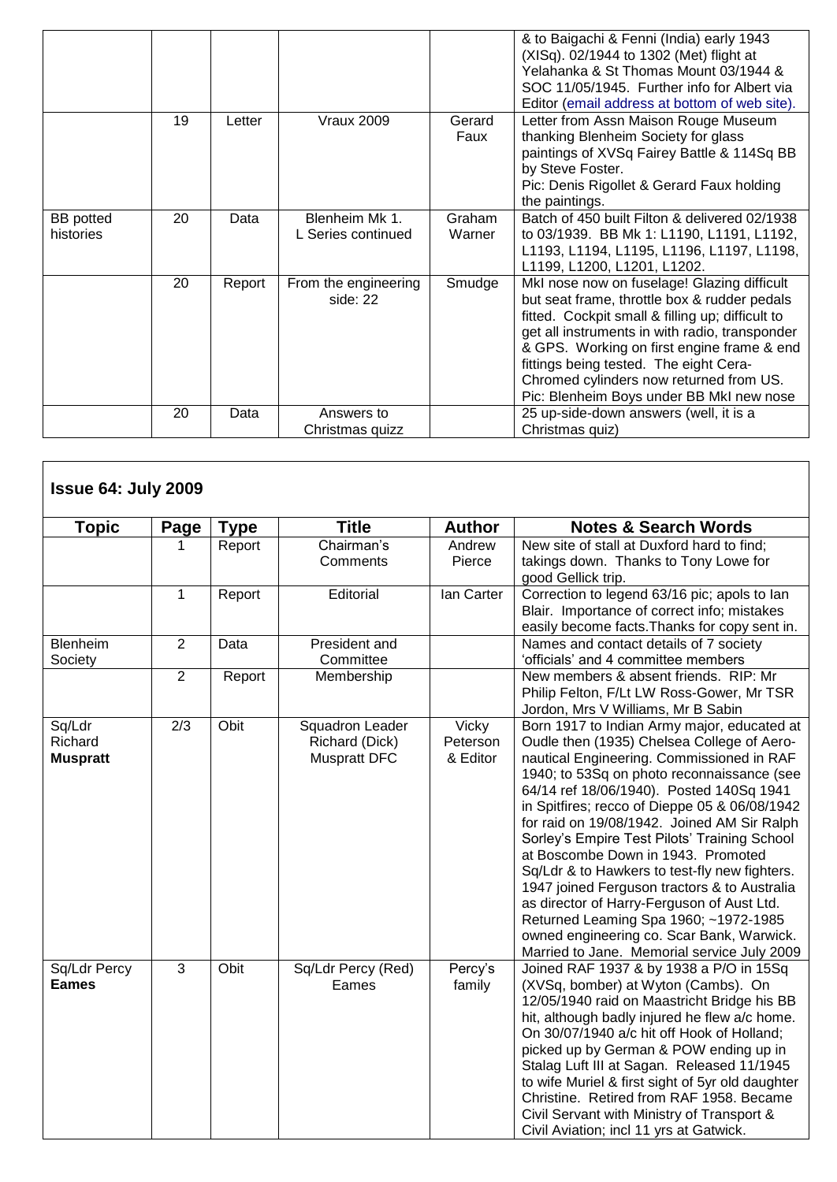| | | | | |
|---|---|---|---|---|
| | | | | & to Baigachi & Fenni (India) early 1943 (XISq). 02/1944 to 1302 (Met) flight at Yelahanka & St Thomas Mount 03/1944 & SOC 11/05/1945. Further info for Albert via Editor (email address at bottom of web site). |
| | 19 | Letter | Vraux 2009 | Gerard Faux | Letter from Assn Maison Rouge Museum thanking Blenheim Society for glass paintings of XVSq Fairey Battle & 114Sq BB by Steve Foster. Pic: Denis Rigollet & Gerard Faux holding the paintings. |
| BB potted histories | 20 | Data | Blenheim Mk 1. L Series continued | Graham Warner | Batch of 450 built Filton & delivered 02/1938 to 03/1939. BB Mk 1: L1190, L1191, L1192, L1193, L1194, L1195, L1196, L1197, L1198, L1199, L1200, L1201, L1202. |
| | 20 | Report | From the engineering side: 22 | Smudge | MkI nose now on fuselage! Glazing difficult but seat frame, throttle box & rudder pedals fitted. Cockpit small & filling up; difficult to get all instruments in with radio, transponder & GPS. Working on first engine frame & end fittings being tested. The eight Cera-Chromed cylinders now returned from US. Pic: Blenheim Boys under BB MkI new nose |
| | 20 | Data | Answers to Christmas quizz | | 25 up-side-down answers (well, it is a Christmas quiz) |

## Issue 64: July 2009

| Topic | Page | Type | Title | Author | Notes & Search Words |
|---|---|---|---|---|---|
| | 1 | Report | Chairman's Comments | Andrew Pierce | New site of stall at Duxford hard to find; takings down. Thanks to Tony Lowe for good Gellick trip. |
| | 1 | Report | Editorial | Ian Carter | Correction to legend 63/16 pic; apols to Ian Blair. Importance of correct info; mistakes easily become facts.Thanks for copy sent in. |
| Blenheim Society | 2 | Data | President and Committee | | Names and contact details of 7 society 'officials' and 4 committee members |
| | 2 | Report | Membership | | New members & absent friends. RIP: Mr Philip Felton, F/Lt LW Ross-Gower, Mr TSR Jordon, Mrs V Williams, Mr B Sabin |
| Sq/Ldr Richard **Muspratt** | 2/3 | Obit | Squadron Leader Richard (Dick) Muspratt DFC | Vicky Peterson & Editor | Born 1917 to Indian Army major, educated at Oudle then (1935) Chelsea College of Aero-nautical Engineering. Commissioned in RAF 1940; to 53Sq on photo reconnaissance (see 64/14 ref 18/06/1940). Posted 140Sq 1941 in Spitfires; recco of Dieppe 05 & 06/08/1942 for raid on 19/08/1942. Joined AM Sir Ralph Sorley's Empire Test Pilots' Training School at Boscombe Down in 1943. Promoted Sq/Ldr & to Hawkers to test-fly new fighters. 1947 joined Ferguson tractors & to Australia as director of Harry-Ferguson of Aust Ltd. Returned Leaming Spa 1960; ~1972-1985 owned engineering co. Scar Bank, Warwick. Married to Jane. Memorial service July 2009 |
| Sq/Ldr Percy **Eames** | 3 | Obit | Sq/Ldr Percy (Red) Eames | Percy's family | Joined RAF 1937 & by 1938 a P/O in 15Sq (XVSq, bomber) at Wyton (Cambs). On 12/05/1940 raid on Maastricht Bridge his BB hit, although badly injured he flew a/c home. On 30/07/1940 a/c hit off Hook of Holland; picked up by German & POW ending up in Stalag Luft III at Sagan. Released 11/1945 to wife Muriel & first sight of 5yr old daughter Christine. Retired from RAF 1958. Became Civil Servant with Ministry of Transport & Civil Aviation; incl 11 yrs at Gatwick. |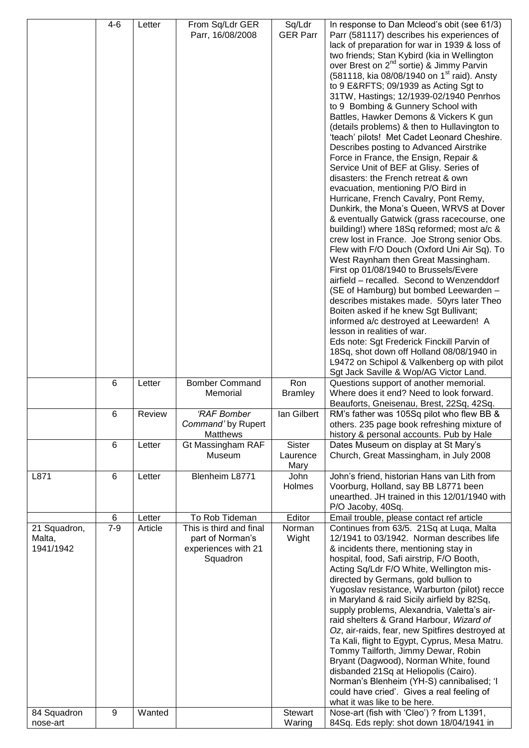|  | 4-6 | Letter | From Sq/Ldr GER Parr, 16/08/2008 | Sq/Ldr GER Parr | In response to Dan Mcleod's obit (see 61/3) Parr (581117) describes his experiences of lack of preparation for war in 1939 & loss of two friends; Stan Kybird (kia in Wellington over Brest on 2nd sortie) & Jimmy Parvin (581118, kia 08/08/1940 on 1st raid). Ansty to 9 E&RFTS; 09/1939 as Acting Sgt to 31TW, Hastings; 12/1939-02/1940 Penrhos to 9 Bombing & Gunnery School with Battles, Hawker Demons & Vickers K gun (details problems) & then to Hullavington to 'teach' pilots! Met Cadet Leonard Cheshire. Describes posting to Advanced Airstrike Force in France, the Ensign, Repair & Service Unit of BEF at Glisy. Series of disasters: the French retreat & own evacuation, mentioning P/O Bird in Hurricane, French Cavalry, Pont Remy, Dunkirk, the Mona's Queen, WRVS at Dover & eventually Gatwick (grass racecourse, one building!) where 18Sq reformed; most a/c & crew lost in France. Joe Strong senior Obs. Flew with F/O Douch (Oxford Uni Air Sq). To West Raynham then Great Massingham. First op 01/08/1940 to Brussels/Evere airfield – recalled. Second to Wenzenddorf (SE of Hamburg) but bombed Leewarden – describes mistakes made. 50yrs later Theo Boiten asked if he knew Sgt Bullivant; informed a/c destroyed at Leewarden! A lesson in realities of war.<br>Eds note: Sgt Frederick Finckill Parvin of 18Sq, shot down off Holland 08/08/1940 in L9472 on Schipol & Valkenberg op with pilot Sgt Jack Saville & Wop/AG Victor Land. |
|  | 6 | Letter | Bomber Command Memorial | Ron Bramley | Questions support of another memorial. Where does it end? Need to look forward. Beauforts, Gneisenau, Brest, 22Sq, 42Sq. |
|  | 6 | Review | *'RAF Bomber Command'* by Rupert Matthews | Ian Gilbert | RM's father was 105Sq pilot who flew BB & others. 235 page book refreshing mixture of history & personal accounts. Pub by Hale |
|  | 6 | Letter | Gt Massingham RAF Museum | Sister Laurence Mary | Dates Museum on display at St Mary's Church, Great Massingham, in July 2008 |
| L871 | 6 | Letter | Blenheim L8771 | John Holmes | John's friend, historian Hans van Lith from Voorburg, Holland, say BB L8771 been unearthed. JH trained in this 12/01/1940 with P/O Jacoby, 40Sq. |
|  | 6 | Letter | To Rob Tideman | Editor | Email trouble, please contact ref article |
| 21 Squadron, Malta, 1941/1942 | 7-9 | Article | This is third and final part of Norman's experiences with 21 Squadron | Norman Wight | Continues from 63/5. 21Sq at Luqa, Malta 12/1941 to 03/1942. Norman describes life & incidents there, mentioning stay in hospital, food, Safi airstrip, F/O Booth, Acting Sq/Ldr F/O White, Wellington mis-directed by Germans, gold bullion to Yugoslav resistance, Warburton (pilot) recce in Maryland & raid Sicily airfield by 82Sq, supply problems, Alexandria, Valetta's air-raid shelters & Grand Harbour, *Wizard of Oz*, air-raids, fear, new Spitfires destroyed at Ta Kali, flight to Egypt, Cyprus, Mesa Matru. Tommy Tailforth, Jimmy Dewar, Robin Bryant (Dagwood), Norman White, found disbanded 21Sq at Heliopolis (Cairo). Norman's Blenheim (YH-S) cannibalised; 'I could have cried'. Gives a real feeling of what it was like to be here. |
| 84 Squadron nose-art | 9 | Wanted |  | Stewart Waring | Nose-art (fish with 'Cleo') ? from L1391, 84Sq. Eds reply: shot down 18/04/1941 in |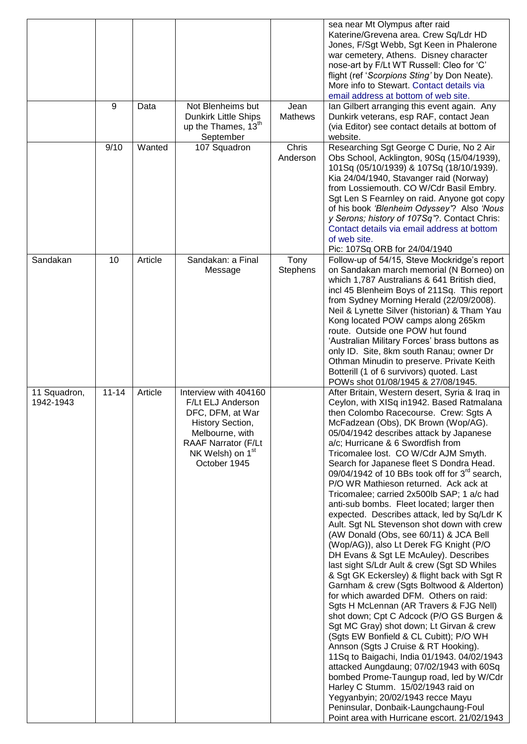| | | | | | |
|---|---|---|---|---|---|
| | | | | | sea near Mt Olympus after raid Katerine/Grevena area. Crew Sq/Ldr HD Jones, F/Sgt Webb, Sgt Keen in Phalerone war cemetery, Athens. Disney character nose-art by F/Lt WT Russell: Cleo for 'C' flight (ref '*Scorpions Sting'* by Don Neate). More info to Stewart. Contact details via email address at bottom of web site. |
| | 9 | Data | Not Blenheims but Dunkirk Little Ships up the Thames, 13th September | Jean Mathews | Ian Gilbert arranging this event again. Any Dunkirk veterans, esp RAF, contact Jean (via Editor) see contact details at bottom of website. |
| | 9/10 | Wanted | 107 Squadron | Chris Anderson | Researching Sgt George C Durie, No 2 Air Obs School, Acklington, 90Sq (15/04/1939), 101Sq (05/10/1939) & 107Sq (18/10/1939). Kia 24/04/1940, Stavanger raid (Norway) from Lossiemouth. CO W/Cdr Basil Embry. Sgt Len S Fearnley on raid. Anyone got copy of his book *'Blenheim Odyssey'*? Also *'Nous y Serons; history of 107Sq'*?. Contact Chris: Contact details via email address at bottom of web site. Pic: 107Sq ORB for 24/04/1940 |
| Sandakan | 10 | Article | Sandakan: a Final Message | Tony Stephens | Follow-up of 54/15, Steve Mockridge's report on Sandakan march memorial (N Borneo) on which 1,787 Australians & 641 British died, incl 45 Blenheim Boys of 211Sq. This report from Sydney Morning Herald (22/09/2008). Neil & Lynette Silver (historian) & Tham Yau Kong located POW camps along 265km route. Outside one POW hut found 'Australian Military Forces' brass buttons as only ID. Site, 8km south Ranau; owner Dr Othman Minudin to preserve. Private Keith Botterill (1 of 6 survivors) quoted. Last POWs shot 01/08/1945 & 27/08/1945. |
| 11 Squadron, 1942-1943 | 11-14 | Article | Interview with 404160 F/Lt ELJ Anderson DFC, DFM, at War History Section, Melbourne, with RAAF Narrator (F/Lt NK Welsh) on 1st October 1945 | | After Britain, Western desert, Syria & Iraq in Ceylon, with XISq in1942. Based Ratmalana then Colombo Racecourse. Crew: Sgts A McFadzean (Obs), DK Brown (Wop/AG). 05/04/1942 describes attack by Japanese a/c; Hurricane & 6 Swordfish from Tricomalee lost. CO W/Cdr AJM Smyth. Search for Japanese fleet S Dondra Head. 09/04/1942 of 10 BBs took off for 3rd search, P/O WR Mathieson returned. Ack ack at Tricomalee; carried 2x500lb SAP; 1 a/c had anti-sub bombs. Fleet located; larger then expected. Describes attack, led by Sq/Ldr K Ault. Sgt NL Stevenson shot down with crew (AW Donald (Obs, see 60/11) & JCA Bell (Wop/AG)), also Lt Derek FG Knight (P/O DH Evans & Sgt LE McAuley). Describes last sight S/Ldr Ault & crew (Sgt SD Whiles & Sgt GK Eckersley) & flight back with Sgt R Garnham & crew (Sgts Boltwood & Alderton) for which awarded DFM. Others on raid: Sgts H McLennan (AR Travers & FJG Nell) shot down; Cpt C Adcock (P/O GS Burgen & Sgt MC Gray) shot down; Lt Girvan & crew (Sgts EW Bonfield & CL Cubitt); P/O WH Annson (Sgts J Cruise & RT Hooking). 11Sq to Baigachi, India 01/1943. 04/02/1943 attacked Aungdaung; 07/02/1943 with 60Sq bombed Prome-Taungup road, led by W/Cdr Harley C Stumm. 15/02/1943 raid on Yegyanbyin; 20/02/1943 recce Mayu Peninsular, Donbaik-Laungchaung-Foul Point area with Hurricane escort. 21/02/1943 |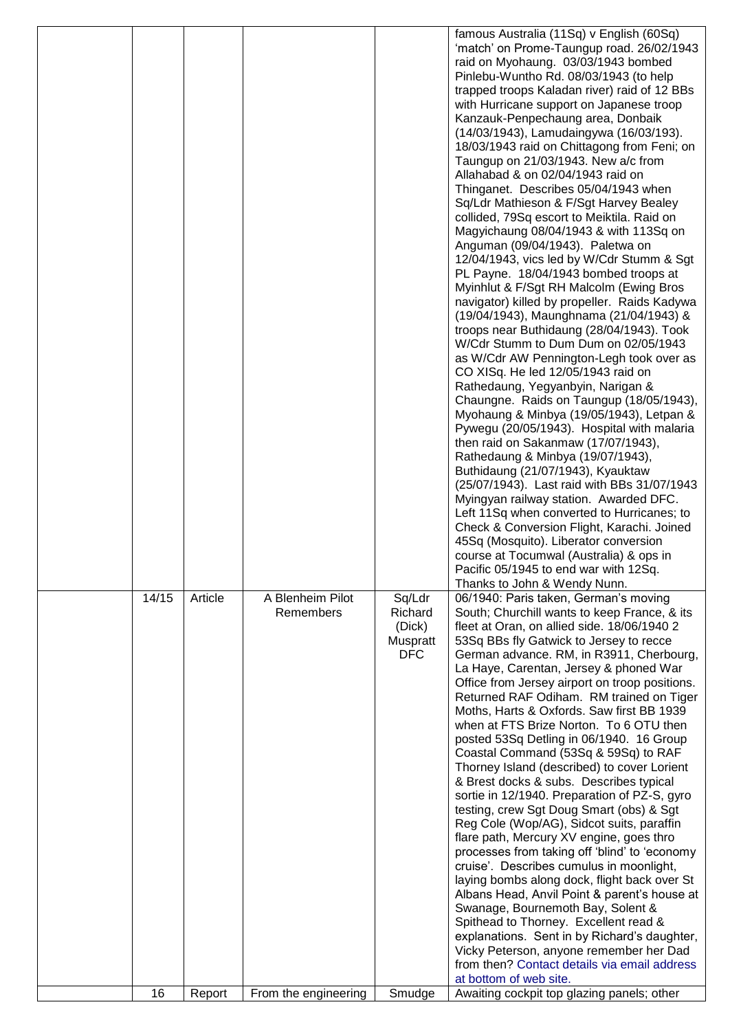| | | | | | |
|---|---|---|---|---|---|
| | | | | | famous Australia (11Sq) v English (60Sq) 'match' on Prome-Taungup road. 26/02/1943 raid on Myohaung. 03/03/1943 bombed Pinlebu-Wuntho Rd. 08/03/1943 (to help trapped troops Kaladan river) raid of 12 BBs with Hurricane support on Japanese troop Kanzauk-Penpechaung area, Donbaik (14/03/1943), Lamudaingywa (16/03/193). 18/03/1943 raid on Chittagong from Feni; on Taungup on 21/03/1943. New a/c from Allahabad & on 02/04/1943 raid on Thinganet. Describes 05/04/1943 when Sq/Ldr Mathieson & F/Sgt Harvey Bealey collided, 79Sq escort to Meiktila. Raid on Magyichaung 08/04/1943 & with 113Sq on Anguman (09/04/1943). Paletwa on 12/04/1943, vics led by W/Cdr Stumm & Sgt PL Payne. 18/04/1943 bombed troops at Myinhlut & F/Sgt RH Malcolm (Ewing Bros navigator) killed by propeller. Raids Kadywa (19/04/1943), Maunghnama (21/04/1943) & troops near Buthidaung (28/04/1943). Took W/Cdr Stumm to Dum Dum on 02/05/1943 as W/Cdr AW Pennington-Legh took over as CO XISq. He led 12/05/1943 raid on Rathedaung, Yegyanbyin, Narigan & Chaungne. Raids on Taungup (18/05/1943), Myohaung & Minbya (19/05/1943), Letpan & Pywegu (20/05/1943). Hospital with malaria then raid on Sakanmaw (17/07/1943), Rathedaung & Minbya (19/07/1943), Buthidaung (21/07/1943), Kyauktaw (25/07/1943). Last raid with BBs 31/07/1943 Myingyan railway station. Awarded DFC. Left 11Sq when converted to Hurricanes; to Check & Conversion Flight, Karachi. Joined 45Sq (Mosquito). Liberator conversion course at Tocumwal (Australia) & ops in Pacific 05/1945 to end war with 12Sq. Thanks to John & Wendy Nunn. |
| | 14/15 | Article | A Blenheim Pilot Remembers | Sq/Ldr Richard (Dick) Muspratt DFC | 06/1940: Paris taken, German's moving South; Churchill wants to keep France, & its fleet at Oran, on allied side. 18/06/1940 2 53Sq BBs fly Gatwick to Jersey to recce German advance. RM, in R3911, Cherbourg, La Haye, Carentan, Jersey & phoned War Office from Jersey airport on troop positions. Returned RAF Odiham. RM trained on Tiger Moths, Harts & Oxfords. Saw first BB 1939 when at FTS Brize Norton. To 6 OTU then posted 53Sq Detling in 06/1940. 16 Group Coastal Command (53Sq & 59Sq) to RAF Thorney Island (described) to cover Lorient & Brest docks & subs. Describes typical sortie in 12/1940. Preparation of PZ-S, gyro testing, crew Sgt Doug Smart (obs) & Sgt Reg Cole (Wop/AG), Sidcot suits, paraffin flare path, Mercury XV engine, goes thro processes from taking off 'blind' to 'economy cruise'. Describes cumulus in moonlight, laying bombs along dock, flight back over St Albans Head, Anvil Point & parent's house at Swanage, Bournemouth Bay, Solent & Spithead to Thorney. Excellent read & explanations. Sent in by Richard's daughter, Vicky Peterson, anyone remember her Dad from then? Contact details via email address at bottom of web site. |
| | 16 | Report | From the engineering | Smudge | Awaiting cockpit top glazing panels; other |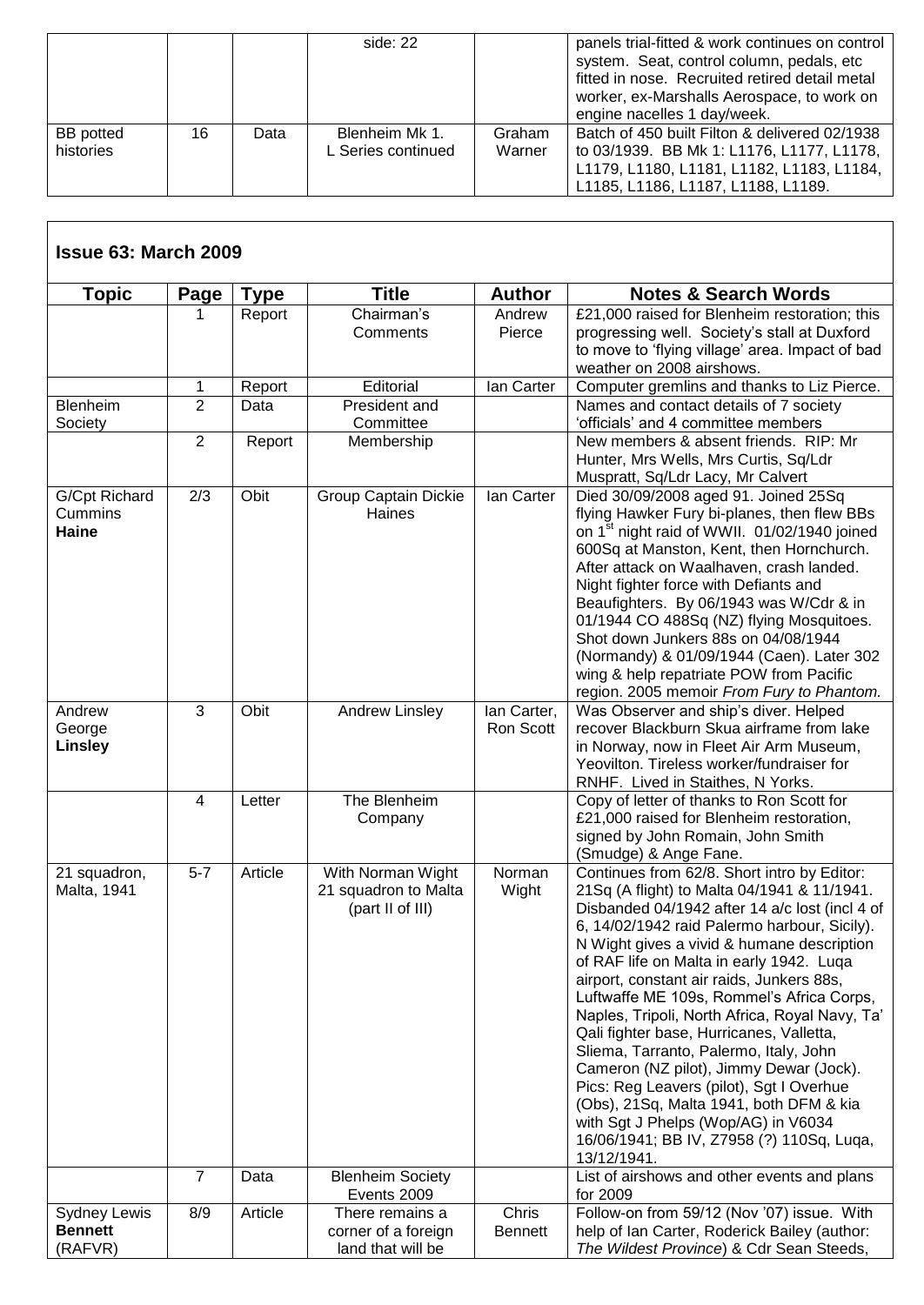| | | | side: 22 | | panels trial-fitted & work continues on control system. Seat, control column, pedals, etc fitted in nose. Recruited retired detail metal worker, ex-Marshalls Aerospace, to work on engine nacelles 1 day/week. |
|---|---|---|---|---|---|
| BB potted histories | 16 | Data | Blenheim Mk 1. L Series continued | Graham Warner | Batch of 450 built Filton & delivered 02/1938 to 03/1939. BB Mk 1: L1176, L1177, L1178, L1179, L1180, L1181, L1182, L1183, L1184, L1185, L1186, L1187, L1188, L1189. |

## Issue 63: March 2009

| Topic | Page | Type | Title | Author | Notes & Search Words |
|---|---|---|---|---|---|
| | 1 | Report | Chairman's Comments | Andrew Pierce | £21,000 raised for Blenheim restoration; this progressing well. Society's stall at Duxford to move to 'flying village' area. Impact of bad weather on 2008 airshows. |
| | 1 | Report | Editorial | Ian Carter | Computer gremlins and thanks to Liz Pierce. |
| Blenheim Society | 2 | Data | President and Committee | | Names and contact details of 7 society 'officials' and 4 committee members |
| | 2 | Report | Membership | | New members & absent friends. RIP: Mr Hunter, Mrs Wells, Mrs Curtis, Sq/Ldr Muspratt, Sq/Ldr Lacy, Mr Calvert |
| G/Cpt Richard Cummins **Haine** | 2/3 | Obit | Group Captain Dickie Haines | Ian Carter | Died 30/09/2008 aged 91. Joined 25Sq flying Hawker Fury bi-planes, then flew BBs on 1st night raid of WWII. 01/02/1940 joined 600Sq at Manston, Kent, then Hornchurch. After attack on Waalhaven, crash landed. Night fighter force with Defiants and Beaufighters. By 06/1943 was W/Cdr & in 01/1944 CO 488Sq (NZ) flying Mosquitoes. Shot down Junkers 88s on 04/08/1944 (Normandy) & 01/09/1944 (Caen). Later 302 wing & help repatriate POW from Pacific region. 2005 memoir *From Fury to Phantom.* |
| Andrew George **Linsley** | 3 | Obit | Andrew Linsley | Ian Carter, Ron Scott | Was Observer and ship's diver. Helped recover Blackburn Skua airframe from lake in Norway, now in Fleet Air Arm Museum, Yeovilton. Tireless worker/fundraiser for RNHF. Lived in Staithes, N Yorks. |
| | 4 | Letter | The Blenheim Company | | Copy of letter of thanks to Ron Scott for £21,000 raised for Blenheim restoration, signed by John Romain, John Smith (Smudge) & Ange Fane. |
| 21 squadron, Malta, 1941 | 5-7 | Article | With Norman Wight 21 squadron to Malta (part II of III) | Norman Wight | Continues from 62/8. Short intro by Editor: 21Sq (A flight) to Malta 04/1941 & 11/1941. Disbanded 04/1942 after 14 a/c lost (incl 4 of 6, 14/02/1942 raid Palermo harbour, Sicily). N Wight gives a vivid & humane description of RAF life on Malta in early 1942. Luqa airport, constant air raids, Junkers 88s, Luftwaffe ME 109s, Rommel's Africa Corps, Naples, Tripoli, North Africa, Royal Navy, Ta' Qali fighter base, Hurricanes, Valletta, Sliema, Tarranto, Palermo, Italy, John Cameron (NZ pilot), Jimmy Dewar (Jock). Pics: Reg Leavers (pilot), Sgt I Overhue (Obs), 21Sq, Malta 1941, both DFM & kia with Sgt J Phelps (Wop/AG) in V6034 16/06/1941; BB IV, Z7958 (?) 110Sq, Luqa, 13/12/1941. |
| | 7 | Data | Blenheim Society Events 2009 | | List of airshows and other events and plans for 2009 |
| Sydney Lewis **Bennett** (RAFVR) | 8/9 | Article | There remains a corner of a foreign land that will be | Chris Bennett | Follow-on from 59/12 (Nov '07) issue. With help of Ian Carter, Roderick Bailey (author: *The Wildest Province*) & Cdr Sean Steeds, |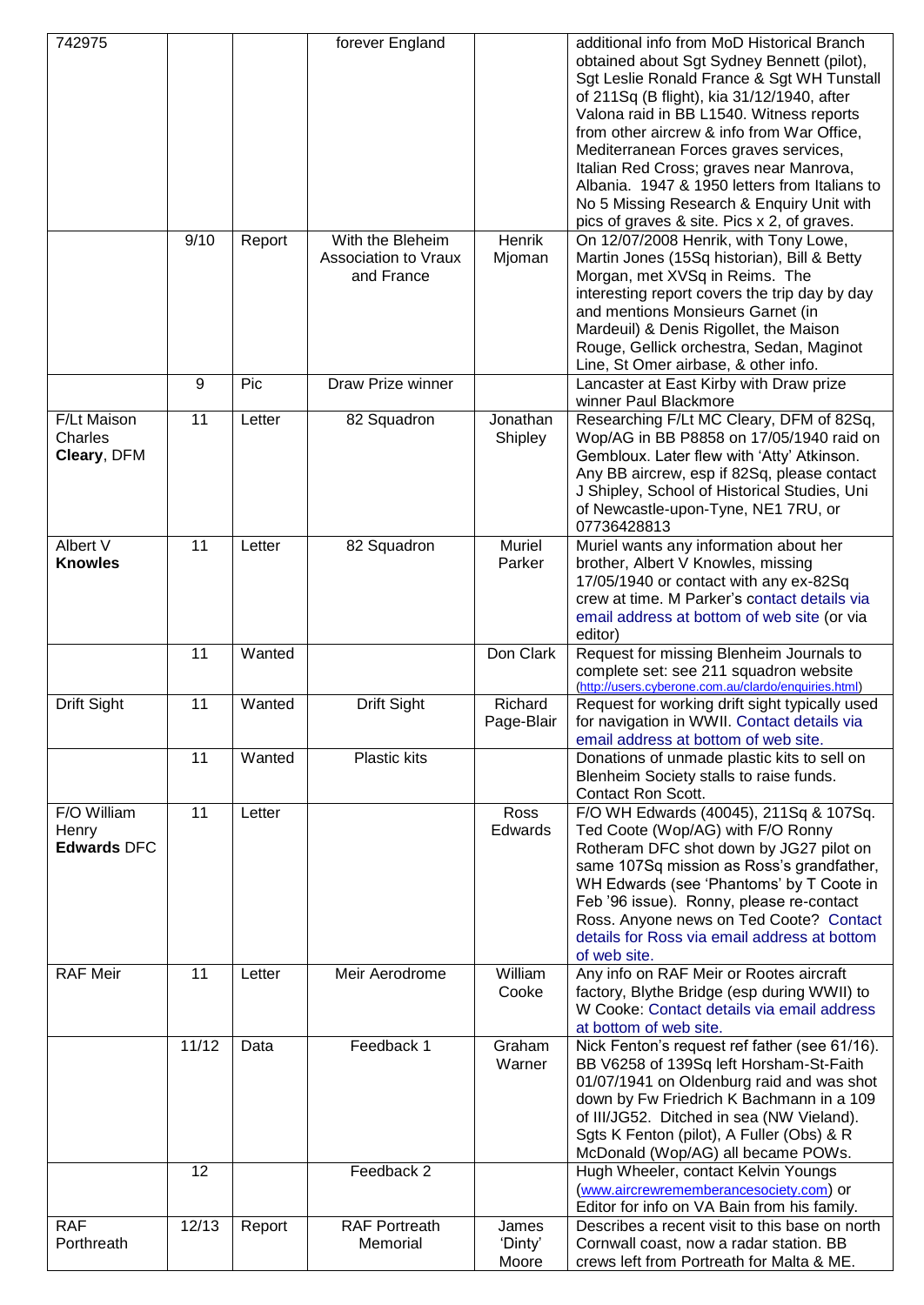| | | | | | |
|---|---|---|---|---|---|
| 742975 | | | forever England | | additional info from MoD Historical Branch obtained about Sgt Sydney Bennett (pilot), Sgt Leslie Ronald France & Sgt WH Tunstall of 211Sq (B flight), kia 31/12/1940, after Valona raid in BB L1540. Witness reports from other aircrew & info from War Office, Mediterranean Forces graves services, Italian Red Cross; graves near Manrova, Albania. 1947 & 1950 letters from Italians to No 5 Missing Research & Enquiry Unit with pics of graves & site. Pics x 2, of graves. |
| | 9/10 | Report | With the Bleheim Association to Vraux and France | Henrik Mjoman | On 12/07/2008 Henrik, with Tony Lowe, Martin Jones (15Sq historian), Bill & Betty Morgan, met XVSq in Reims. The interesting report covers the trip day by day and mentions Monsieurs Garnet (in Mardeuil) & Denis Rigollet, the Maison Rouge, Gellick orchestra, Sedan, Maginot Line, St Omer airbase, & other info. |
| | 9 | Pic | Draw Prize winner | | Lancaster at East Kirby with Draw prize winner Paul Blackmore |
| F/Lt Maison Charles **Cleary**, DFM | 11 | Letter | 82 Squadron | Jonathan Shipley | Researching F/Lt MC Cleary, DFM of 82Sq, Wop/AG in BB P8858 on 17/05/1940 raid on Gembloux. Later flew with 'Atty' Atkinson. Any BB aircrew, esp if 82Sq, please contact J Shipley, School of Historical Studies, Uni of Newcastle-upon-Tyne, NE1 7RU, or 07736428813 |
| Albert V **Knowles** | 11 | Letter | 82 Squadron | Muriel Parker | Muriel wants any information about her brother, Albert V Knowles, missing 17/05/1940 or contact with any ex-82Sq crew at time. M Parker's contact details via email address at bottom of web site (or via editor) |
| | 11 | Wanted | | Don Clark | Request for missing Blenheim Journals to complete set: see 211 squadron website (http://users.cyberone.com.au/clardo/enquiries.html) |
| Drift Sight | 11 | Wanted | Drift Sight | Richard Page-Blair | Request for working drift sight typically used for navigation in WWII. Contact details via email address at bottom of web site. |
| | 11 | Wanted | Plastic kits | | Donations of unmade plastic kits to sell on Blenheim Society stalls to raise funds. Contact Ron Scott. |
| F/O William Henry **Edwards** DFC | 11 | Letter | | Ross Edwards | F/O WH Edwards (40045), 211Sq & 107Sq. Ted Coote (Wop/AG) with F/O Ronny Rotheram DFC shot down by JG27 pilot on same 107Sq mission as Ross's grandfather, WH Edwards (see 'Phantoms' by T Coote in Feb '96 issue). Ronny, please re-contact Ross. Anyone news on Ted Coote? Contact details for Ross via email address at bottom of web site. |
| RAF Meir | 11 | Letter | Meir Aerodrome | William Cooke | Any info on RAF Meir or Rootes aircraft factory, Blythe Bridge (esp during WWII) to W Cooke: Contact details via email address at bottom of web site. |
| | 11/12 | Data | Feedback 1 | Graham Warner | Nick Fenton's request ref father (see 61/16). BB V6258 of 139Sq left Horsham-St-Faith 01/07/1941 on Oldenburg raid and was shot down by Fw Friedrich K Bachmann in a 109 of III/JG52. Ditched in sea (NW Vieland). Sgts K Fenton (pilot), A Fuller (Obs) & R McDonald (Wop/AG) all became POWs. |
| | 12 | | Feedback 2 | | Hugh Wheeler, contact Kelvin Youngs (www.aircrewrememberancesociety.com) or Editor for info on VA Bain from his family. |
| RAF Porthreath | 12/13 | Report | RAF Portreath Memorial | James 'Dinty' Moore | Describes a recent visit to this base on north Cornwall coast, now a radar station. BB crews left from Portreath for Malta & ME. |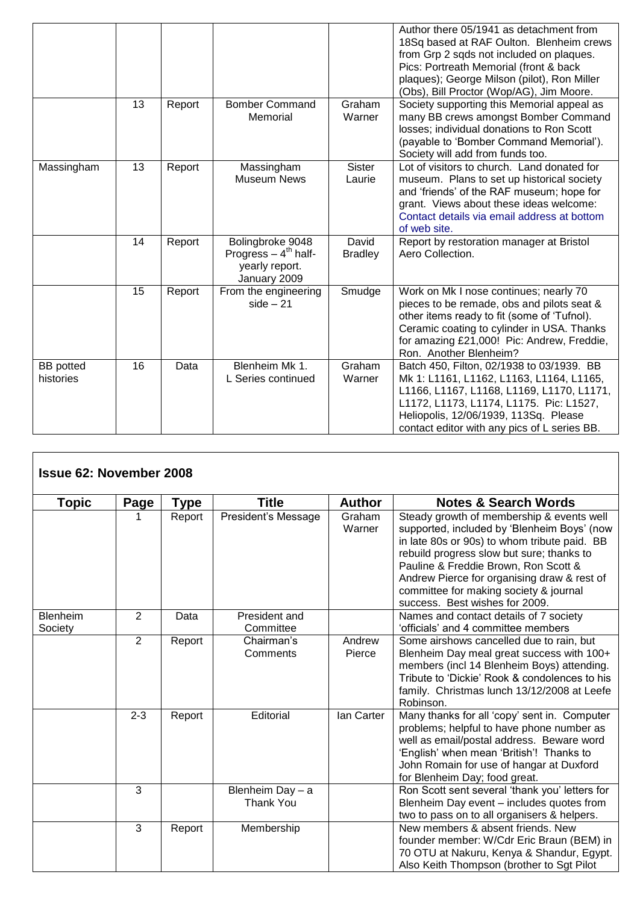| | | | | | |
|---|---|---|---|---|---|
| | | | | | Author there 05/1941 as detachment from 18Sq based at RAF Oulton. Blenheim crews from Grp 2 sqds not included on plaques. Pics: Portreath Memorial (front & back plaques); George Milson (pilot), Ron Miller (Obs), Bill Proctor (Wop/AG), Jim Moore. |
| | 13 | Report | Bomber Command Memorial | Graham Warner | Society supporting this Memorial appeal as many BB crews amongst Bomber Command losses; individual donations to Ron Scott (payable to 'Bomber Command Memorial'). Society will add from funds too. |
| Massingham | 13 | Report | Massingham Museum News | Sister Laurie | Lot of visitors to church. Land donated for museum. Plans to set up historical society and 'friends' of the RAF museum; hope for grant. Views about these ideas welcome: Contact details via email address at bottom of web site. |
| | 14 | Report | Bolingbroke 9048 Progress – 4th half-yearly report. January 2009 | David Bradley | Report by restoration manager at Bristol Aero Collection. |
| | 15 | Report | From the engineering side – 21 | Smudge | Work on Mk I nose continues; nearly 70 pieces to be remade, obs and pilots seat & other items ready to fit (some of 'Tufnol). Ceramic coating to cylinder in USA. Thanks for amazing £21,000! Pic: Andrew, Freddie, Ron. Another Blenheim? |
| BB potted histories | 16 | Data | Blenheim Mk 1. L Series continued | Graham Warner | Batch 450, Filton, 02/1938 to 03/1939. BB Mk 1: L1161, L1162, L1163, L1164, L1165, L1166, L1167, L1168, L1169, L1170, L1171, L1172, L1173, L1174, L1175. Pic: L1527, Heliopolis, 12/06/1939, 113Sq. Please contact editor with any pics of L series BB. |

## Issue 62: November 2008

| Topic | Page | Type | Title | Author | Notes & Search Words |
|---|---|---|---|---|---|
| | 1 | Report | President's Message | Graham Warner | Steady growth of membership & events well supported, included by 'Blenheim Boys' (now in late 80s or 90s) to whom tribute paid. BB rebuild progress slow but sure; thanks to Pauline & Freddie Brown, Ron Scott & Andrew Pierce for organising draw & rest of committee for making society & journal success. Best wishes for 2009. |
| Blenheim Society | 2 | Data | President and Committee | | Names and contact details of 7 society 'officials' and 4 committee members |
| | 2 | Report | Chairman's Comments | Andrew Pierce | Some airshows cancelled due to rain, but Blenheim Day meal great success with 100+ members (incl 14 Blenheim Boys) attending. Tribute to 'Dickie' Rook & condolences to his family. Christmas lunch 13/12/2008 at Leefe Robinson. |
| | 2-3 | Report | Editorial | Ian Carter | Many thanks for all 'copy' sent in. Computer problems; helpful to have phone number as well as email/postal address. Beware word 'English' when mean 'British'! Thanks to John Romain for use of hangar at Duxford for Blenheim Day; food great. |
| | 3 | | Blenheim Day – a Thank You | | Ron Scott sent several 'thank you' letters for Blenheim Day event – includes quotes from two to pass on to all organisers & helpers. |
| | 3 | Report | Membership | | New members & absent friends. New founder member: W/Cdr Eric Braun (BEM) in 70 OTU at Nakuru, Kenya & Shandur, Egypt. Also Keith Thompson (brother to Sgt Pilot |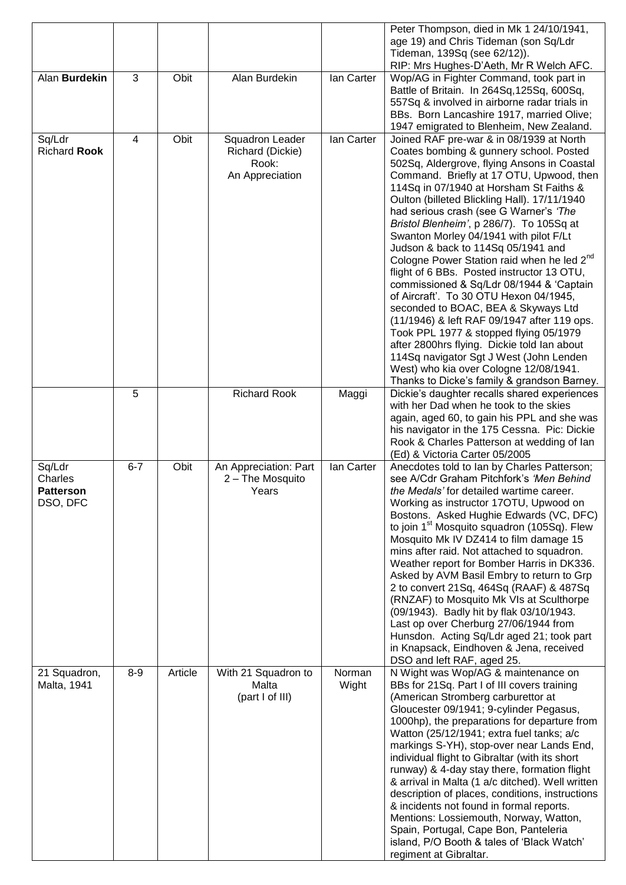| | | | | | |
|---|---|---|---|---|---|
| | | | | | Peter Thompson, died in Mk 1 24/10/1941, age 19) and Chris Tideman (son Sq/Ldr Tideman, 139Sq (see 62/12)). RIP: Mrs Hughes-D'Aeth, Mr R Welch AFC. |
| Alan **Burdekin** | 3 | Obit | Alan Burdekin | Ian Carter | Wop/AG in Fighter Command, took part in Battle of Britain. In 264Sq,125Sq, 600Sq, 557Sq & involved in airborne radar trials in BBs. Born Lancashire 1917, married Olive; 1947 emigrated to Blenheim, New Zealand. |
| Sq/Ldr Richard **Rook** | 4 | Obit | Squadron Leader Richard (Dickie) Rook: An Appreciation | Ian Carter | Joined RAF pre-war & in 08/1939 at North Coates bombing & gunnery school. Posted 502Sq, Aldergrove, flying Ansons in Coastal Command. Briefly at 17 OTU, Upwood, then 114Sq in 07/1940 at Horsham St Faiths & Oulton (billeted Blickling Hall). 17/11/1940 had serious crash (see G Warner's *'The Bristol Blenheim'*, p 286/7). To 105Sq at Swanton Morley 04/1941 with pilot F/Lt Judson & back to 114Sq 05/1941 and Cologne Power Station raid when he led 2nd flight of 6 BBs. Posted instructor 13 OTU, commissioned & Sq/Ldr 08/1944 & 'Captain of Aircraft'. To 30 OTU Hexon 04/1945, seconded to BOAC, BEA & Skyways Ltd (11/1946) & left RAF 09/1947 after 119 ops. Took PPL 1977 & stopped flying 05/1979 after 2800hrs flying. Dickie told Ian about 114Sq navigator Sgt J West (John Lenden West) who kia over Cologne 12/08/1941. Thanks to Dicke's family & grandson Barney. |
| | 5 | | Richard Rook | Maggi | Dickie's daughter recalls shared experiences with her Dad when he took to the skies again, aged 60, to gain his PPL and she was his navigator in the 175 Cessna. Pic: Dickie Rook & Charles Patterson at wedding of Ian (Ed) & Victoria Carter 05/2005 |
| Sq/Ldr Charles **Patterson** DSO, DFC | 6-7 | Obit | An Appreciation: Part 2 – The Mosquito Years | Ian Carter | Anecdotes told to Ian by Charles Patterson; see A/Cdr Graham Pitchfork's *'Men Behind the Medals'* for detailed wartime career. Working as instructor 17OTU, Upwood on Bostons. Asked Hughie Edwards (VC, DFC) to join 1st Mosquito squadron (105Sq). Flew Mosquito Mk IV DZ414 to film damage 15 mins after raid. Not attached to squadron. Weather report for Bomber Harris in DK336. Asked by AVM Basil Embry to return to Grp 2 to convert 21Sq, 464Sq (RAAF) & 487Sq (RNZAF) to Mosquito Mk VIs at Sculthorpe (09/1943). Badly hit by flak 03/10/1943. Last op over Cherburg 27/06/1944 from Hunsdon. Acting Sq/Ldr aged 21; took part in Knapsack, Eindhoven & Jena, received DSO and left RAF, aged 25. |
| 21 Squadron, Malta, 1941 | 8-9 | Article | With 21 Squadron to Malta (part I of III) | Norman Wight | N Wight was Wop/AG & maintenance on BBs for 21Sq. Part I of III covers training (American Stromberg carburettor at Gloucester 09/1941; 9-cylinder Pegasus, 1000hp), the preparations for departure from Watton (25/12/1941; extra fuel tanks; a/c markings S-YH), stop-over near Lands End, individual flight to Gibraltar (with its short runway) & 4-day stay there, formation flight & arrival in Malta (1 a/c ditched). Well written description of places, conditions, instructions & incidents not found in formal reports. Mentions: Lossiemouth, Norway, Watton, Spain, Portugal, Cape Bon, Panteleria island, P/O Booth & tales of 'Black Watch' regiment at Gibraltar. |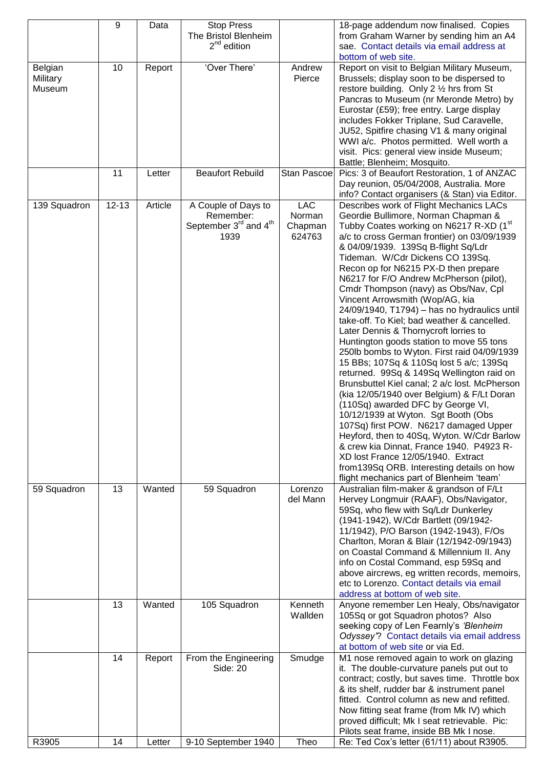|  | 9 | Data | Stop Press The Bristol Blenheim 2nd edition |  | 18-page addendum now finalised. Copies from Graham Warner by sending him an A4 sae. Contact details via email address at bottom of web site. |
|---|---|---|---|---|---|
| Belgian Military Museum | 10 | Report | 'Over There' | Andrew Pierce | Report on visit to Belgian Military Museum, Brussels; display soon to be dispersed to restore building. Only 2 ½ hrs from St Pancras to Museum (nr Meronde Metro) by Eurostar (£59); free entry. Large display includes Fokker Triplane, Sud Caravelle, JU52, Spitfire chasing V1 & many original WWI a/c. Photos permitted. Well worth a visit. Pics: general view inside Museum; Battle; Blenheim; Mosquito. |
|  | 11 | Letter | Beaufort Rebuild | Stan Pascoe | Pics: 3 of Beaufort Restoration, 1 of ANZAC Day reunion, 05/04/2008, Australia. More info? Contact organisers (& Stan) via Editor. |
| 139 Squadron | 12-13 | Article | A Couple of Days to Remember: September 3rd and 4th 1939 | LAC Norman Chapman 624763 | Describes work of Flight Mechanics LACs Geordie Bullimore, Norman Chapman & Tubby Coates working on N6217 R-XD (1st a/c to cross German frontier) on 03/09/1939 & 04/09/1939. 139Sq B-flight Sq/Ldr Tideman. W/Cdr Dickens CO 139Sq. Recon op for N6215 PX-D then prepare N6217 for F/O Andrew McPherson (pilot), Cmdr Thompson (navy) as Obs/Nav, Cpl Vincent Arrowsmith (Wop/AG, kia 24/09/1940, T1794) – has no hydraulics until take-off. To Kiel; bad weather & cancelled. Later Dennis & Thornycroft lorries to Huntington goods station to move 55 tons 250lb bombs to Wyton. First raid 04/09/1939 15 BBs; 107Sq & 110Sq lost 5 a/c; 139Sq returned. 99Sq & 149Sq Wellington raid on Brunsbuttel Kiel canal; 2 a/c lost. McPherson (kia 12/05/1940 over Belgium) & F/Lt Doran (110Sq) awarded DFC by George VI, 10/12/1939 at Wyton. Sgt Booth (Obs 107Sq) first POW. N6217 damaged Upper Heyford, then to 40Sq, Wyton. W/Cdr Barlow & crew kia Dinnat, France 1940. P4923 R-XD lost France 12/05/1940. Extract from139Sq ORB. Interesting details on how flight mechanics part of Blenheim 'team' |
| 59 Squadron | 13 | Wanted | 59 Squadron | Lorenzo del Mann | Australian film-maker & grandson of F/Lt Hervey Longmuir (RAAF), Obs/Navigator, 59Sq, who flew with Sq/Ldr Dunkerley (1941-1942), W/Cdr Bartlett (09/1942-11/1942), P/O Barson (1942-1943), F/Os Charlton, Moran & Blair (12/1942-09/1943) on Coastal Command & Millennium II. Any info on Costal Command, esp 59Sq and above aircrews, eg written records, memoirs, etc to Lorenzo. Contact details via email address at bottom of web site. |
|  | 13 | Wanted | 105 Squadron | Kenneth Wallden | Anyone remember Len Healy, Obs/navigator 105Sq or got Squadron photos? Also seeking copy of Len Fearnly's *'Blenheim Odyssey'*? Contact details via email address at bottom of web site or via Ed. |
|  | 14 | Report | From the Engineering Side: 20 | Smudge | M1 nose removed again to work on glazing it. The double-curvature panels put out to contract; costly, but saves time. Throttle box & its shelf, rudder bar & instrument panel fitted. Control column as new and refitted. Now fitting seat frame (from Mk IV) which proved difficult; Mk I seat retrievable. Pic: Pilots seat frame, inside BB Mk I nose. |
| R3905 | 14 | Letter | 9-10 September 1940 | Theo | Re: Ted Cox's letter (61/11) about R3905. |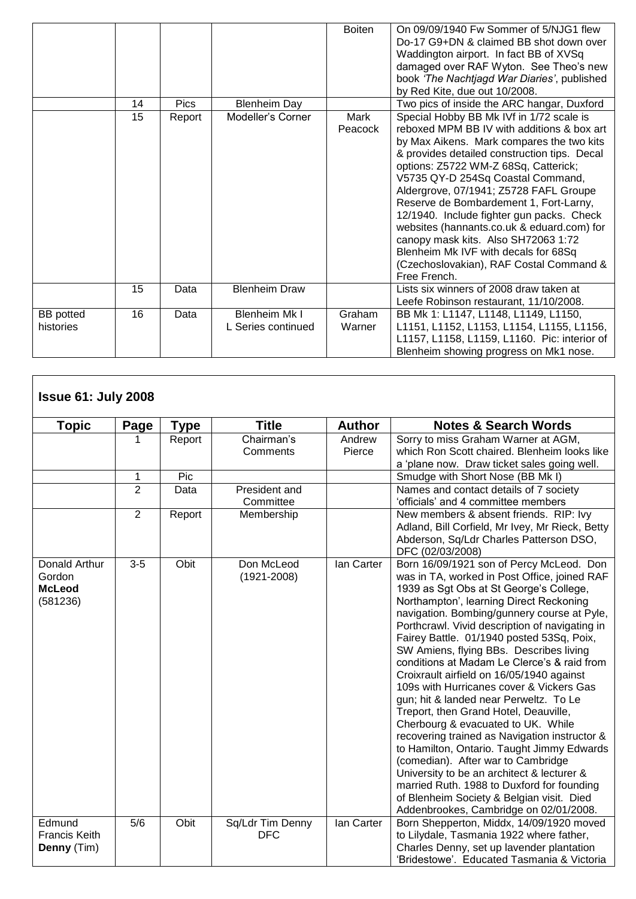| | | | | | |
|---|---|---|---|---|---|
| | | | | Boiten | On 09/09/1940 Fw Sommer of 5/NJG1 flew Do-17 G9+DN & claimed BB shot down over Waddington airport. In fact BB of XVSq damaged over RAF Wyton. See Theo's new book *'The Nachtjagd War Diaries'*, published by Red Kite, due out 10/2008. |
| | 14 | Pics | Blenheim Day | | Two pics of inside the ARC hangar, Duxford |
| | 15 | Report | Modeller's Corner | Mark Peacock | Special Hobby BB Mk IVf in 1/72 scale is reboxed MPM BB IV with additions & box art by Max Aikens. Mark compares the two kits & provides detailed construction tips. Decal options: Z5722 WM-Z 68Sq, Catterick; V5735 QY-D 254Sq Coastal Command, Aldergrove, 07/1941; Z5728 FAFL Groupe Reserve de Bombardement 1, Fort-Larny, 12/1940. Include fighter gun packs. Check websites (hannants.co.uk & eduard.com) for canopy mask kits. Also SH72063 1:72 Blenheim Mk IVF with decals for 68Sq (Czechoslovakian), RAF Costal Command & Free French. |
| | 15 | Data | Blenheim Draw | | Lists six winners of 2008 draw taken at Leefe Robinson restaurant, 11/10/2008. |
| BB potted histories | 16 | Data | Blenheim Mk I L Series continued | Graham Warner | BB Mk 1: L1147, L1148, L1149, L1150, L1151, L1152, L1153, L1154, L1155, L1156, L1157, L1158, L1159, L1160. Pic: interior of Blenheim showing progress on Mk1 nose. |

## Issue 61: July 2008

| Topic | Page | Type | Title | Author | Notes & Search Words |
|---|---|---|---|---|---|
| | 1 | Report | Chairman's Comments | Andrew Pierce | Sorry to miss Graham Warner at AGM, which Ron Scott chaired. Blenheim looks like a 'plane now. Draw ticket sales going well. |
| | 1 | Pic | | | Smudge with Short Nose (BB Mk I) |
| | 2 | Data | President and Committee | | Names and contact details of 7 society 'officials' and 4 committee members |
| | 2 | Report | Membership | | New members & absent friends. RIP: Ivy Adland, Bill Corfield, Mr Ivey, Mr Rieck, Betty Abderson, Sq/Ldr Charles Patterson DSO, DFC (02/03/2008) |
| Donald Arthur Gordon **McLeod** (581236) | 3-5 | Obit | Don McLeod (1921-2008) | Ian Carter | Born 16/09/1921 son of Percy McLeod. Don was in TA, worked in Post Office, joined RAF 1939 as Sgt Obs at St George's College, Northampton', learning Direct Reckoning navigation. Bombing/gunnery course at Pyle, Porthcrawl. Vivid description of navigating in Fairey Battle. 01/1940 posted 53Sq, Poix, SW Amiens, flying BBs. Describes living conditions at Madam Le Clerce's & raid from Croixrault airfield on 16/05/1940 against 109s with Hurricanes cover & Vickers Gas gun; hit & landed near Perweltz. To Le Treport, then Grand Hotel, Deauville, Cherbourg & evacuated to UK. While recovering trained as Navigation instructor & to Hamilton, Ontario. Taught Jimmy Edwards (comedian). After war to Cambridge University to be an architect & lecturer & married Ruth. 1988 to Duxford for founding of Blenheim Society & Belgian visit. Died Addenbrookes, Cambridge on 02/01/2008. |
| Edmund Francis Keith **Denny** (Tim) | 5/6 | Obit | Sq/Ldr Tim Denny DFC | Ian Carter | Born Shepperton, Middx, 14/09/1920 moved to Lilydale, Tasmania 1922 where father, Charles Denny, set up lavender plantation 'Bridestowe'. Educated Tasmania & Victoria |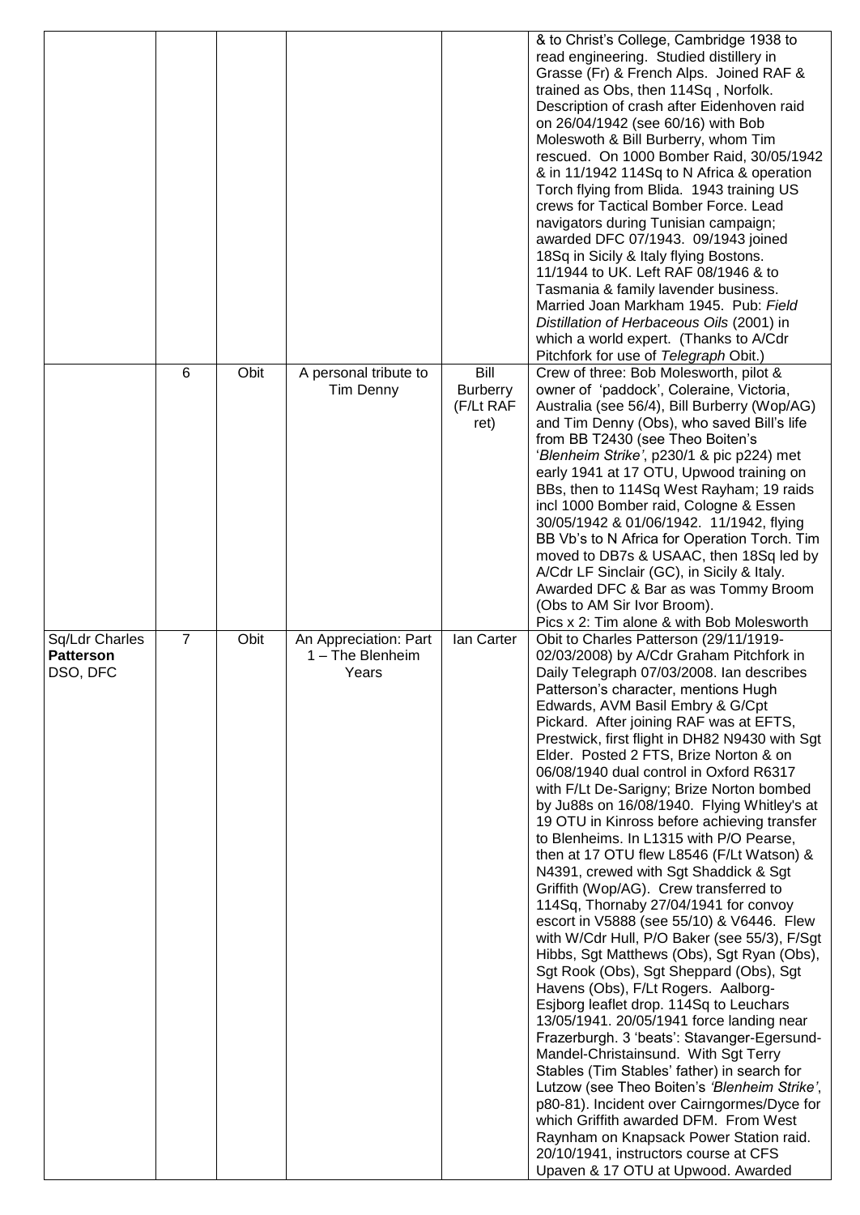| | | | | | |
|---|---|---|---|---|---|
| | | | | | & to Christ's College, Cambridge 1938 to read engineering. Studied distillery in Grasse (Fr) & French Alps. Joined RAF & trained as Obs, then 114Sq , Norfolk. Description of crash after Eidenhoven raid on 26/04/1942 (see 60/16) with Bob Moleswoth & Bill Burberry, whom Tim rescued. On 1000 Bomber Raid, 30/05/1942 & in 11/1942 114Sq to N Africa & operation Torch flying from Blida. 1943 training US crews for Tactical Bomber Force. Lead navigators during Tunisian campaign; awarded DFC 07/1943. 09/1943 joined 18Sq in Sicily & Italy flying Bostons. 11/1944 to UK. Left RAF 08/1946 & to Tasmania & family lavender business. Married Joan Markham 1945. Pub: *Field Distillation of Herbaceous Oils* (2001) in which a world expert. (Thanks to A/Cdr Pitchfork for use of *Telegraph* Obit.) |
| | 6 | Obit | A personal tribute to Tim Denny | Bill Burberry (F/Lt RAF ret) | Crew of three: Bob Molesworth, pilot & owner of 'paddock', Coleraine, Victoria, Australia (see 56/4), Bill Burberry (Wop/AG) and Tim Denny (Obs), who saved Bill's life from BB T2430 (see Theo Boiten's '*Blenheim Strike'*, p230/1 & pic p224) met early 1941 at 17 OTU, Upwood training on BBs, then to 114Sq West Rayham; 19 raids incl 1000 Bomber raid, Cologne & Essen 30/05/1942 & 01/06/1942. 11/1942, flying BB Vb's to N Africa for Operation Torch. Tim moved to DB7s & USAAC, then 18Sq led by A/Cdr LF Sinclair (GC), in Sicily & Italy. Awarded DFC & Bar as was Tommy Broom (Obs to AM Sir Ivor Broom). Pics x 2: Tim alone & with Bob Molesworth |
| Sq/Ldr Charles **Patterson** DSO, DFC | 7 | Obit | An Appreciation: Part 1 – The Blenheim Years | Ian Carter | Obit to Charles Patterson (29/11/1919-02/03/2008) by A/Cdr Graham Pitchfork in Daily Telegraph 07/03/2008. Ian describes Patterson's character, mentions Hugh Edwards, AVM Basil Embry & G/Cpt Pickard. After joining RAF was at EFTS, Prestwick, first flight in DH82 N9430 with Sgt Elder. Posted 2 FTS, Brize Norton & on 06/08/1940 dual control in Oxford R6317 with F/Lt De-Sarigny; Brize Norton bombed by Ju88s on 16/08/1940. Flying Whitley's at 19 OTU in Kinross before achieving transfer to Blenheims. In L1315 with P/O Pearse, then at 17 OTU flew L8546 (F/Lt Watson) & N4391, crewed with Sgt Shaddick & Sgt Griffith (Wop/AG). Crew transferred to 114Sq, Thornaby 27/04/1941 for convoy escort in V5888 (see 55/10) & V6446. Flew with W/Cdr Hull, P/O Baker (see 55/3), F/Sgt Hibbs, Sgt Matthews (Obs), Sgt Ryan (Obs), Sgt Rook (Obs), Sgt Sheppard (Obs), Sgt Havens (Obs), F/Lt Rogers. Aalborg-Esjborg leaflet drop. 114Sq to Leuchars 13/05/1941. 20/05/1941 force landing near Frazerburgh. 3 'beats': Stavanger-Egersund-Mandel-Christainsund. With Sgt Terry Stables (Tim Stables' father) in search for Lutzow (see Theo Boiten's *'Blenheim Strike'*, p80-81). Incident over Cairngormes/Dyce for which Griffith awarded DFM. From West Raynham on Knapsack Power Station raid. 20/10/1941, instructors course at CFS Upaven & 17 OTU at Upwood. Awarded |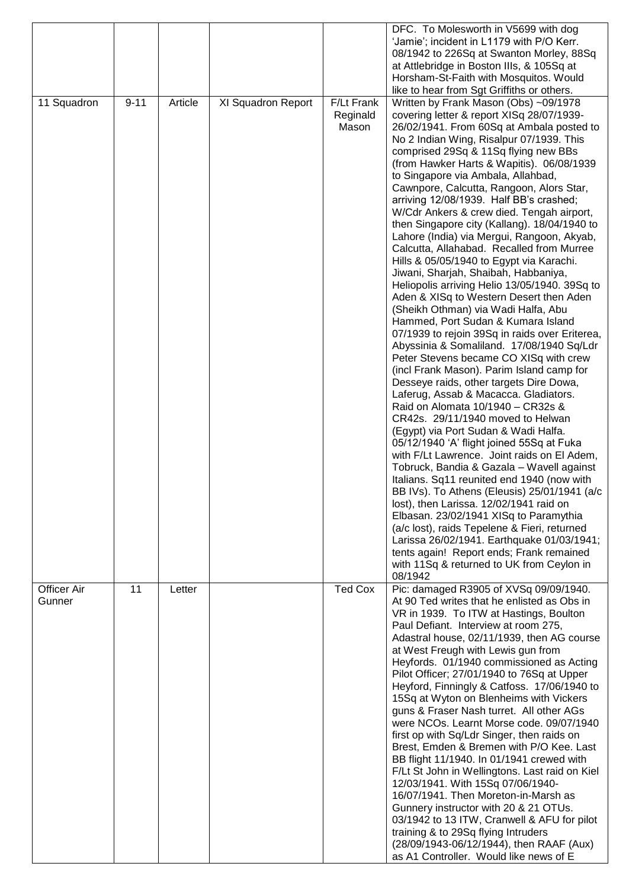|  |  |  |  |  | DFC. To Molesworth in V5699 with dog 'Jamie'; incident in L1179 with P/O Kerr. 08/1942 to 226Sq at Swanton Morley, 88Sq at Attlebridge in Boston IIIs, & 105Sq at Horsham-St-Faith with Mosquitos. Would like to hear from Sgt Griffiths or others. |
|---|---|---|---|---|---|
| 11 Squadron | 9-11 | Article | XI Squadron Report | F/Lt Frank Reginald Mason | Written by Frank Mason (Obs) ~09/1978 covering letter & report XISq 28/07/1939-26/02/1941. From 60Sq at Ambala posted to No 2 Indian Wing, Risalpur 07/1939. This comprised 29Sq & 11Sq flying new BBs (from Hawker Harts & Wapitis). 06/08/1939 to Singapore via Ambala, Allahbad, Cawnpore, Calcutta, Rangoon, Alors Star, arriving 12/08/1939. Half BB's crashed; W/Cdr Ankers & crew died. Tengah airport, then Singapore city (Kallang). 18/04/1940 to Lahore (India) via Mergui, Rangoon, Akyab, Calcutta, Allahabad. Recalled from Murree Hills & 05/05/1940 to Egypt via Karachi. Jiwani, Sharjah, Shaibah, Habbaniya, Heliopolis arriving Helio 13/05/1940. 39Sq to Aden & XISq to Western Desert then Aden (Sheikh Othman) via Wadi Halfa, Abu Hammed, Port Sudan & Kumara Island 07/1939 to rejoin 39Sq in raids over Eriterea, Abyssinia & Somaliland. 17/08/1940 Sq/Ldr Peter Stevens became CO XISq with crew (incl Frank Mason). Parim Island camp for Desseye raids, other targets Dire Dowa, Laferug, Assab & Macacca. Gladiators. Raid on Alomata 10/1940 – CR32s & CR42s. 29/11/1940 moved to Helwan (Egypt) via Port Sudan & Wadi Halfa. 05/12/1940 'A' flight joined 55Sq at Fuka with F/Lt Lawrence. Joint raids on El Adem, Tobruck, Bandia & Gazala – Wavell against Italians. Sq11 reunited end 1940 (now with BB IVs). To Athens (Eleusis) 25/01/1941 (a/c lost), then Larissa. 12/02/1941 raid on Elbasan. 23/02/1941 XISq to Paramythia (a/c lost), raids Tepelene & Fieri, returned Larissa 26/02/1941. Earthquake 01/03/1941; tents again! Report ends; Frank remained with 11Sq & returned to UK from Ceylon in 08/1942 |
| Officer Air Gunner | 11 | Letter |  | Ted Cox | Pic: damaged R3905 of XVSq 09/09/1940. At 90 Ted writes that he enlisted as Obs in VR in 1939. To ITW at Hastings, Boulton Paul Defiant. Interview at room 275, Adastral house, 02/11/1939, then AG course at West Freugh with Lewis gun from Heyfords. 01/1940 commissioned as Acting Pilot Officer; 27/01/1940 to 76Sq at Upper Heyford, Finningly & Catfoss. 17/06/1940 to 15Sq at Wyton on Blenheims with Vickers guns & Fraser Nash turret. All other AGs were NCOs. Learnt Morse code. 09/07/1940 first op with Sq/Ldr Singer, then raids on Brest, Emden & Bremen with P/O Kee. Last BB flight 11/1940. In 01/1941 crewed with F/Lt St John in Wellingtons. Last raid on Kiel 12/03/1941. With 15Sq 07/06/1940-16/07/1941. Then Moreton-in-Marsh as Gunnery instructor with 20 & 21 OTUs. 03/1942 to 13 ITW, Cranwell & AFU for pilot training & to 29Sq flying Intruders (28/09/1943-06/12/1944), then RAAF (Aux) as A1 Controller. Would like news of E |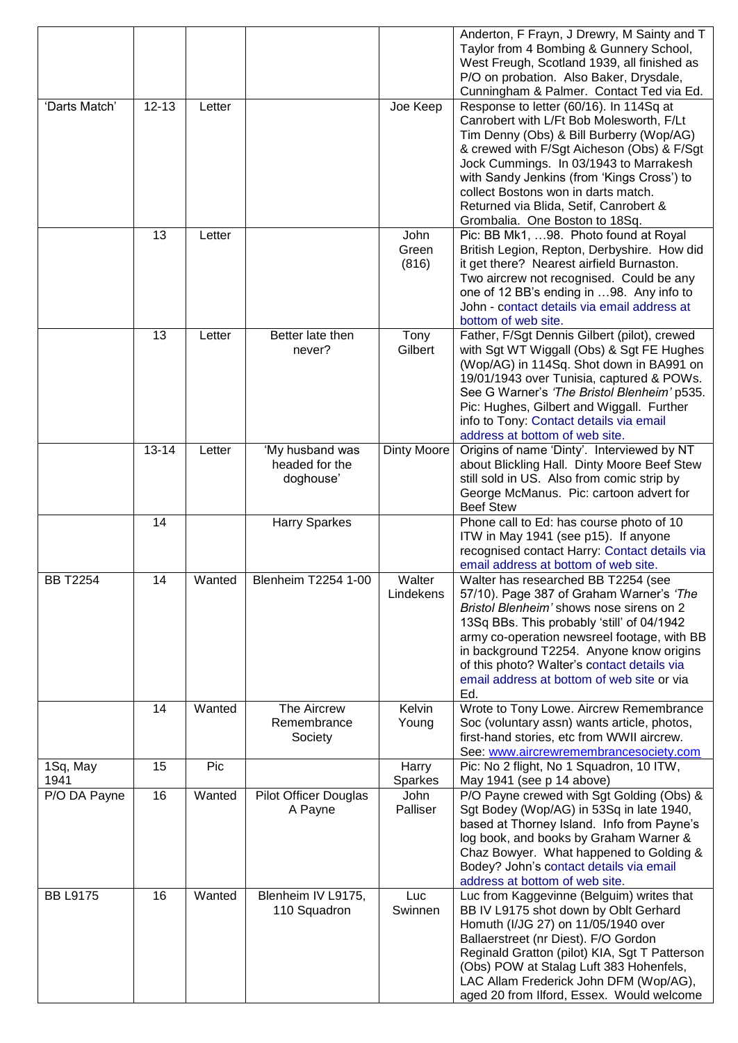| | | | | | |
|---|---|---|---|---|---|
| | | | | | Anderton, F Frayn, J Drewry, M Sainty and T Taylor from 4 Bombing & Gunnery School, West Freugh, Scotland 1939, all finished as P/O on probation. Also Baker, Drysdale, Cunningham & Palmer. Contact Ted via Ed. |
| 'Darts Match' | 12-13 | Letter | | Joe Keep | Response to letter (60/16). In 114Sq at Canrobert with L/Ft Bob Molesworth, F/Lt Tim Denny (Obs) & Bill Burberry (Wop/AG) & crewed with F/Sgt Aicheson (Obs) & F/Sgt Jock Cummings. In 03/1943 to Marrakesh with Sandy Jenkins (from 'Kings Cross') to collect Bostons won in darts match. Returned via Blida, Setif, Canrobert & Grombalia. One Boston to 18Sq. |
| | 13 | Letter | | John Green (816) | Pic: BB Mk1, …98. Photo found at Royal British Legion, Repton, Derbyshire. How did it get there? Nearest airfield Burnaston. Two aircrew not recognised. Could be any one of 12 BB's ending in …98. Any info to John - contact details via email address at bottom of web site. |
| | 13 | Letter | Better late then never? | Tony Gilbert | Father, F/Sgt Dennis Gilbert (pilot), crewed with Sgt WT Wiggall (Obs) & Sgt FE Hughes (Wop/AG) in 114Sq. Shot down in BA991 on 19/01/1943 over Tunisia, captured & POWs. See G Warner's *'The Bristol Blenheim'* p535. Pic: Hughes, Gilbert and Wiggall. Further info to Tony: Contact details via email address at bottom of web site. |
| | 13-14 | Letter | 'My husband was headed for the doghouse' | Dinty Moore | Origins of name 'Dinty'. Interviewed by NT about Blickling Hall. Dinty Moore Beef Stew still sold in US. Also from comic strip by George McManus. Pic: cartoon advert for Beef Stew |
| | 14 | | Harry Sparkes | | Phone call to Ed: has course photo of 10 ITW in May 1941 (see p15). If anyone recognised contact Harry: Contact details via email address at bottom of web site. |
| BB T2254 | 14 | Wanted | Blenheim T2254 1-00 | Walter Lindekens | Walter has researched BB T2254 (see 57/10). Page 387 of Graham Warner's *'The Bristol Blenheim'* shows nose sirens on 2 13Sq BBs. This probably 'still' of 04/1942 army co-operation newsreel footage, with BB in background T2254. Anyone know origins of this photo? Walter's contact details via email address at bottom of web site or via Ed. |
| | 14 | Wanted | The Aircrew Remembrance Society | Kelvin Young | Wrote to Tony Lowe. Aircrew Remembrance Soc (voluntary assn) wants article, photos, first-hand stories, etc from WWII aircrew. See: www.aircrewremembrancesociety.com |
| 1Sq, May 1941 | 15 | Pic | | Harry Sparkes | Pic: No 2 flight, No 1 Squadron, 10 ITW, May 1941 (see p 14 above) |
| P/O DA Payne | 16 | Wanted | Pilot Officer Douglas A Payne | John Palliser | P/O Payne crewed with Sgt Golding (Obs) & Sgt Bodey (Wop/AG) in 53Sq in late 1940, based at Thorney Island. Info from Payne's log book, and books by Graham Warner & Chaz Bowyer. What happened to Golding & Bodey? John's contact details via email address at bottom of web site. |
| BB L9175 | 16 | Wanted | Blenheim IV L9175, 110 Squadron | Luc Swinnen | Luc from Kaggevinne (Belguim) writes that BB IV L9175 shot down by Oblt Gerhard Homuth (I/JG 27) on 11/05/1940 over Ballaerstreet (nr Diest). F/O Gordon Reginald Gratton (pilot) KIA, Sgt T Patterson (Obs) POW at Stalag Luft 383 Hohenfels, LAC Allam Frederick John DFM (Wop/AG), aged 20 from Ilford, Essex. Would welcome |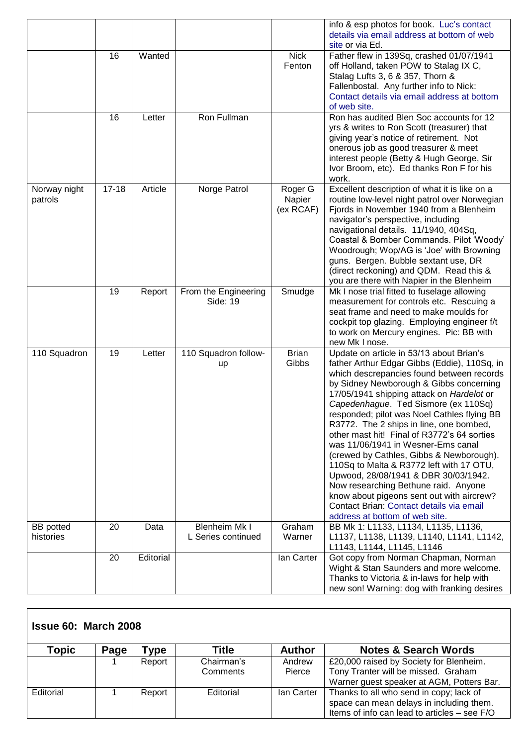| | | | | | info & esp photos for book. Luc's contact details via email address at bottom of web site or via Ed. |
|---|---|---|---|---|---|
| | 16 | Wanted | | Nick Fenton | Father flew in 139Sq, crashed 01/07/1941 off Holland, taken POW to Stalag IX C, Stalag Lufts 3, 6 & 357, Thorn & Fallenbostal. Any further info to Nick: Contact details via email address at bottom of web site. |
| | 16 | Letter | Ron Fullman | | Ron has audited Blen Soc accounts for 12 yrs & writes to Ron Scott (treasurer) that giving year's notice of retirement. Not onerous job as good treasurer & meet interest people (Betty & Hugh George, Sir Ivor Broom, etc). Ed thanks Ron F for his work. |
| Norway night patrols | 17-18 | Article | Norge Patrol | Roger G Napier (ex RCAF) | Excellent description of what it is like on a routine low-level night patrol over Norwegian Fjords in November 1940 from a Blenheim navigator's perspective, including navigational details. 11/1940, 404Sq, Coastal & Bomber Commands. Pilot 'Woody' Woodrough; Wop/AG is 'Joe' with Browning guns. Bergen. Bubble sextant use, DR (direct reckoning) and QDM. Read this & you are there with Napier in the Blenheim |
| | 19 | Report | From the Engineering Side: 19 | Smudge | Mk I nose trial fitted to fuselage allowing measurement for controls etc. Rescuing a seat frame and need to make moulds for cockpit top glazing. Employing engineer f/t to work on Mercury engines. Pic: BB with new Mk I nose. |
| 110 Squadron | 19 | Letter | 110 Squadron follow-up | Brian Gibbs | Update on article in 53/13 about Brian's father Arthur Edgar Gibbs (Eddie), 110Sq, in which descrepancies found between records by Sidney Newborough & Gibbs concerning 17/05/1941 shipping attack on *Hardelot* or *Capedenhague*. Ted Sismore (ex 110Sq) responded; pilot was Noel Cathles flying BB R3772. The 2 ships in line, one bombed, other mast hit! Final of R3772's 64 sorties was 11/06/1941 in Wesner-Ems canal (crewed by Cathles, Gibbs & Newborough). 110Sq to Malta & R3772 left with 17 OTU, Upwood, 28/08/1941 & DBR 30/03/1942. Now researching Bethune raid. Anyone know about pigeons sent out with aircrew? Contact Brian: Contact details via email address at bottom of web site. |
| BB potted histories | 20 | Data | Blenheim Mk I L Series continued | Graham Warner | BB Mk 1: L1133, L1134, L1135, L1136, L1137, L1138, L1139, L1140, L1141, L1142, L1143, L1144, L1145, L1146 |
| | 20 | Editorial | | Ian Carter | Got copy from Norman Chapman, Norman Wight & Stan Saunders and more welcome. Thanks to Victoria & in-laws for help with new son! Warning: dog with franking desires |

## Issue 60: March 2008

| Topic | Page | Type | Title | Author | Notes & Search Words |
|---|---|---|---|---|---|
| | 1 | Report | Chairman's Comments | Andrew Pierce | £20,000 raised by Society for Blenheim. Tony Tranter will be missed. Graham Warner guest speaker at AGM, Potters Bar. |
| Editorial | 1 | Report | Editorial | Ian Carter | Thanks to all who send in copy; lack of space can mean delays in including them. Items of info can lead to articles – see F/O |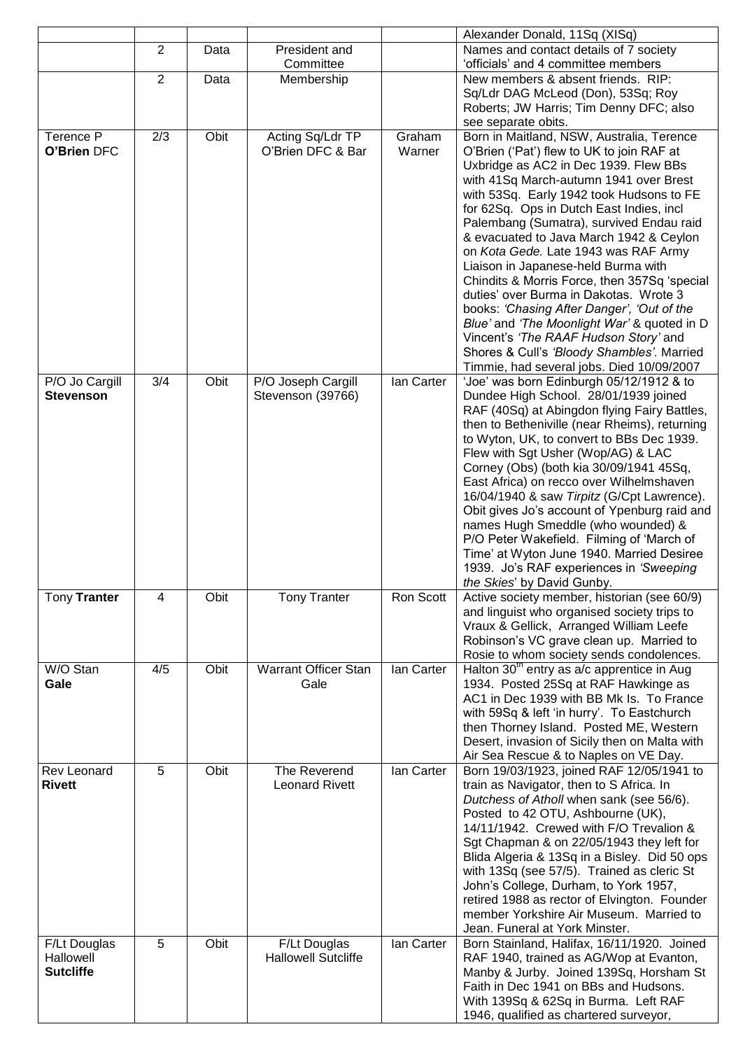| | | | | | |
|---|---|---|---|---|---|
| | | | | | Alexander Donald, 11Sq (XISq) |
| | 2 | Data | President and Committee | | Names and contact details of 7 society 'officials' and 4 committee members |
| | 2 | Data | Membership | | New members & absent friends. RIP: Sq/Ldr DAG McLeod (Don), 53Sq; Roy Roberts; JW Harris; Tim Denny DFC; also see separate obits. |
| Terence P **O'Brien** DFC | 2/3 | Obit | Acting Sq/Ldr TP O'Brien DFC & Bar | Graham Warner | Born in Maitland, NSW, Australia, Terence O'Brien ('Pat') flew to UK to join RAF at Uxbridge as AC2 in Dec 1939. Flew BBs with 41Sq March-autumn 1941 over Brest with 53Sq. Early 1942 took Hudsons to FE for 62Sq. Ops in Dutch East Indies, incl Palembang (Sumatra), survived Endau raid & evacuated to Java March 1942 & Ceylon on *Kota Gede.* Late 1943 was RAF Army Liaison in Japanese-held Burma with Chindits & Morris Force, then 357Sq 'special duties' over Burma in Dakotas. Wrote 3 books: *'Chasing After Danger', 'Out of the Blue'* and *'The Moonlight War'* & quoted in D Vincent's *'The RAAF Hudson Story'* and Shores & Cull's *'Bloody Shambles'.* Married Timmie, had several jobs. Died 10/09/2007 |
| P/O Jo Cargill **Stevenson** | 3/4 | Obit | P/O Joseph Cargill Stevenson (39766) | Ian Carter | 'Joe' was born Edinburgh 05/12/1912 & to Dundee High School. 28/01/1939 joined RAF (40Sq) at Abingdon flying Fairy Battles, then to Betheniville (near Rheims), returning to Wyton, UK, to convert to BBs Dec 1939. Flew with Sgt Usher (Wop/AG) & LAC Corney (Obs) (both kia 30/09/1941 45Sq, East Africa) on recco over Wilhelmshaven 16/04/1940 & saw *Tirpitz* (G/Cpt Lawrence). Obit gives Jo's account of Ypenburg raid and names Hugh Smeddle (who wounded) & P/O Peter Wakefield. Filming of 'March of Time' at Wyton June 1940. Married Desiree 1939. Jo's RAF experiences in *'Sweeping the Skies*' by David Gunby. |
| Tony **Tranter** | 4 | Obit | Tony Tranter | Ron Scott | Active society member, historian (see 60/9) and linguist who organised society trips to Vraux & Gellick, Arranged William Leefe Robinson's VC grave clean up. Married to Rosie to whom society sends condolences. |
| W/O Stan **Gale** | 4/5 | Obit | Warrant Officer Stan Gale | Ian Carter | Halton 30th entry as a/c apprentice in Aug 1934. Posted 25Sq at RAF Hawkinge as AC1 in Dec 1939 with BB Mk Is. To France with 59Sq & left 'in hurry'. To Eastchurch then Thorney Island. Posted ME, Western Desert, invasion of Sicily then on Malta with Air Sea Rescue & to Naples on VE Day. |
| Rev Leonard **Rivett** | 5 | Obit | The Reverend Leonard Rivett | Ian Carter | Born 19/03/1923, joined RAF 12/05/1941 to train as Navigator, then to S Africa. In *Dutchess of Atholl* when sank (see 56/6). Posted to 42 OTU, Ashbourne (UK), 14/11/1942. Crewed with F/O Trevalion & Sgt Chapman & on 22/05/1943 they left for Blida Algeria & 13Sq in a Bisley. Did 50 ops with 13Sq (see 57/5). Trained as cleric St John's College, Durham, to York 1957, retired 1988 as rector of Elvington. Founder member Yorkshire Air Museum. Married to Jean. Funeral at York Minster. |
| F/Lt Douglas Hallowell **Sutcliffe** | 5 | Obit | F/Lt Douglas Hallowell Sutcliffe | Ian Carter | Born Stainland, Halifax, 16/11/1920. Joined RAF 1940, trained as AG/Wop at Evanton, Manby & Jurby. Joined 139Sq, Horsham St Faith in Dec 1941 on BBs and Hudsons. With 139Sq & 62Sq in Burma. Left RAF 1946, qualified as chartered surveyor, |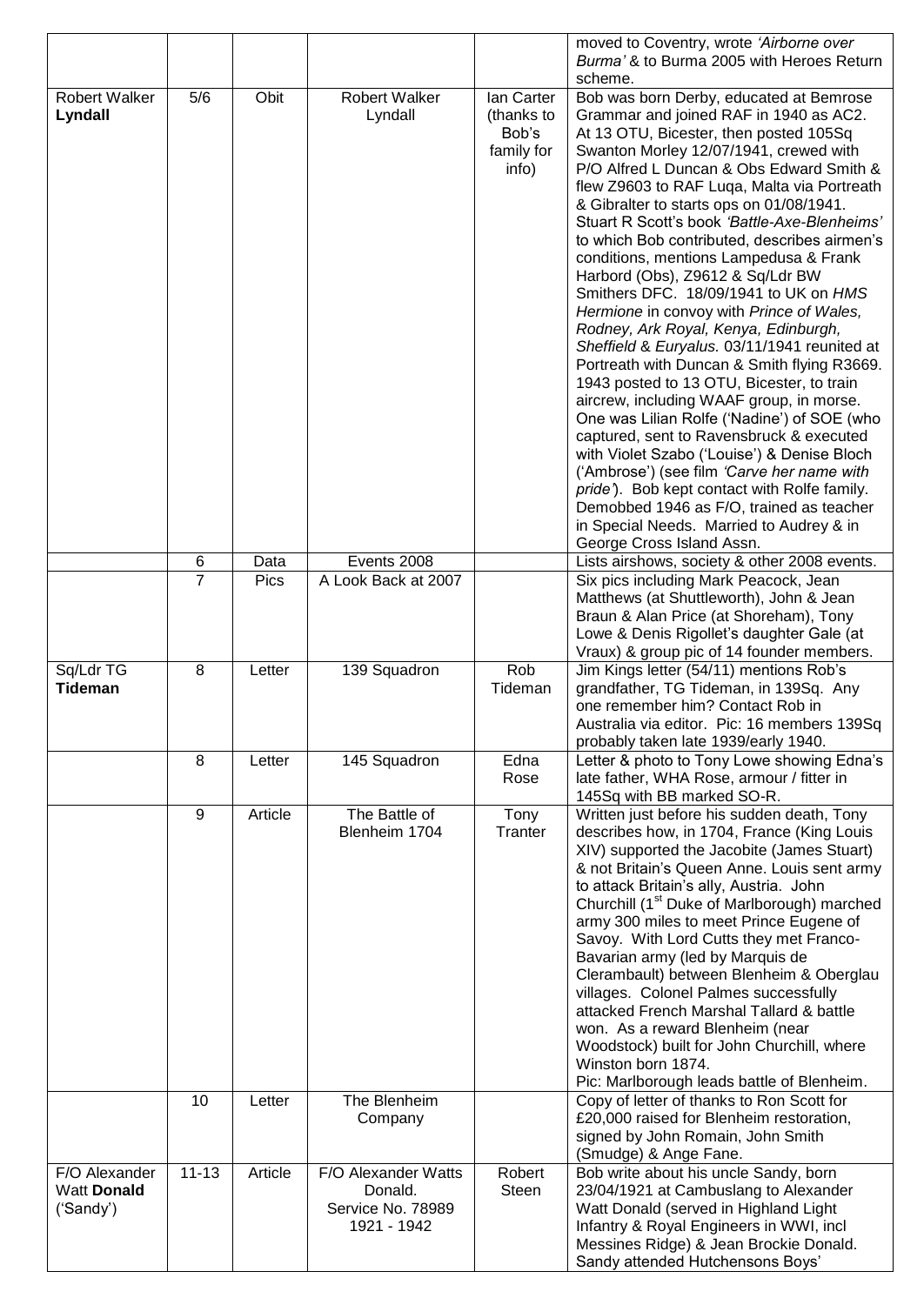| | | | | | |
|---|---|---|---|---|---|
| | | | | | moved to Coventry, wrote *'Airborne over Burma'* & to Burma 2005 with Heroes Return scheme. |
| Robert Walker **Lyndall** | 5/6 | Obit | Robert Walker Lyndall | Ian Carter (thanks to Bob's family for info) | Bob was born Derby, educated at Bemrose Grammar and joined RAF in 1940 as AC2. At 13 OTU, Bicester, then posted 105Sq Swanton Morley 12/07/1941, crewed with P/O Alfred L Duncan & Obs Edward Smith & flew Z9603 to RAF Luqa, Malta via Portreath & Gibraltar to starts ops on 01/08/1941. Stuart R Scott's book *'Battle-Axe-Blenheims'* to which Bob contributed, describes airmen's conditions, mentions Lampedusa & Frank Harbord (Obs), Z9612 & Sq/Ldr BW Smithers DFC. 18/09/1941 to UK on *HMS Hermione* in convoy with *Prince of Wales, Rodney, Ark Royal, Kenya, Edinburgh, Sheffield* & *Euryalus.* 03/11/1941 reunited at Portreath with Duncan & Smith flying R3669. 1943 posted to 13 OTU, Bicester, to train aircrew, including WAAF group, in morse. One was Lilian Rolfe ('Nadine') of SOE (who captured, sent to Ravensbruck & executed with Violet Szabo ('Louise') & Denise Bloch ('Ambrose') (see film *'Carve her name with pride'*). Bob kept contact with Rolfe family. Demobbed 1946 as F/O, trained as teacher in Special Needs. Married to Audrey & in George Cross Island Assn. |
| | 6 | Data | Events 2008 | | Lists airshows, society & other 2008 events. |
| | 7 | Pics | A Look Back at 2007 | | Six pics including Mark Peacock, Jean Matthews (at Shuttleworth), John & Jean Braun & Alan Price (at Shoreham), Tony Lowe & Denis Rigollet's daughter Gale (at Vraux) & group pic of 14 founder members. |
| Sq/Ldr TG **Tideman** | 8 | Letter | 139 Squadron | Rob Tideman | Jim Kings letter (54/11) mentions Rob's grandfather, TG Tideman, in 139Sq. Any one remember him? Contact Rob in Australia via editor. Pic: 16 members 139Sq probably taken late 1939/early 1940. |
| | 8 | Letter | 145 Squadron | Edna Rose | Letter & photo to Tony Lowe showing Edna's late father, WHA Rose, armour / fitter in 145Sq with BB marked SO-R. |
| | 9 | Article | The Battle of Blenheim 1704 | Tony Tranter | Written just before his sudden death, Tony describes how, in 1704, France (King Louis XIV) supported the Jacobite (James Stuart) & not Britain's Queen Anne. Louis sent army to attack Britain's ally, Austria. John Churchill (1st Duke of Marlborough) marched army 300 miles to meet Prince Eugene of Savoy. With Lord Cutts they met Franco-Bavarian army (led by Marquis de Clerambault) between Blenheim & Oberglau villages. Colonel Palmes successfully attacked French Marshal Tallard & battle won. As a reward Blenheim (near Woodstock) built for John Churchill, where Winston born 1874.<br>Pic: Marlborough leads battle of Blenheim. |
| | 10 | Letter | The Blenheim Company | | Copy of letter of thanks to Ron Scott for £20,000 raised for Blenheim restoration, signed by John Romain, John Smith (Smudge) & Ange Fane. |
| F/O Alexander Watt **Donald** ('Sandy') | 11-13 | Article | F/O Alexander Watts Donald. Service No. 78989 1921 - 1942 | Robert Steen | Bob write about his uncle Sandy, born 23/04/1921 at Cambuslang to Alexander Watt Donald (served in Highland Light Infantry & Royal Engineers in WWI, incl Messines Ridge) & Jean Brockie Donald. Sandy attended Hutchensons Boys' |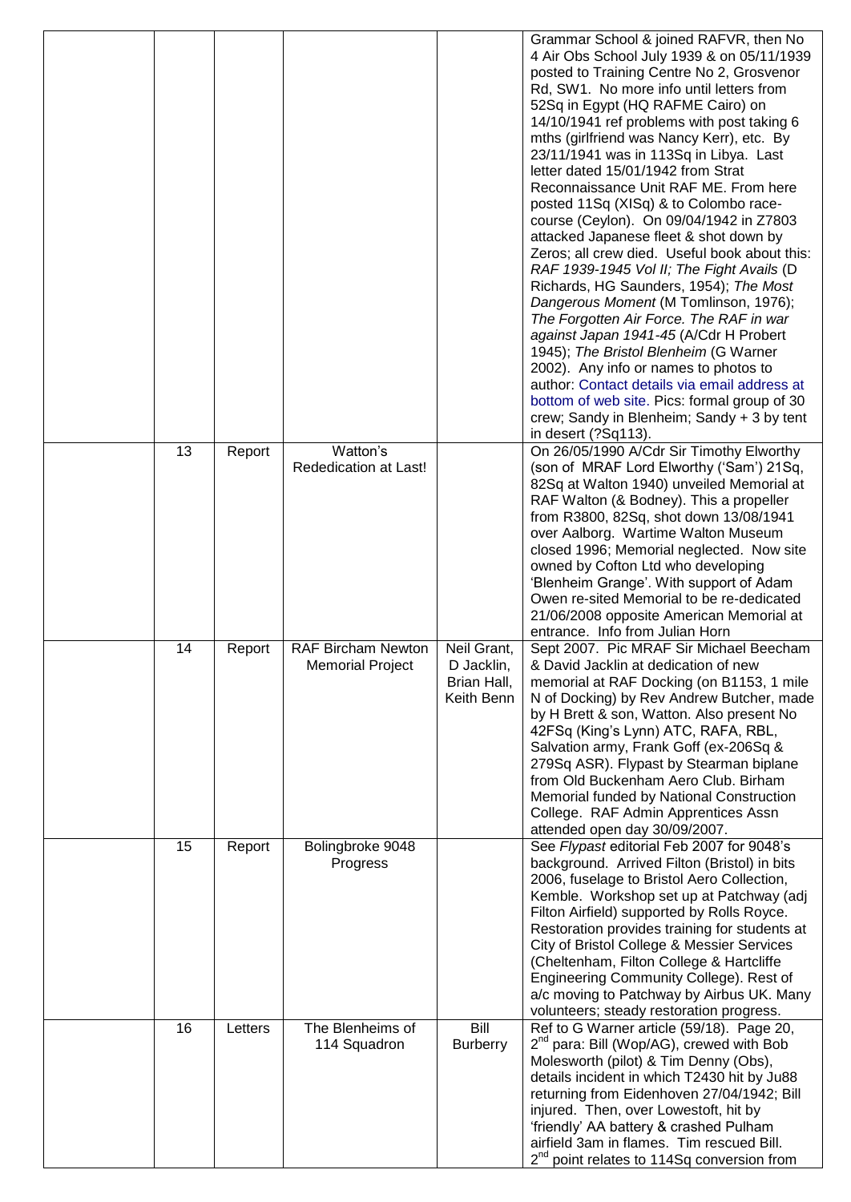| | | | | |
|---|---|---|---|---|
| | | | | Grammar School & joined RAFVR, then No 4 Air Obs School July 1939 & on 05/11/1939 posted to Training Centre No 2, Grosvenor Rd, SW1. No more info until letters from 52Sq in Egypt (HQ RAFME Cairo) on 14/10/1941 ref problems with post taking 6 mths (girlfriend was Nancy Kerr), etc. By 23/11/1941 was in 113Sq in Libya. Last letter dated 15/01/1942 from Strat Reconnaissance Unit RAF ME. From here posted 11Sq (XISq) & to Colombo race-course (Ceylon). On 09/04/1942 in Z7803 attacked Japanese fleet & shot down by Zeros; all crew died. Useful book about this: *RAF 1939-1945 Vol II; The Fight Avails* (D Richards, HG Saunders, 1954); *The Most Dangerous Moment* (M Tomlinson, 1976); *The Forgotten Air Force. The RAF in war against Japan 1941-45* (A/Cdr H Probert 1945); *The Bristol Blenheim* (G Warner 2002). Any info or names to photos to author: Contact details via email address at bottom of web site. Pics: formal group of 30 crew; Sandy in Blenheim; Sandy + 3 by tent in desert (?Sq113). |
| 13 | Report | Watton's Rededication at Last! | | On 26/05/1990 A/Cdr Sir Timothy Elworthy (son of MRAF Lord Elworthy ('Sam') 21Sq, 82Sq at Walton 1940) unveiled Memorial at RAF Walton (& Bodney). This a propeller from R3800, 82Sq, shot down 13/08/1941 over Aalborg. Wartime Walton Museum closed 1996; Memorial neglected. Now site owned by Cofton Ltd who developing 'Blenheim Grange'. With support of Adam Owen re-sited Memorial to be re-dedicated 21/06/2008 opposite American Memorial at entrance. Info from Julian Horn |
| 14 | Report | RAF Bircham Newton Memorial Project | Neil Grant, D Jacklin, Brian Hall, Keith Benn | Sept 2007. Pic MRAF Sir Michael Beecham & David Jacklin at dedication of new memorial at RAF Docking (on B1153, 1 mile N of Docking) by Rev Andrew Butcher, made by H Brett & son, Watton. Also present No 42FSq (King's Lynn) ATC, RAFA, RBL, Salvation army, Frank Goff (ex-206Sq & 279Sq ASR). Flypast by Stearman biplane from Old Buckenham Aero Club. Birham Memorial funded by National Construction College. RAF Admin Apprentices Assn attended open day 30/09/2007. |
| 15 | Report | Bolingbroke 9048 Progress | | See *Flypast* editorial Feb 2007 for 9048's background. Arrived Filton (Bristol) in bits 2006, fuselage to Bristol Aero Collection, Kemble. Workshop set up at Patchway (adj Filton Airfield) supported by Rolls Royce. Restoration provides training for students at City of Bristol College & Messier Services (Cheltenham, Filton College & Hartcliffe Engineering Community College). Rest of a/c moving to Patchway by Airbus UK. Many volunteers; steady restoration progress. |
| 16 | Letters | The Blenheims of 114 Squadron | Bill Burberry | Ref to G Warner article (59/18). Page 20, 2nd para: Bill (Wop/AG), crewed with Bob Molesworth (pilot) & Tim Denny (Obs), details incident in which T2430 hit by Ju88 returning from Eidenhoven 27/04/1942; Bill injured. Then, over Lowestoft, hit by 'friendly' AA battery & crashed Pulham airfield 3am in flames. Tim rescued Bill. 2nd point relates to 114Sq conversion from |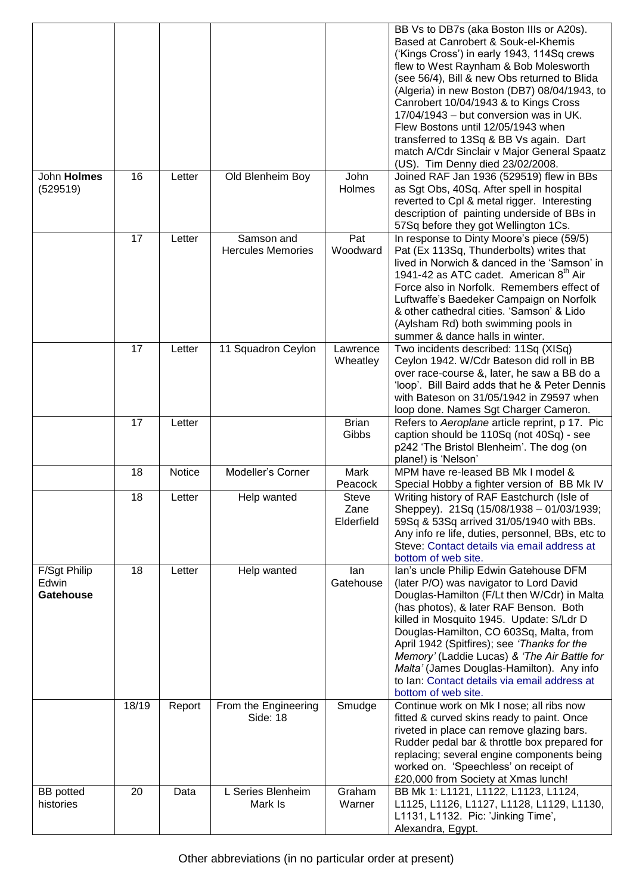| | | | | | |
|---|---|---|---|---|---|
| | | | | | BB Vs to DB7s (aka Boston IIIs or A20s). Based at Canrobert & Souk-el-Khemis ('Kings Cross') in early 1943, 114Sq crews flew to West Raynham & Bob Molesworth (see 56/4), Bill & new Obs returned to Blida (Algeria) in new Boston (DB7) 08/04/1943, to Canrobert 10/04/1943 & to Kings Cross 17/04/1943 – but conversion was in UK. Flew Bostons until 12/05/1943 when transferred to 13Sq & BB Vs again. Dart match A/Cdr Sinclair v Major General Spaatz (US). Tim Denny died 23/02/2008. |
| John **Holmes** (529519) | 16 | Letter | Old Blenheim Boy | John Holmes | Joined RAF Jan 1936 (529519) flew in BBs as Sgt Obs, 40Sq. After spell in hospital reverted to Cpl & metal rigger. Interesting description of painting underside of BBs in 57Sq before they got Wellington 1Cs. |
| | 17 | Letter | Samson and Hercules Memories | Pat Woodward | In response to Dinty Moore's piece (59/5) Pat (Ex 113Sq, Thunderbolts) writes that lived in Norwich & danced in the 'Samson' in 1941-42 as ATC cadet. American 8th Air Force also in Norfolk. Remembers effect of Luftwaffe's Baedeker Campaign on Norfolk & other cathedral cities. 'Samson' & Lido (Aylsham Rd) both swimming pools in summer & dance halls in winter. |
| | 17 | Letter | 11 Squadron Ceylon | Lawrence Wheatley | Two incidents described: 11Sq (XISq) Ceylon 1942. W/Cdr Bateson did roll in BB over race-course &, later, he saw a BB do a 'loop'. Bill Baird adds that he & Peter Dennis with Bateson on 31/05/1942 in Z9597 when loop done. Names Sgt Charger Cameron. |
| | 17 | Letter | | Brian Gibbs | Refers to *Aeroplane* article reprint, p 17. Pic caption should be 110Sq (not 40Sq) - see p242 'The Bristol Blenheim'. The dog (on plane!) is 'Nelson' |
| | 18 | Notice | Modeller's Corner | Mark Peacock | MPM have re-leased BB Mk I model & Special Hobby a fighter version of BB Mk IV |
| | 18 | Letter | Help wanted | Steve Zane Elderfield | Writing history of RAF Eastchurch (Isle of Sheppey). 21Sq (15/08/1938 – 01/03/1939; 59Sq & 53Sq arrived 31/05/1940 with BBs. Any info re life, duties, personnel, BBs, etc to Steve: Contact details via email address at bottom of web site. |
| F/Sgt Philip Edwin **Gatehouse** | 18 | Letter | Help wanted | Ian Gatehouse | Ian's uncle Philip Edwin Gatehouse DFM (later P/O) was navigator to Lord David Douglas-Hamilton (F/Lt then W/Cdr) in Malta (has photos), & later RAF Benson. Both killed in Mosquito 1945. Update: S/Ldr D Douglas-Hamilton, CO 603Sq, Malta, from April 1942 (Spitfires); see *'Thanks for the Memory'* (Laddie Lucas) & *'The Air Battle for Malta'* (James Douglas-Hamilton). Any info to Ian: Contact details via email address at bottom of web site. |
| | 18/19 | Report | From the Engineering Side: 18 | Smudge | Continue work on Mk I nose; all ribs now fitted & curved skins ready to paint. Once riveted in place can remove glazing bars. Rudder pedal bar & throttle box prepared for replacing; several engine components being worked on. 'Speechless' on receipt of £20,000 from Society at Xmas lunch! |
| BB potted histories | 20 | Data | L Series Blenheim Mark Is | Graham Warner | BB Mk 1: L1121, L1122, L1123, L1124, L1125, L1126, L1127, L1128, L1129, L1130, L1131, L1132. Pic: 'Jinking Time', Alexandra, Egypt. |

Other abbreviations (in no particular order at present)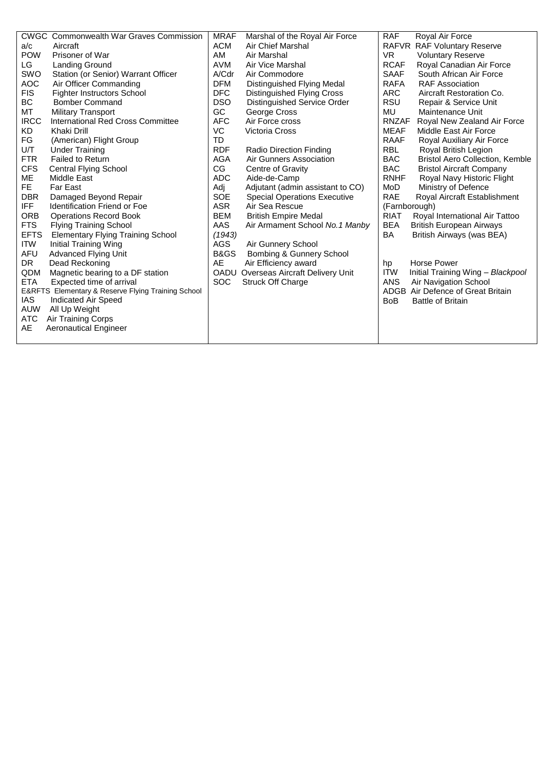| | | | | | |
|---|---|---|---|---|---|
| CWGC | Commonwealth War Graves Commission | MRAF | Marshal of the Royal Air Force | RAF | Royal Air Force |
| a/c | Aircraft | ACM | Air Chief Marshal | RAFVR | RAF Voluntary Reserve |
| POW | Prisoner of War | AM | Air Marshal | VR | Voluntary Reserve |
| LG | Landing Ground | AVM | Air Vice Marshal | RCAF | Royal Canadian Air Force |
| SWO | Station (or Senior) Warrant Officer | A/Cdr | Air Commodore | SAAF | South African Air Force |
| AOC | Air Officer Commanding | DFM | Distinguished Flying Medal | RAFA | RAF Association |
| FIS | Fighter Instructors School | DFC | Distinguished Flying Cross | ARC | Aircraft Restoration Co. |
| BC | Bomber Command | DSO | Distinguished Service Order | RSU | Repair & Service Unit |
| MT | Military Transport | GC | George Cross | MU | Maintenance Unit |
| IRCC | International Red Cross Committee | AFC | Air Force cross | RNZAF | Royal New Zealand Air Force |
| KD | Khaki Drill | VC | Victoria Cross | MEAF | Middle East Air Force |
| FG | (American) Flight Group | TD | | RAAF | Royal Auxiliary Air Force |
| U/T | Under Training | RDF | Radio Direction Finding | RBL | Royal British Legion |
| FTR | Failed to Return | AGA | Air Gunners Association | BAC | Bristol Aero Collection, Kemble |
| CFS | Central Flying School | CG | Centre of Gravity | BAC | Bristol Aircraft Company |
| ME | Middle East | ADC | Aide-de-Camp | RNHF | Royal Navy Historic Flight |
| FE | Far East | Adj | Adjutant (admin assistant to CO) | MoD | Ministry of Defence |
| DBR | Damaged Beyond Repair | SOE | Special Operations Executive | RAE | Royal Aircraft Establishment (Farnborough) |
| IFF | Identification Friend or Foe | ASR | Air Sea Rescue | | |
| ORB | Operations Record Book | BEM | British Empire Medal | RIAT | Royal International Air Tattoo |
| FTS | Flying Training School | AAS | Air Armament School *No.1 Manby (1943)* | BEA | British European Airways |
| EFTS | Elementary Flying Training School | | | BA | British Airways (was BEA) |
| ITW | Initial Training Wing | AGS | Air Gunnery School | | |
| AFU | Advanced Flying Unit | B&GS | Bombing & Gunnery School | | |
| DR | Dead Reckoning | AE | Air Efficiency award | hp | Horse Power |
| QDM | Magnetic bearing to a DF station | OADU | Overseas Aircraft Delivery Unit | ITW | Initial Training Wing – *Blackpool* |
| ETA | Expected time of arrival | SOC | Struck Off Charge | ANS | Air Navigation School |
| E&RFTS | Elementary & Reserve Flying Training School | | | ADGB | Air Defence of Great Britain |
| IAS | Indicated Air Speed | | | BoB | Battle of Britain |
| AUW | All Up Weight | | | | |
| ATC | Air Training Corps | | | | |
| AE | Aeronautical Engineer | | | | |